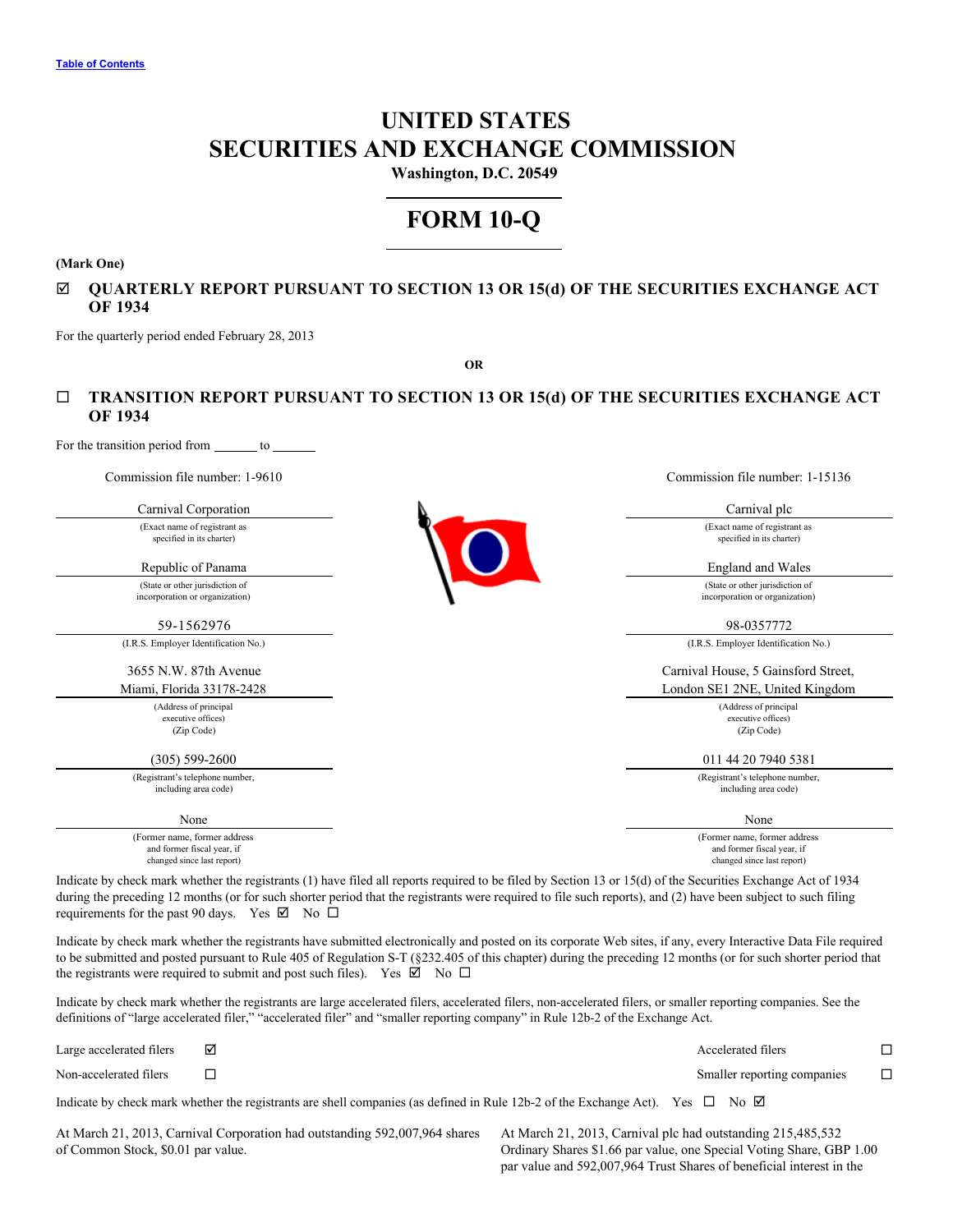[Table of Contents](#)

# UNITED STATES
# SECURITIES AND EXCHANGE COMMISSION

**Washington, D.C. 20549**

# FORM 10-Q

**(Mark One)**

☑ **QUARTERLY REPORT PURSUANT TO SECTION 13 OR 15(d) OF THE SECURITIES EXCHANGE ACT OF 1934**

For the quarterly period ended February 28, 2013

**OR**

☐ **TRANSITION REPORT PURSUANT TO SECTION 13 OR 15(d) OF THE SECURITIES EXCHANGE ACT OF 1934**

For the transition period from ______ to ______

| Commission file number: 1-9610 | Commission file number: 1-15136 |
|---|---|
| Carnival Corporation | Carnival plc |
| (Exact name of registrant as specified in its charter) | (Exact name of registrant as specified in its charter) |
| Republic of Panama | England and Wales |
| (State or other jurisdiction of incorporation or organization) | (State or other jurisdiction of incorporation or organization) |
| 59-1562976 | 98-0357772 |
| (I.R.S. Employer Identification No.) | (I.R.S. Employer Identification No.) |
| 3655 N.W. 87th Avenue Miami, Florida 33178-2428 | Carnival House, 5 Gainsford Street, London SE1 2NE, United Kingdom |
| (Address of principal executive offices) (Zip Code) | (Address of principal executive offices) (Zip Code) |
| (305) 599-2600 | 011 44 20 7940 5381 |
| (Registrant's telephone number, including area code) | (Registrant's telephone number, including area code) |
| None | None |
| (Former name, former address and former fiscal year, if changed since last report) | (Former name, former address and former fiscal year, if changed since last report) |

Indicate by check mark whether the registrants (1) have filed all reports required to be filed by Section 13 or 15(d) of the Securities Exchange Act of 1934 during the preceding 12 months (or for such shorter period that the registrants were required to file such reports), and (2) have been subject to such filing requirements for the past 90 days. Yes ☑ No ☐

Indicate by check mark whether the registrants have submitted electronically and posted on its corporate Web sites, if any, every Interactive Data File required to be submitted and posted pursuant to Rule 405 of Regulation S-T (§232.405 of this chapter) during the preceding 12 months (or for such shorter period that the registrants were required to submit and post such files). Yes ☑ No ☐

Indicate by check mark whether the registrants are large accelerated filers, accelerated filers, non-accelerated filers, or smaller reporting companies. See the definitions of "large accelerated filer," "accelerated filer" and "smaller reporting company" in Rule 12b-2 of the Exchange Act.

| | | | |
|---|---|---|---|
| Large accelerated filers | ☑ | Accelerated filers | ☐ |
| Non-accelerated filers | ☐ | Smaller reporting companies | ☐ |

Indicate by check mark whether the registrants are shell companies (as defined in Rule 12b-2 of the Exchange Act). Yes ☐ No ☑

At March 21, 2013, Carnival Corporation had outstanding 592,007,964 shares of Common Stock, $0.01 par value.

At March 21, 2013, Carnival plc had outstanding 215,485,532 Ordinary Shares $1.66 par value, one Special Voting Share, GBP 1.00 par value and 592,007,964 Trust Shares of beneficial interest in the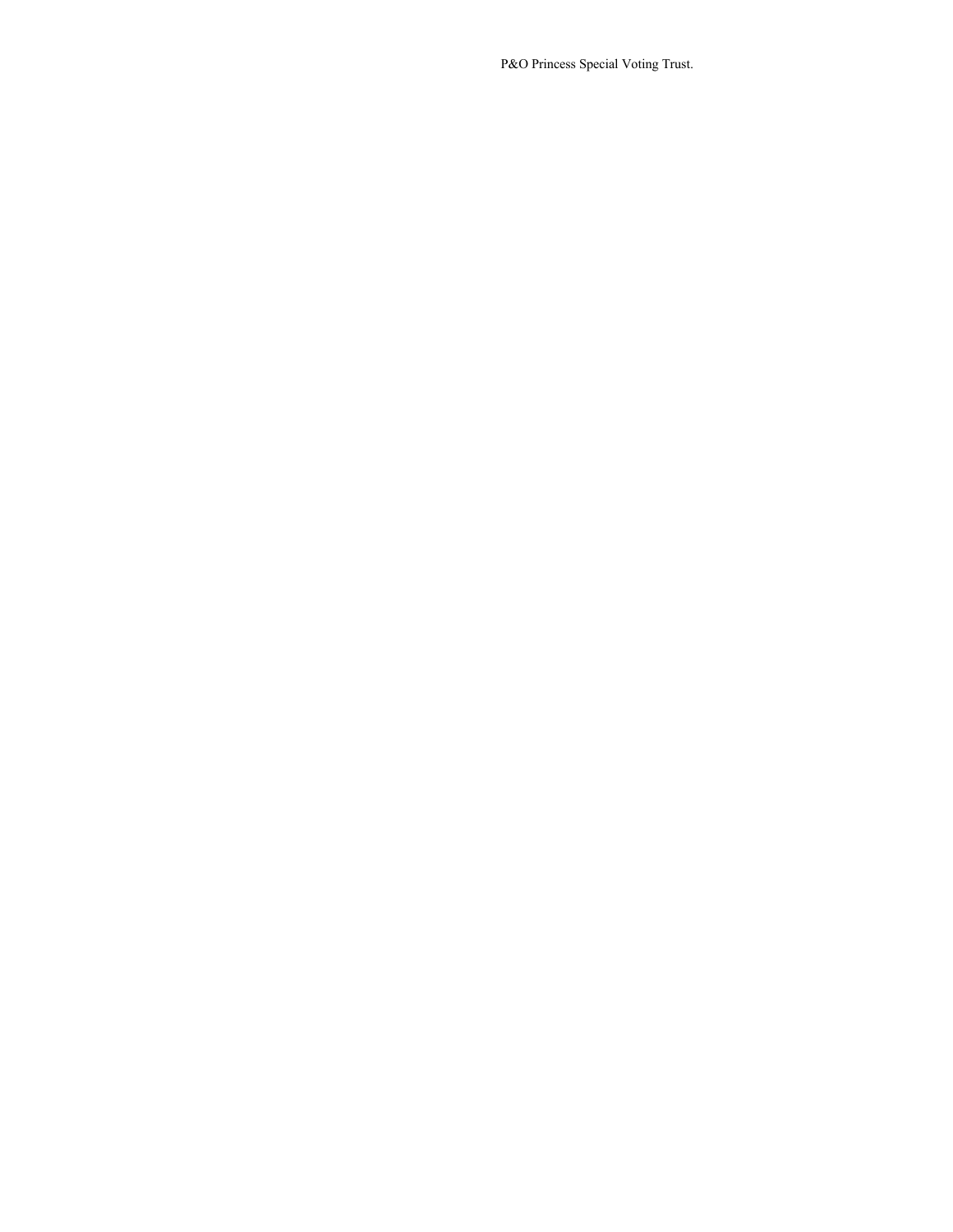P&O Princess Special Voting Trust.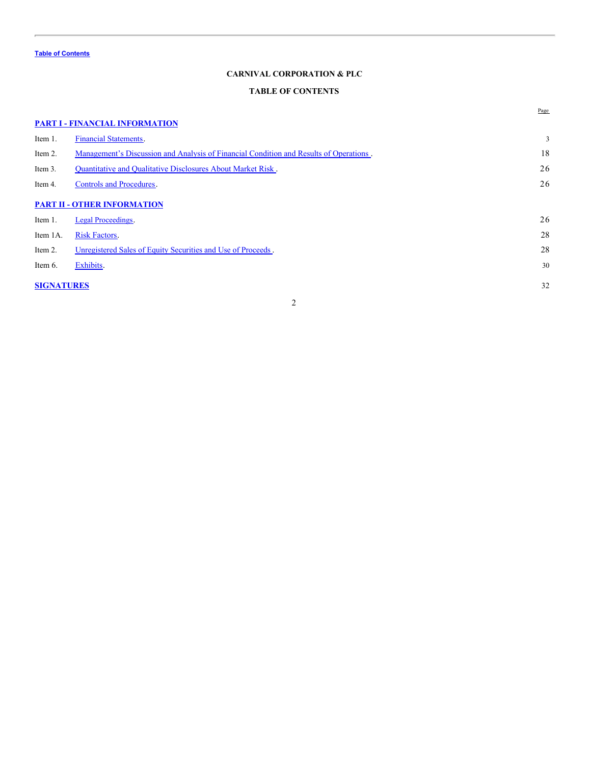Table of Contents

**CARNIVAL CORPORATION & PLC**

**TABLE OF CONTENTS**

| | | Page |
|---|---|---|
| **PART I - FINANCIAL INFORMATION** | | |
| Item 1. | Financial Statements. | 3 |
| Item 2. | Management's Discussion and Analysis of Financial Condition and Results of Operations . | 18 |
| Item 3. | Quantitative and Qualitative Disclosures About Market Risk . | 26 |
| Item 4. | Controls and Procedures. | 26 |
| **PART II - OTHER INFORMATION** | | |
| Item 1. | Legal Proceedings. | 26 |
| Item 1A. | Risk Factors. | 28 |
| Item 2. | Unregistered Sales of Equity Securities and Use of Proceeds . | 28 |
| Item 6. | Exhibits. | 30 |
| **SIGNATURES** | | 32 |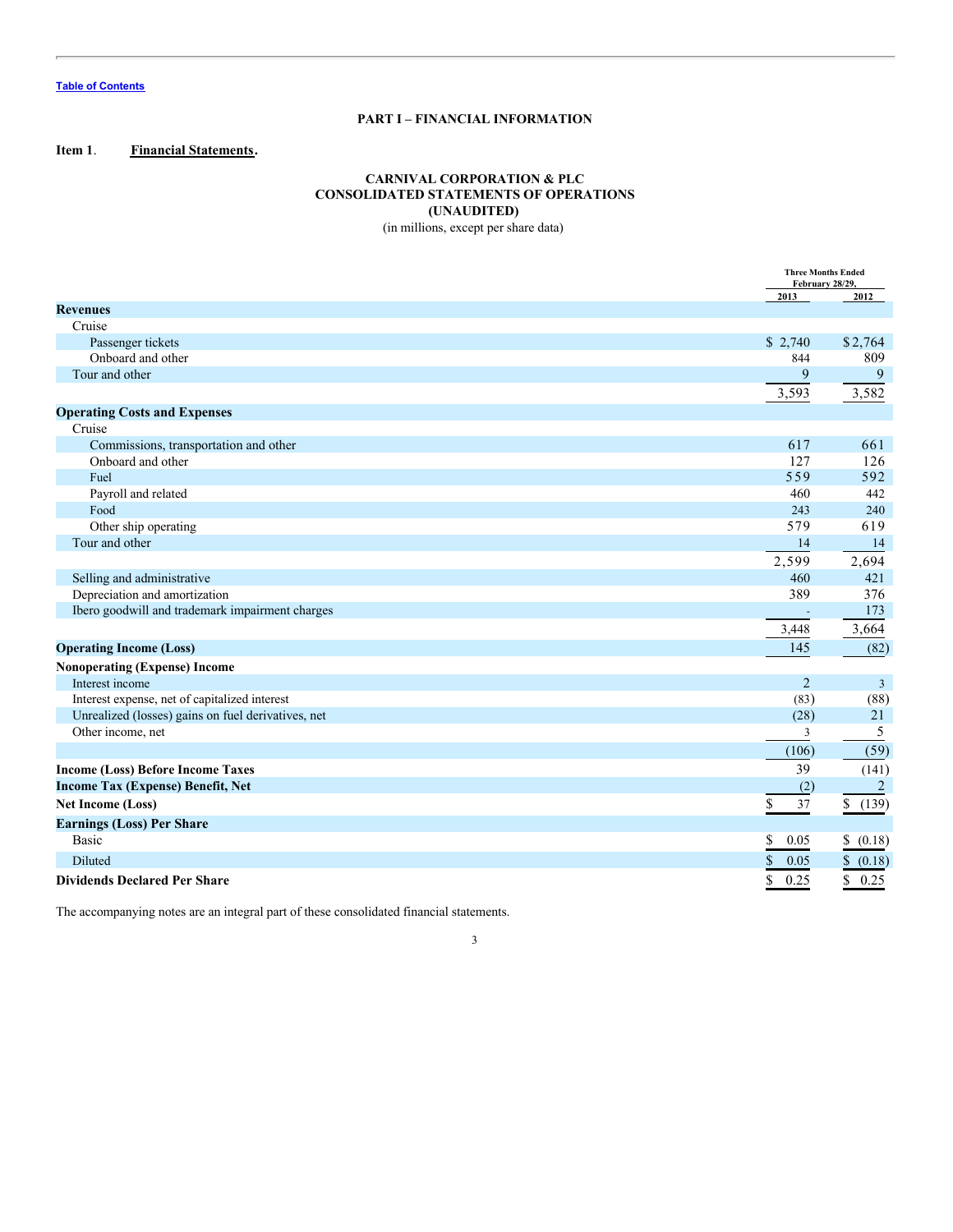Table of Contents

## PART I – FINANCIAL INFORMATION

**Item 1. Financial Statements.**

### CARNIVAL CORPORATION & PLC
### CONSOLIDATED STATEMENTS OF OPERATIONS
### (UNAUDITED)

(in millions, except per share data)

| | Three Months Ended February 28/29, | |
|---|---|---|
| | 2013 | 2012 |
| **Revenues** | | |
| Cruise | | |
| Passenger tickets | $ 2,740 | $ 2,764 |
| Onboard and other | 844 | 809 |
| Tour and other | 9 | 9 |
| | 3,593 | 3,582 |
| **Operating Costs and Expenses** | | |
| Cruise | | |
| Commissions, transportation and other | 617 | 661 |
| Onboard and other | 127 | 126 |
| Fuel | 559 | 592 |
| Payroll and related | 460 | 442 |
| Food | 243 | 240 |
| Other ship operating | 579 | 619 |
| Tour and other | 14 | 14 |
| | 2,599 | 2,694 |
| Selling and administrative | 460 | 421 |
| Depreciation and amortization | 389 | 376 |
| Ibero goodwill and trademark impairment charges | - | 173 |
| | 3,448 | 3,664 |
| **Operating Income (Loss)** | 145 | (82) |
| **Nonoperating (Expense) Income** | | |
| Interest income | 2 | 3 |
| Interest expense, net of capitalized interest | (83) | (88) |
| Unrealized (losses) gains on fuel derivatives, net | (28) | 21 |
| Other income, net | 3 | 5 |
| | (106) | (59) |
| **Income (Loss) Before Income Taxes** | 39 | (141) |
| **Income Tax (Expense) Benefit, Net** | (2) | 2 |
| **Net Income (Loss)** | $ 37 | $ (139) |
| **Earnings (Loss) Per Share** | | |
| Basic | $ 0.05 | $ (0.18) |
| Diluted | $ 0.05 | $ (0.18) |
| **Dividends Declared Per Share** | $ 0.25 | $ 0.25 |

The accompanying notes are an integral part of these consolidated financial statements.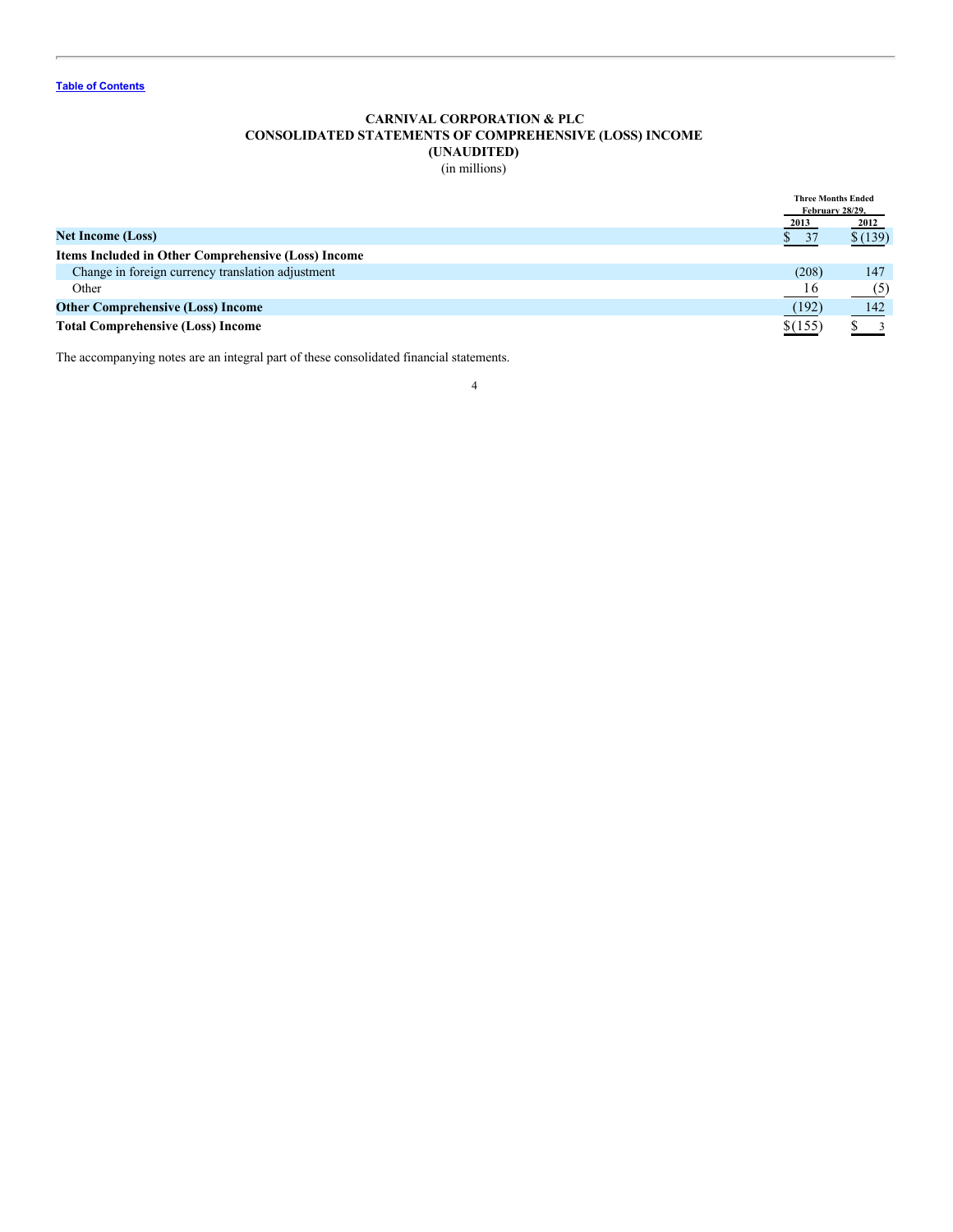**Table of Contents**

# CARNIVAL CORPORATION & PLC
## CONSOLIDATED STATEMENTS OF COMPREHENSIVE (LOSS) INCOME
## (UNAUDITED)
(in millions)

| | Three Months Ended February 28/29, | |
|---|---|---|
| | 2013 | 2012 |
| **Net Income (Loss)** | $ 37 | $ (139) |
| **Items Included in Other Comprehensive (Loss) Income** | | |
| Change in foreign currency translation adjustment | (208) | 147 |
| Other | 16 | (5) |
| **Other Comprehensive (Loss) Income** | (192) | 142 |
| **Total Comprehensive (Loss) Income** | $ (155) | $ 3 |

The accompanying notes are an integral part of these consolidated financial statements.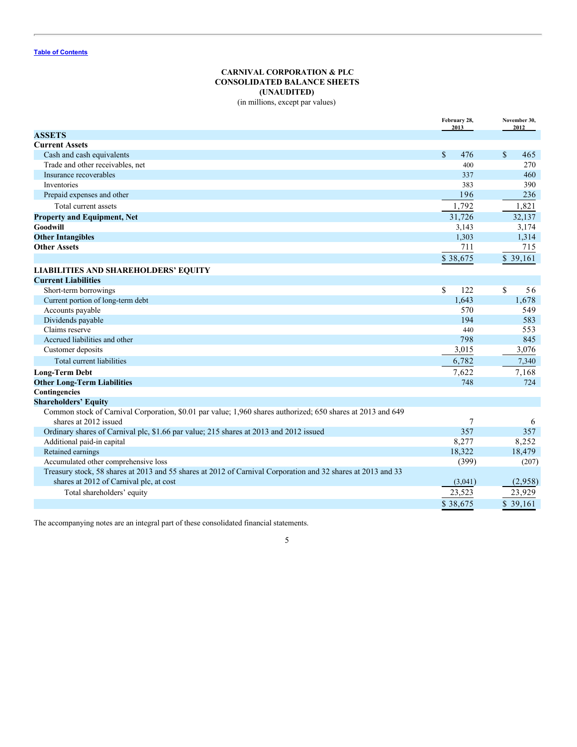[Table of Contents](#)

# CARNIVAL CORPORATION & PLC
## CONSOLIDATED BALANCE SHEETS
## (UNAUDITED)
(in millions, except par values)

| | February 28, 2013 | November 30, 2012 |
|---|---|---|
| **ASSETS** | | |
| **Current Assets** | | |
| Cash and cash equivalents | $ 476 | $ 465 |
| Trade and other receivables, net | 400 | 270 |
| Insurance recoverables | 337 | 460 |
| Inventories | 383 | 390 |
| Prepaid expenses and other | 196 | 236 |
| Total current assets | 1,792 | 1,821 |
| **Property and Equipment, Net** | 31,726 | 32,137 |
| **Goodwill** | 3,143 | 3,174 |
| **Other Intangibles** | 1,303 | 1,314 |
| **Other Assets** | 711 | 715 |
| | $ 38,675 | $ 39,161 |
| **LIABILITIES AND SHAREHOLDERS' EQUITY** | | |
| **Current Liabilities** | | |
| Short-term borrowings | $ 122 | $ 56 |
| Current portion of long-term debt | 1,643 | 1,678 |
| Accounts payable | 570 | 549 |
| Dividends payable | 194 | 583 |
| Claims reserve | 440 | 553 |
| Accrued liabilities and other | 798 | 845 |
| Customer deposits | 3,015 | 3,076 |
| Total current liabilities | 6,782 | 7,340 |
| **Long-Term Debt** | 7,622 | 7,168 |
| **Other Long-Term Liabilities** | 748 | 724 |
| **Contingencies** | | |
| **Shareholders' Equity** | | |
| Common stock of Carnival Corporation, $0.01 par value; 1,960 shares authorized; 650 shares at 2013 and 649 shares at 2012 issued | 7 | 6 |
| Ordinary shares of Carnival plc, $1.66 par value; 215 shares at 2013 and 2012 issued | 357 | 357 |
| Additional paid-in capital | 8,277 | 8,252 |
| Retained earnings | 18,322 | 18,479 |
| Accumulated other comprehensive loss | (399) | (207) |
| Treasury stock, 58 shares at 2013 and 55 shares at 2012 of Carnival Corporation and 32 shares at 2013 and 33 shares at 2012 of Carnival plc, at cost | (3,041) | (2,958) |
| Total shareholders' equity | 23,523 | 23,929 |
| | $ 38,675 | $ 39,161 |

The accompanying notes are an integral part of these consolidated financial statements.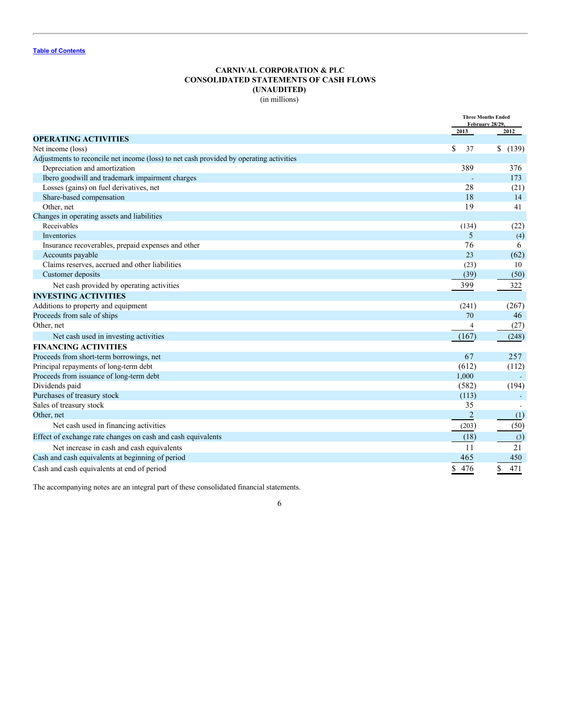[Table of Contents](#)

**CARNIVAL CORPORATION & PLC**
**CONSOLIDATED STATEMENTS OF CASH FLOWS**
**(UNAUDITED)**
(in millions)

| | Three Months Ended February 28/29, | |
|---|---|---|
| | 2013 | 2012 |
| **OPERATING ACTIVITIES** | | |
| Net income (loss) | $ 37 | $ (139) |
| Adjustments to reconcile net income (loss) to net cash provided by operating activities | | |
| Depreciation and amortization | 389 | 376 |
| Ibero goodwill and trademark impairment charges | - | 173 |
| Losses (gains) on fuel derivatives, net | 28 | (21) |
| Share-based compensation | 18 | 14 |
| Other, net | 19 | 41 |
| Changes in operating assets and liabilities | | |
| Receivables | (134) | (22) |
| Inventories | 5 | (4) |
| Insurance recoverables, prepaid expenses and other | 76 | 6 |
| Accounts payable | 23 | (62) |
| Claims reserves, accrued and other liabilities | (23) | 10 |
| Customer deposits | (39) | (50) |
| Net cash provided by operating activities | 399 | 322 |
| **INVESTING ACTIVITIES** | | |
| Additions to property and equipment | (241) | (267) |
| Proceeds from sale of ships | 70 | 46 |
| Other, net | 4 | (27) |
| Net cash used in investing activities | (167) | (248) |
| **FINANCING ACTIVITIES** | | |
| Proceeds from short-term borrowings, net | 67 | 257 |
| Principal repayments of long-term debt | (612) | (112) |
| Proceeds from issuance of long-term debt | 1,000 | - |
| Dividends paid | (582) | (194) |
| Purchases of treasury stock | (113) | - |
| Sales of treasury stock | 35 | - |
| Other, net | 2 | (1) |
| Net cash used in financing activities | (203) | (50) |
| Effect of exchange rate changes on cash and cash equivalents | (18) | (3) |
| Net increase in cash and cash equivalents | 11 | 21 |
| Cash and cash equivalents at beginning of period | 465 | 450 |
| Cash and cash equivalents at end of period | $ 476 | $ 471 |

The accompanying notes are an integral part of these consolidated financial statements.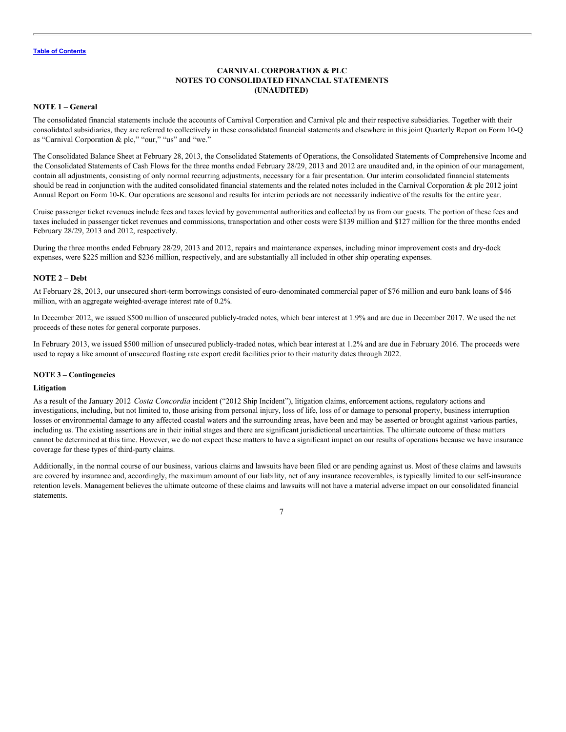## CARNIVAL CORPORATION & PLC
## NOTES TO CONSOLIDATED FINANCIAL STATEMENTS
## (UNAUDITED)

### NOTE 1 – General

The consolidated financial statements include the accounts of Carnival Corporation and Carnival plc and their respective subsidiaries. Together with their consolidated subsidiaries, they are referred to collectively in these consolidated financial statements and elsewhere in this joint Quarterly Report on Form 10-Q as "Carnival Corporation & plc," "our," "us" and "we."

The Consolidated Balance Sheet at February 28, 2013, the Consolidated Statements of Operations, the Consolidated Statements of Comprehensive Income and the Consolidated Statements of Cash Flows for the three months ended February 28/29, 2013 and 2012 are unaudited and, in the opinion of our management, contain all adjustments, consisting of only normal recurring adjustments, necessary for a fair presentation. Our interim consolidated financial statements should be read in conjunction with the audited consolidated financial statements and the related notes included in the Carnival Corporation & plc 2012 joint Annual Report on Form 10-K. Our operations are seasonal and results for interim periods are not necessarily indicative of the results for the entire year.

Cruise passenger ticket revenues include fees and taxes levied by governmental authorities and collected by us from our guests. The portion of these fees and taxes included in passenger ticket revenues and commissions, transportation and other costs were $139 million and $127 million for the three months ended February 28/29, 2013 and 2012, respectively.

During the three months ended February 28/29, 2013 and 2012, repairs and maintenance expenses, including minor improvement costs and dry-dock expenses, were $225 million and $236 million, respectively, and are substantially all included in other ship operating expenses.

### NOTE 2 – Debt

At February 28, 2013, our unsecured short-term borrowings consisted of euro-denominated commercial paper of $76 million and euro bank loans of $46 million, with an aggregate weighted-average interest rate of 0.2%.

In December 2012, we issued $500 million of unsecured publicly-traded notes, which bear interest at 1.9% and are due in December 2017. We used the net proceeds of these notes for general corporate purposes.

In February 2013, we issued $500 million of unsecured publicly-traded notes, which bear interest at 1.2% and are due in February 2016. The proceeds were used to repay a like amount of unsecured floating rate export credit facilities prior to their maturity dates through 2022.

### NOTE 3 – Contingencies

#### Litigation

As a result of the January 2012 *Costa Concordia* incident ("2012 Ship Incident"), litigation claims, enforcement actions, regulatory actions and investigations, including, but not limited to, those arising from personal injury, loss of life, loss of or damage to personal property, business interruption losses or environmental damage to any affected coastal waters and the surrounding areas, have been and may be asserted or brought against various parties, including us. The existing assertions are in their initial stages and there are significant jurisdictional uncertainties. The ultimate outcome of these matters cannot be determined at this time. However, we do not expect these matters to have a significant impact on our results of operations because we have insurance coverage for these types of third-party claims.

Additionally, in the normal course of our business, various claims and lawsuits have been filed or are pending against us. Most of these claims and lawsuits are covered by insurance and, accordingly, the maximum amount of our liability, net of any insurance recoverables, is typically limited to our self-insurance retention levels. Management believes the ultimate outcome of these claims and lawsuits will not have a material adverse impact on our consolidated financial statements.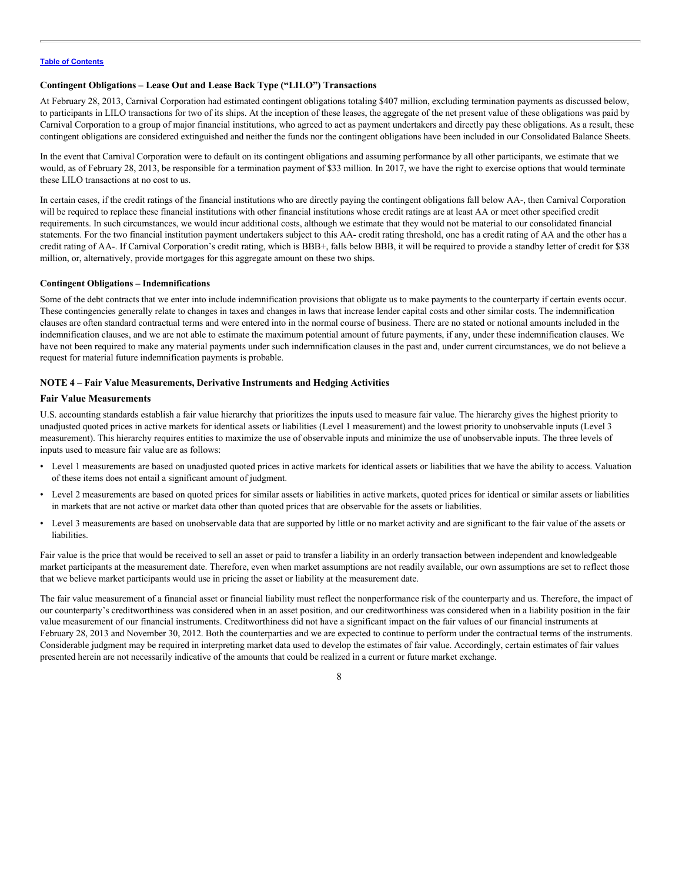[Table of Contents](#)

### Contingent Obligations – Lease Out and Lease Back Type ("LILO") Transactions

At February 28, 2013, Carnival Corporation had estimated contingent obligations totaling $407 million, excluding termination payments as discussed below, to participants in LILO transactions for two of its ships. At the inception of these leases, the aggregate of the net present value of these obligations was paid by Carnival Corporation to a group of major financial institutions, who agreed to act as payment undertakers and directly pay these obligations. As a result, these contingent obligations are considered extinguished and neither the funds nor the contingent obligations have been included in our Consolidated Balance Sheets.

In the event that Carnival Corporation were to default on its contingent obligations and assuming performance by all other participants, we estimate that we would, as of February 28, 2013, be responsible for a termination payment of $33 million. In 2017, we have the right to exercise options that would terminate these LILO transactions at no cost to us.

In certain cases, if the credit ratings of the financial institutions who are directly paying the contingent obligations fall below AA-, then Carnival Corporation will be required to replace these financial institutions with other financial institutions whose credit ratings are at least AA or meet other specified credit requirements. In such circumstances, we would incur additional costs, although we estimate that they would not be material to our consolidated financial statements. For the two financial institution payment undertakers subject to this AA- credit rating threshold, one has a credit rating of AA and the other has a credit rating of AA-. If Carnival Corporation's credit rating, which is BBB+, falls below BBB, it will be required to provide a standby letter of credit for $38 million, or, alternatively, provide mortgages for this aggregate amount on these two ships.

### Contingent Obligations – Indemnifications

Some of the debt contracts that we enter into include indemnification provisions that obligate us to make payments to the counterparty if certain events occur. These contingencies generally relate to changes in taxes and changes in laws that increase lender capital costs and other similar costs. The indemnification clauses are often standard contractual terms and were entered into in the normal course of business. There are no stated or notional amounts included in the indemnification clauses, and we are not able to estimate the maximum potential amount of future payments, if any, under these indemnification clauses. We have not been required to make any material payments under such indemnification clauses in the past and, under current circumstances, we do not believe a request for material future indemnification payments is probable.

## NOTE 4 – Fair Value Measurements, Derivative Instruments and Hedging Activities

### Fair Value Measurements

U.S. accounting standards establish a fair value hierarchy that prioritizes the inputs used to measure fair value. The hierarchy gives the highest priority to unadjusted quoted prices in active markets for identical assets or liabilities (Level 1 measurement) and the lowest priority to unobservable inputs (Level 3 measurement). This hierarchy requires entities to maximize the use of observable inputs and minimize the use of unobservable inputs. The three levels of inputs used to measure fair value are as follows:

- Level 1 measurements are based on unadjusted quoted prices in active markets for identical assets or liabilities that we have the ability to access. Valuation of these items does not entail a significant amount of judgment.
- Level 2 measurements are based on quoted prices for similar assets or liabilities in active markets, quoted prices for identical or similar assets or liabilities in markets that are not active or market data other than quoted prices that are observable for the assets or liabilities.
- Level 3 measurements are based on unobservable data that are supported by little or no market activity and are significant to the fair value of the assets or liabilities.

Fair value is the price that would be received to sell an asset or paid to transfer a liability in an orderly transaction between independent and knowledgeable market participants at the measurement date. Therefore, even when market assumptions are not readily available, our own assumptions are set to reflect those that we believe market participants would use in pricing the asset or liability at the measurement date.

The fair value measurement of a financial asset or financial liability must reflect the nonperformance risk of the counterparty and us. Therefore, the impact of our counterparty's creditworthiness was considered when in an asset position, and our creditworthiness was considered when in a liability position in the fair value measurement of our financial instruments. Creditworthiness did not have a significant impact on the fair values of our financial instruments at February 28, 2013 and November 30, 2012. Both the counterparties and we are expected to continue to perform under the contractual terms of the instruments. Considerable judgment may be required in interpreting market data used to develop the estimates of fair value. Accordingly, certain estimates of fair values presented herein are not necessarily indicative of the amounts that could be realized in a current or future market exchange.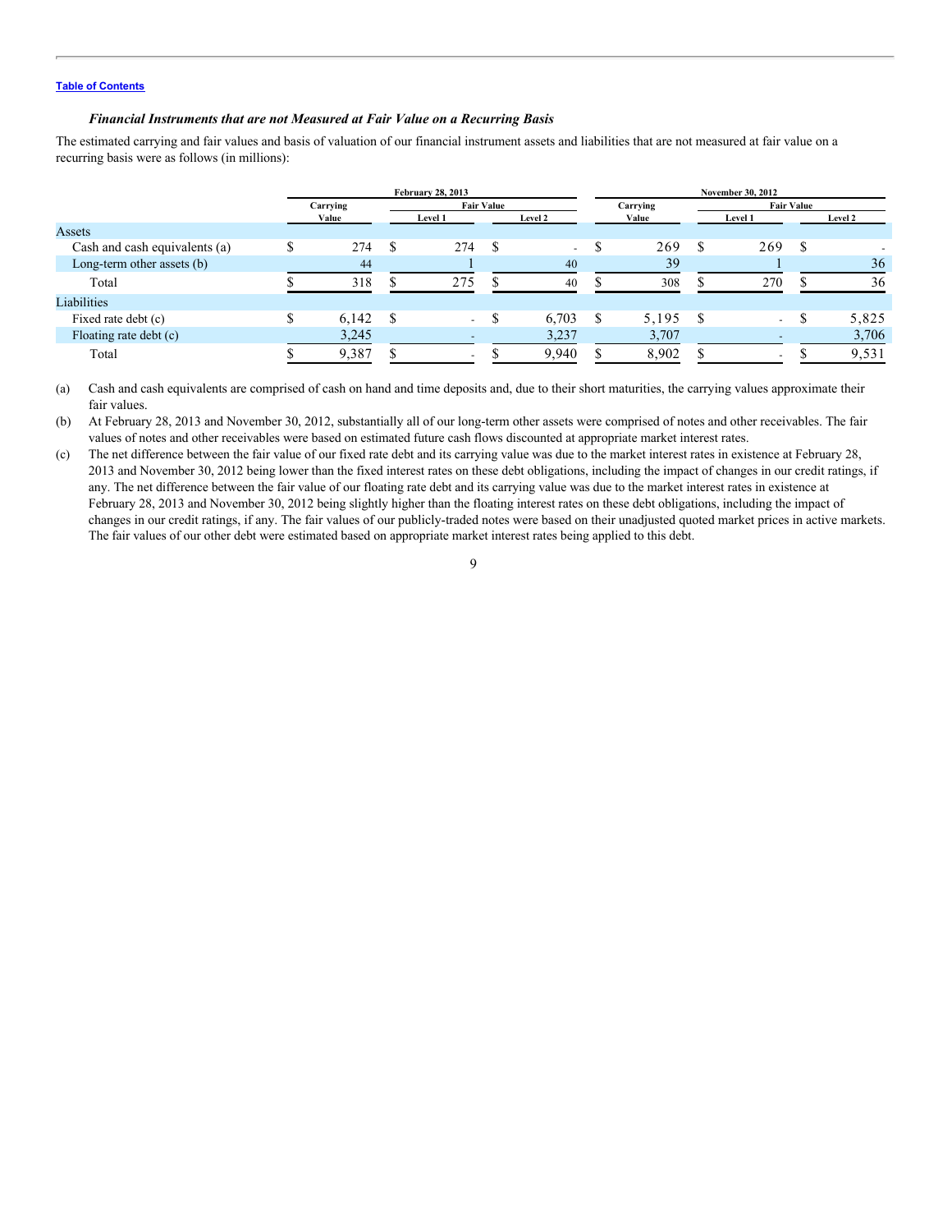### *Financial Instruments that are not Measured at Fair Value on a Recurring Basis*

The estimated carrying and fair values and basis of valuation of our financial instrument assets and liabilities that are not measured at fair value on a recurring basis were as follows (in millions):

| | February 28, 2013 | | | November 30, 2012 | | |
|---|---|---|---|---|---|---|
| | Carrying Value | Fair Value | | Carrying Value | Fair Value | |
| | | Level 1 | Level 2 | | Level 1 | Level 2 |
| **Assets** | | | | | | |
| Cash and cash equivalents (a) | $ 274 | $ 274 | $ - | $ 269 | $ 269 | $ - |
| Long-term other assets (b) | 44 | 1 | 40 | 39 | 1 | 36 |
| Total | $ 318 | $ 275 | $ 40 | $ 308 | $ 270 | $ 36 |
| **Liabilities** | | | | | | |
| Fixed rate debt (c) | $ 6,142 | $ - | $ 6,703 | $ 5,195 | $ - | $ 5,825 |
| Floating rate debt (c) | 3,245 | - | 3,237 | 3,707 | - | 3,706 |
| Total | $ 9,387 | $ - | $ 9,940 | $ 8,902 | $ - | $ 9,531 |

(a) Cash and cash equivalents are comprised of cash on hand and time deposits and, due to their short maturities, the carrying values approximate their fair values.

(b) At February 28, 2013 and November 30, 2012, substantially all of our long-term other assets were comprised of notes and other receivables. The fair values of notes and other receivables were based on estimated future cash flows discounted at appropriate market interest rates.

(c) The net difference between the fair value of our fixed rate debt and its carrying value was due to the market interest rates in existence at February 28, 2013 and November 30, 2012 being lower than the fixed interest rates on these debt obligations, including the impact of changes in our credit ratings, if any. The net difference between the fair value of our floating rate debt and its carrying value was due to the market interest rates in existence at February 28, 2013 and November 30, 2012 being slightly higher than the floating interest rates on these debt obligations, including the impact of changes in our credit ratings, if any. The fair values of our publicly-traded notes were based on their unadjusted quoted market prices in active markets. The fair values of our other debt were estimated based on appropriate market interest rates being applied to this debt.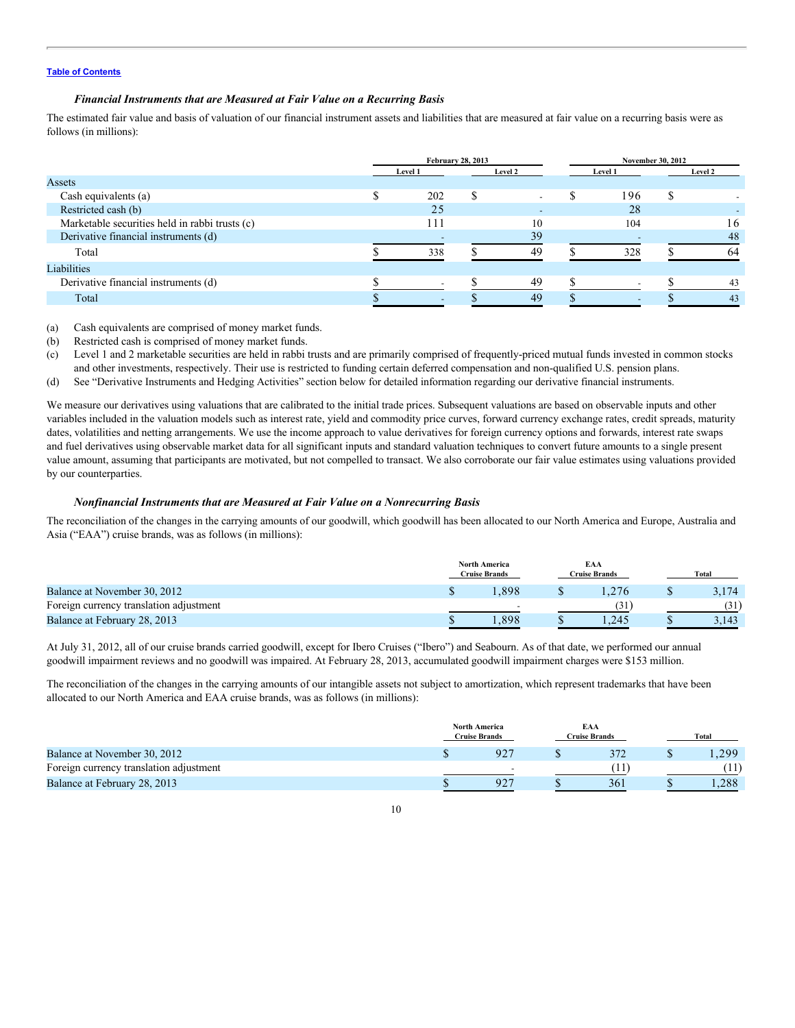### *Financial Instruments that are Measured at Fair Value on a Recurring Basis*

The estimated fair value and basis of valuation of our financial instrument assets and liabilities that are measured at fair value on a recurring basis were as follows (in millions):

| | February 28, 2013 | | November 30, 2012 | |
|---|---|---|---|---|
| | Level 1 | Level 2 | Level 1 | Level 2 |
| Assets | | | | |
| Cash equivalents (a) | $ 202 | $ - | $ 196 | $ - |
| Restricted cash (b) | 25 | - | 28 | - |
| Marketable securities held in rabbi trusts (c) | 111 | 10 | 104 | 16 |
| Derivative financial instruments (d) | - | 39 | - | 48 |
| Total | $ 338 | $ 49 | $ 328 | $ 64 |
| Liabilities | | | | |
| Derivative financial instruments (d) | $ - | $ 49 | $ - | $ 43 |
| Total | $ - | $ 49 | $ - | $ 43 |

(a) Cash equivalents are comprised of money market funds.

(b) Restricted cash is comprised of money market funds.

(c) Level 1 and 2 marketable securities are held in rabbi trusts and are primarily comprised of frequently-priced mutual funds invested in common stocks and other investments, respectively. Their use is restricted to funding certain deferred compensation and non-qualified U.S. pension plans.

(d) See "Derivative Instruments and Hedging Activities" section below for detailed information regarding our derivative financial instruments.

We measure our derivatives using valuations that are calibrated to the initial trade prices. Subsequent valuations are based on observable inputs and other variables included in the valuation models such as interest rate, yield and commodity price curves, forward currency exchange rates, credit spreads, maturity dates, volatilities and netting arrangements. We use the income approach to value derivatives for foreign currency options and forwards, interest rate swaps and fuel derivatives using observable market data for all significant inputs and standard valuation techniques to convert future amounts to a single present value amount, assuming that participants are motivated, but not compelled to transact. We also corroborate our fair value estimates using valuations provided by our counterparties.

### *Nonfinancial Instruments that are Measured at Fair Value on a Nonrecurring Basis*

The reconciliation of the changes in the carrying amounts of our goodwill, which goodwill has been allocated to our North America and Europe, Australia and Asia ("EAA") cruise brands, was as follows (in millions):

| | North America Cruise Brands | EAA Cruise Brands | Total |
|---|---|---|---|
| Balance at November 30, 2012 | $ 1,898 | $ 1,276 | $ 3,174 |
| Foreign currency translation adjustment | - | (31) | (31) |
| Balance at February 28, 2013 | $ 1,898 | $ 1,245 | $ 3,143 |

At July 31, 2012, all of our cruise brands carried goodwill, except for Ibero Cruises ("Ibero") and Seabourn. As of that date, we performed our annual goodwill impairment reviews and no goodwill was impaired. At February 28, 2013, accumulated goodwill impairment charges were $153 million.

The reconciliation of the changes in the carrying amounts of our intangible assets not subject to amortization, which represent trademarks that have been allocated to our North America and EAA cruise brands, was as follows (in millions):

| | North America Cruise Brands | EAA Cruise Brands | Total |
|---|---|---|---|
| Balance at November 30, 2012 | $ 927 | $ 372 | $ 1,299 |
| Foreign currency translation adjustment | - | (11) | (11) |
| Balance at February 28, 2013 | $ 927 | $ 361 | $ 1,288 |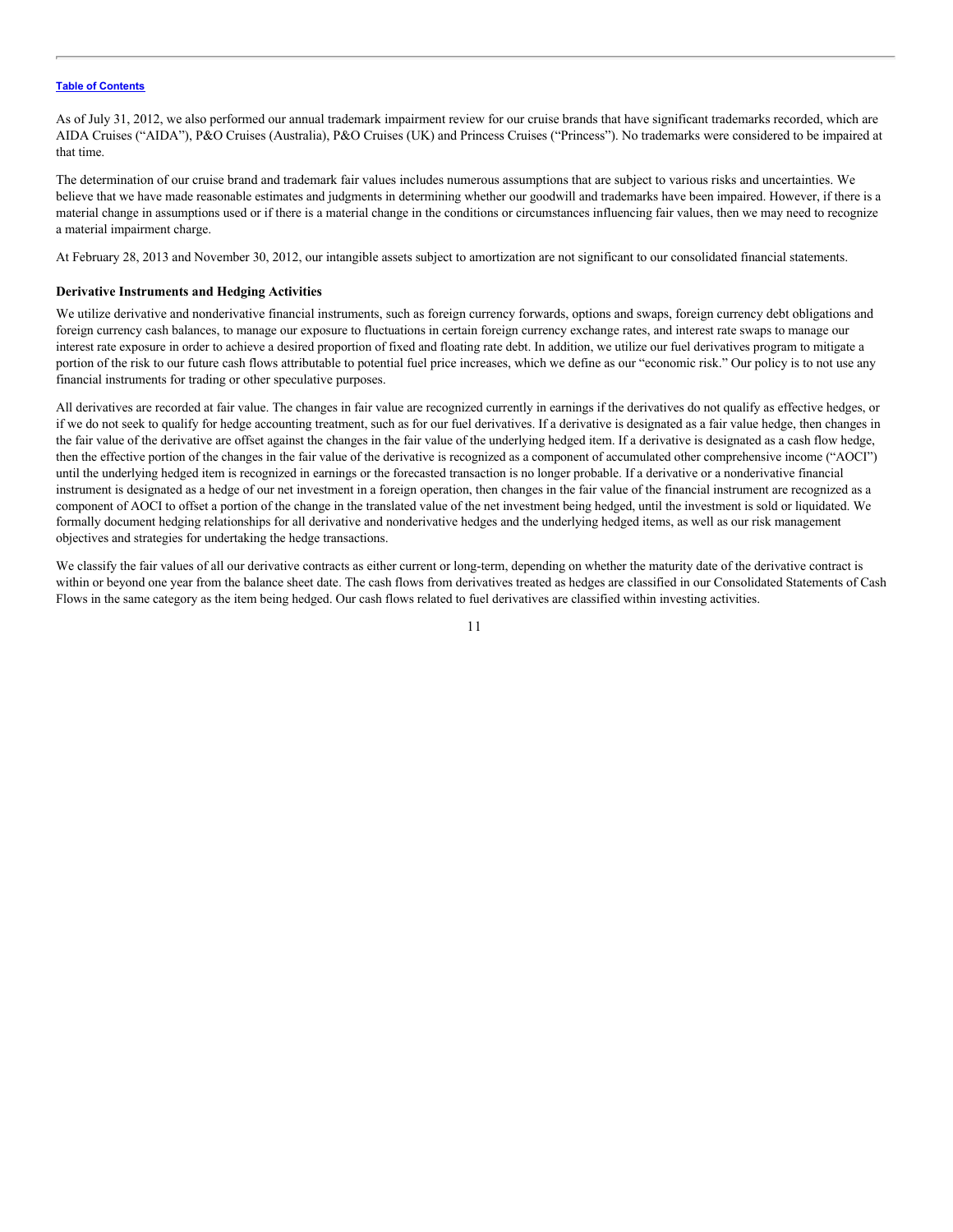As of July 31, 2012, we also performed our annual trademark impairment review for our cruise brands that have significant trademarks recorded, which are AIDA Cruises ("AIDA"), P&O Cruises (Australia), P&O Cruises (UK) and Princess Cruises ("Princess"). No trademarks were considered to be impaired at that time.

The determination of our cruise brand and trademark fair values includes numerous assumptions that are subject to various risks and uncertainties. We believe that we have made reasonable estimates and judgments in determining whether our goodwill and trademarks have been impaired. However, if there is a material change in assumptions used or if there is a material change in the conditions or circumstances influencing fair values, then we may need to recognize a material impairment charge.

At February 28, 2013 and November 30, 2012, our intangible assets subject to amortization are not significant to our consolidated financial statements.

**Derivative Instruments and Hedging Activities**

We utilize derivative and nonderivative financial instruments, such as foreign currency forwards, options and swaps, foreign currency debt obligations and foreign currency cash balances, to manage our exposure to fluctuations in certain foreign currency exchange rates, and interest rate swaps to manage our interest rate exposure in order to achieve a desired proportion of fixed and floating rate debt. In addition, we utilize our fuel derivatives program to mitigate a portion of the risk to our future cash flows attributable to potential fuel price increases, which we define as our "economic risk." Our policy is to not use any financial instruments for trading or other speculative purposes.

All derivatives are recorded at fair value. The changes in fair value are recognized currently in earnings if the derivatives do not qualify as effective hedges, or if we do not seek to qualify for hedge accounting treatment, such as for our fuel derivatives. If a derivative is designated as a fair value hedge, then changes in the fair value of the derivative are offset against the changes in the fair value of the underlying hedged item. If a derivative is designated as a cash flow hedge, then the effective portion of the changes in the fair value of the derivative is recognized as a component of accumulated other comprehensive income ("AOCI") until the underlying hedged item is recognized in earnings or the forecasted transaction is no longer probable. If a derivative or a nonderivative financial instrument is designated as a hedge of our net investment in a foreign operation, then changes in the fair value of the financial instrument are recognized as a component of AOCI to offset a portion of the change in the translated value of the net investment being hedged, until the investment is sold or liquidated. We formally document hedging relationships for all derivative and nonderivative hedges and the underlying hedged items, as well as our risk management objectives and strategies for undertaking the hedge transactions.

We classify the fair values of all our derivative contracts as either current or long-term, depending on whether the maturity date of the derivative contract is within or beyond one year from the balance sheet date. The cash flows from derivatives treated as hedges are classified in our Consolidated Statements of Cash Flows in the same category as the item being hedged. Our cash flows related to fuel derivatives are classified within investing activities.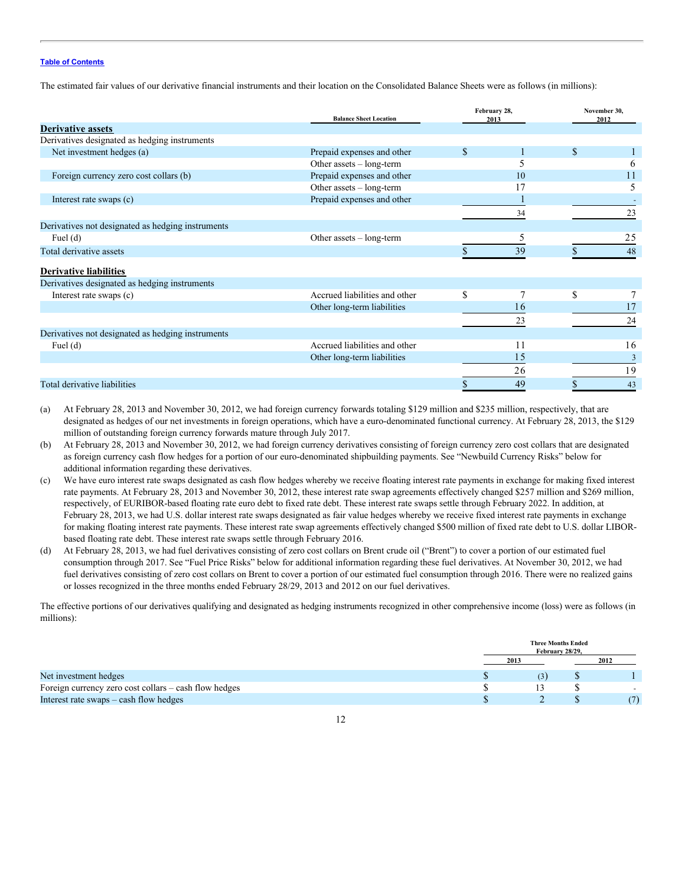Table of Contents

The estimated fair values of our derivative financial instruments and their location on the Consolidated Balance Sheets were as follows (in millions):

| | Balance Sheet Location | February 28, 2013 | November 30, 2012 |
|---|---|---|---|
| **Derivative assets** | | | |
| Derivatives designated as hedging instruments | | | |
| Net investment hedges (a) | Prepaid expenses and other | $ 1 | $ 1 |
| | Other assets – long-term | 5 | 6 |
| Foreign currency zero cost collars (b) | Prepaid expenses and other | 10 | 11 |
| | Other assets – long-term | 17 | 5 |
| Interest rate swaps (c) | Prepaid expenses and other | 1 | - |
| | | 34 | 23 |
| Derivatives not designated as hedging instruments | | | |
| Fuel (d) | Other assets – long-term | 5 | 25 |
| Total derivative assets | | $ 39 | $ 48 |
| **Derivative liabilities** | | | |
| Derivatives designated as hedging instruments | | | |
| Interest rate swaps (c) | Accrued liabilities and other | $ 7 | $ 7 |
| | Other long-term liabilities | 16 | 17 |
| | | 23 | 24 |
| Derivatives not designated as hedging instruments | | | |
| Fuel (d) | Accrued liabilities and other | 11 | 16 |
| | Other long-term liabilities | 15 | 3 |
| | | 26 | 19 |
| Total derivative liabilities | | $ 49 | $ 43 |

(a) At February 28, 2013 and November 30, 2012, we had foreign currency forwards totaling $129 million and $235 million, respectively, that are designated as hedges of our net investments in foreign operations, which have a euro-denominated functional currency. At February 28, 2013, the $129 million of outstanding foreign currency forwards mature through July 2017.

(b) At February 28, 2013 and November 30, 2012, we had foreign currency derivatives consisting of foreign currency zero cost collars that are designated as foreign currency cash flow hedges for a portion of our euro-denominated shipbuilding payments. See "Newbuild Currency Risks" below for additional information regarding these derivatives.

(c) We have euro interest rate swaps designated as cash flow hedges whereby we receive floating interest rate payments in exchange for making fixed interest rate payments. At February 28, 2013 and November 30, 2012, these interest rate swap agreements effectively changed $257 million and $269 million, respectively, of EURIBOR-based floating rate euro debt to fixed rate debt. These interest rate swaps settle through February 2022. In addition, at February 28, 2013, we had U.S. dollar interest rate swaps designated as fair value hedges whereby we receive fixed interest rate payments in exchange for making floating interest rate payments. These interest rate swap agreements effectively changed $500 million of fixed rate debt to U.S. dollar LIBOR-based floating rate debt. These interest rate swaps settle through February 2016.

(d) At February 28, 2013, we had fuel derivatives consisting of zero cost collars on Brent crude oil ("Brent") to cover a portion of our estimated fuel consumption through 2017. See "Fuel Price Risks" below for additional information regarding these fuel derivatives. At November 30, 2012, we had fuel derivatives consisting of zero cost collars on Brent to cover a portion of our estimated fuel consumption through 2016. There were no realized gains or losses recognized in the three months ended February 28/29, 2013 and 2012 on our fuel derivatives.

The effective portions of our derivatives qualifying and designated as hedging instruments recognized in other comprehensive income (loss) were as follows (in millions):

| | Three Months Ended February 28/29, | |
|---|---|---|
| | 2013 | 2012 |
| Net investment hedges | $ (3) | $ 1 |
| Foreign currency zero cost collars – cash flow hedges | $ 13 | $ - |
| Interest rate swaps – cash flow hedges | $ 2 | $ (7) |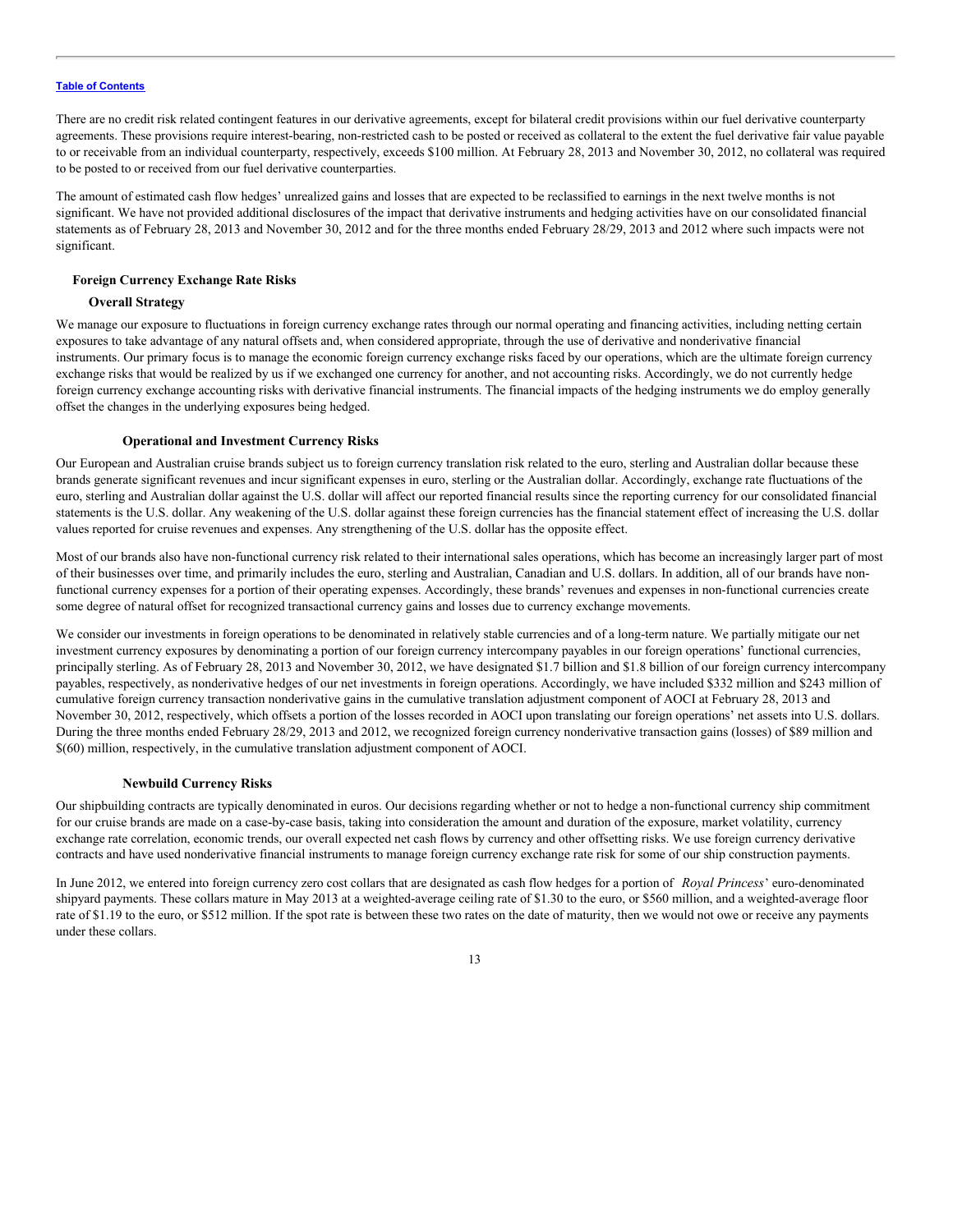There are no credit risk related contingent features in our derivative agreements, except for bilateral credit provisions within our fuel derivative counterparty agreements. These provisions require interest-bearing, non-restricted cash to be posted or received as collateral to the extent the fuel derivative fair value payable to or receivable from an individual counterparty, respectively, exceeds $100 million. At February 28, 2013 and November 30, 2012, no collateral was required to be posted to or received from our fuel derivative counterparties.

The amount of estimated cash flow hedges' unrealized gains and losses that are expected to be reclassified to earnings in the next twelve months is not significant. We have not provided additional disclosures of the impact that derivative instruments and hedging activities have on our consolidated financial statements as of February 28, 2013 and November 30, 2012 and for the three months ended February 28/29, 2013 and 2012 where such impacts were not significant.

### Foreign Currency Exchange Rate Risks

#### Overall Strategy

We manage our exposure to fluctuations in foreign currency exchange rates through our normal operating and financing activities, including netting certain exposures to take advantage of any natural offsets and, when considered appropriate, through the use of derivative and nonderivative financial instruments. Our primary focus is to manage the economic foreign currency exchange risks faced by our operations, which are the ultimate foreign currency exchange risks that would be realized by us if we exchanged one currency for another, and not accounting risks. Accordingly, we do not currently hedge foreign currency exchange accounting risks with derivative financial instruments. The financial impacts of the hedging instruments we do employ generally offset the changes in the underlying exposures being hedged.

#### Operational and Investment Currency Risks

Our European and Australian cruise brands subject us to foreign currency translation risk related to the euro, sterling and Australian dollar because these brands generate significant revenues and incur significant expenses in euro, sterling or the Australian dollar. Accordingly, exchange rate fluctuations of the euro, sterling and Australian dollar against the U.S. dollar will affect our reported financial results since the reporting currency for our consolidated financial statements is the U.S. dollar. Any weakening of the U.S. dollar against these foreign currencies has the financial statement effect of increasing the U.S. dollar values reported for cruise revenues and expenses. Any strengthening of the U.S. dollar has the opposite effect.

Most of our brands also have non-functional currency risk related to their international sales operations, which has become an increasingly larger part of most of their businesses over time, and primarily includes the euro, sterling and Australian, Canadian and U.S. dollars. In addition, all of our brands have non-functional currency expenses for a portion of their operating expenses. Accordingly, these brands' revenues and expenses in non-functional currencies create some degree of natural offset for recognized transactional currency gains and losses due to currency exchange movements.

We consider our investments in foreign operations to be denominated in relatively stable currencies and of a long-term nature. We partially mitigate our net investment currency exposures by denominating a portion of our foreign currency intercompany payables in our foreign operations' functional currencies, principally sterling. As of February 28, 2013 and November 30, 2012, we have designated $1.7 billion and $1.8 billion of our foreign currency intercompany payables, respectively, as nonderivative hedges of our net investments in foreign operations. Accordingly, we have included $332 million and $243 million of cumulative foreign currency transaction nonderivative gains in the cumulative translation adjustment component of AOCI at February 28, 2013 and November 30, 2012, respectively, which offsets a portion of the losses recorded in AOCI upon translating our foreign operations' net assets into U.S. dollars. During the three months ended February 28/29, 2013 and 2012, we recognized foreign currency nonderivative transaction gains (losses) of $89 million and $(60) million, respectively, in the cumulative translation adjustment component of AOCI.

#### Newbuild Currency Risks

Our shipbuilding contracts are typically denominated in euros. Our decisions regarding whether or not to hedge a non-functional currency ship commitment for our cruise brands are made on a case-by-case basis, taking into consideration the amount and duration of the exposure, market volatility, currency exchange rate correlation, economic trends, our overall expected net cash flows by currency and other offsetting risks. We use foreign currency derivative contracts and have used nonderivative financial instruments to manage foreign currency exchange rate risk for some of our ship construction payments.

In June 2012, we entered into foreign currency zero cost collars that are designated as cash flow hedges for a portion of *Royal Princess*' euro-denominated shipyard payments. These collars mature in May 2013 at a weighted-average ceiling rate of $1.30 to the euro, or $560 million, and a weighted-average floor rate of $1.19 to the euro, or $512 million. If the spot rate is between these two rates on the date of maturity, then we would not owe or receive any payments under these collars.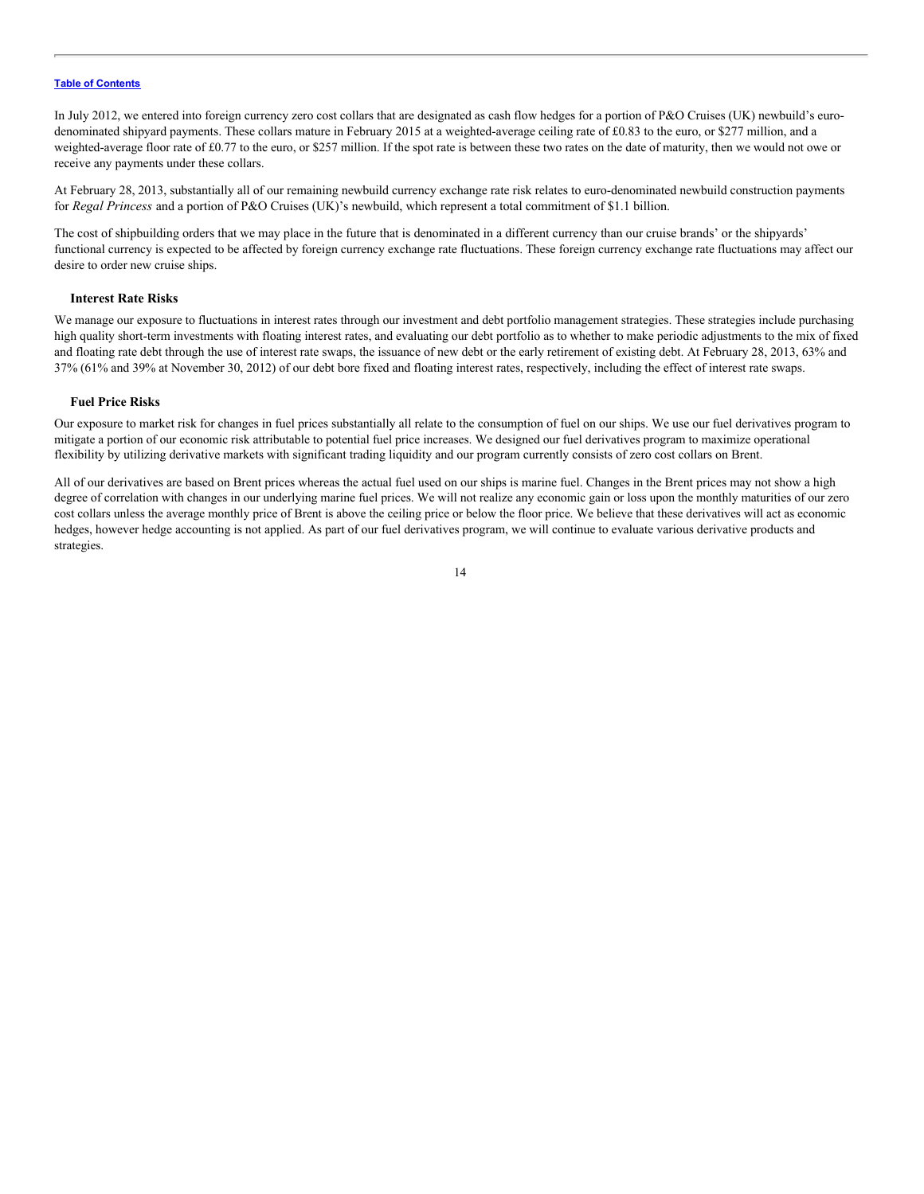In July 2012, we entered into foreign currency zero cost collars that are designated as cash flow hedges for a portion of P&O Cruises (UK) newbuild's euro-denominated shipyard payments. These collars mature in February 2015 at a weighted-average ceiling rate of £0.83 to the euro, or $277 million, and a weighted-average floor rate of £0.77 to the euro, or $257 million. If the spot rate is between these two rates on the date of maturity, then we would not owe or receive any payments under these collars.

At February 28, 2013, substantially all of our remaining newbuild currency exchange rate risk relates to euro-denominated newbuild construction payments for *Regal Princess* and a portion of P&O Cruises (UK)'s newbuild, which represent a total commitment of $1.1 billion.

The cost of shipbuilding orders that we may place in the future that is denominated in a different currency than our cruise brands' or the shipyards' functional currency is expected to be affected by foreign currency exchange rate fluctuations. These foreign currency exchange rate fluctuations may affect our desire to order new cruise ships.

### Interest Rate Risks

We manage our exposure to fluctuations in interest rates through our investment and debt portfolio management strategies. These strategies include purchasing high quality short-term investments with floating interest rates, and evaluating our debt portfolio as to whether to make periodic adjustments to the mix of fixed and floating rate debt through the use of interest rate swaps, the issuance of new debt or the early retirement of existing debt. At February 28, 2013, 63% and 37% (61% and 39% at November 30, 2012) of our debt bore fixed and floating interest rates, respectively, including the effect of interest rate swaps.

### Fuel Price Risks

Our exposure to market risk for changes in fuel prices substantially all relate to the consumption of fuel on our ships. We use our fuel derivatives program to mitigate a portion of our economic risk attributable to potential fuel price increases. We designed our fuel derivatives program to maximize operational flexibility by utilizing derivative markets with significant trading liquidity and our program currently consists of zero cost collars on Brent.

All of our derivatives are based on Brent prices whereas the actual fuel used on our ships is marine fuel. Changes in the Brent prices may not show a high degree of correlation with changes in our underlying marine fuel prices. We will not realize any economic gain or loss upon the monthly maturities of our zero cost collars unless the average monthly price of Brent is above the ceiling price or below the floor price. We believe that these derivatives will act as economic hedges, however hedge accounting is not applied. As part of our fuel derivatives program, we will continue to evaluate various derivative products and strategies.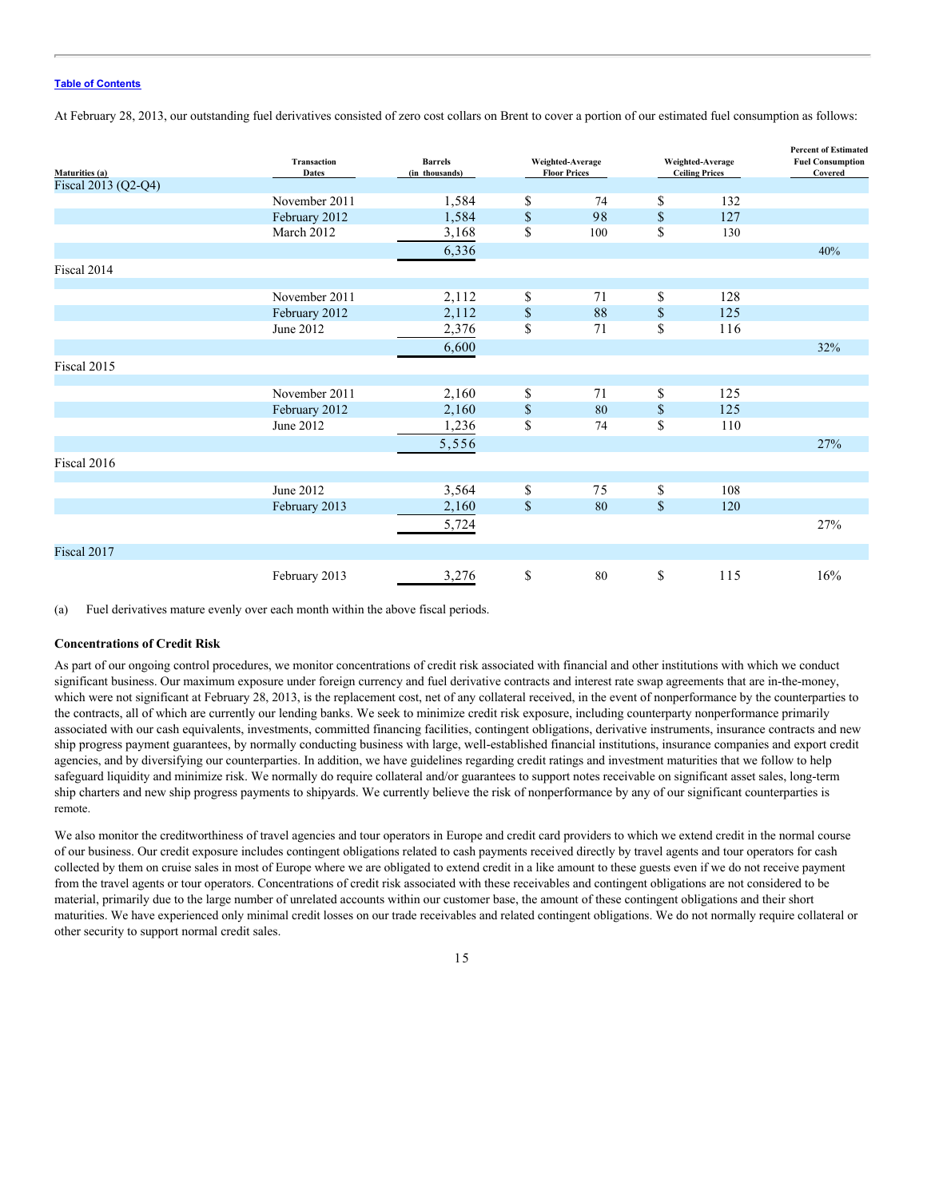At February 28, 2013, our outstanding fuel derivatives consisted of zero cost collars on Brent to cover a portion of our estimated fuel consumption as follows:

| Maturities (a) | Transaction Dates | Barrels (in thousands) | Weighted-Average Floor Prices | Weighted-Average Ceiling Prices | Percent of Estimated Fuel Consumption Covered |
|---|---|---|---|---|---|
| Fiscal 2013 (Q2-Q4) | | | | | |
| | November 2011 | 1,584 | $ 74 | $ 132 | |
| | February 2012 | 1,584 | $ 98 | $ 127 | |
| | March 2012 | 3,168 | $ 100 | $ 130 | |
| | | 6,336 | | | 40% |
| Fiscal 2014 | | | | | |
| | November 2011 | 2,112 | $ 71 | $ 128 | |
| | February 2012 | 2,112 | $ 88 | $ 125 | |
| | June 2012 | 2,376 | $ 71 | $ 116 | |
| | | 6,600 | | | 32% |
| Fiscal 2015 | | | | | |
| | November 2011 | 2,160 | $ 71 | $ 125 | |
| | February 2012 | 2,160 | $ 80 | $ 125 | |
| | June 2012 | 1,236 | $ 74 | $ 110 | |
| | | 5,556 | | | 27% |
| Fiscal 2016 | | | | | |
| | June 2012 | 3,564 | $ 75 | $ 108 | |
| | February 2013 | 2,160 | $ 80 | $ 120 | |
| | | 5,724 | | | 27% |
| Fiscal 2017 | | | | | |
| | February 2013 | 3,276 | $ 80 | $ 115 | 16% |

(a) Fuel derivatives mature evenly over each month within the above fiscal periods.

**Concentrations of Credit Risk**

As part of our ongoing control procedures, we monitor concentrations of credit risk associated with financial and other institutions with which we conduct significant business. Our maximum exposure under foreign currency and fuel derivative contracts and interest rate swap agreements that are in-the-money, which were not significant at February 28, 2013, is the replacement cost, net of any collateral received, in the event of nonperformance by the counterparties to the contracts, all of which are currently our lending banks. We seek to minimize credit risk exposure, including counterparty nonperformance primarily associated with our cash equivalents, investments, committed financing facilities, contingent obligations, derivative instruments, insurance contracts and new ship progress payment guarantees, by normally conducting business with large, well-established financial institutions, insurance companies and export credit agencies, and by diversifying our counterparties. In addition, we have guidelines regarding credit ratings and investment maturities that we follow to help safeguard liquidity and minimize risk. We normally do require collateral and/or guarantees to support notes receivable on significant asset sales, long-term ship charters and new ship progress payments to shipyards. We currently believe the risk of nonperformance by any of our significant counterparties is remote.

We also monitor the creditworthiness of travel agencies and tour operators in Europe and credit card providers to which we extend credit in the normal course of our business. Our credit exposure includes contingent obligations related to cash payments received directly by travel agents and tour operators for cash collected by them on cruise sales in most of Europe where we are obligated to extend credit in a like amount to these guests even if we do not receive payment from the travel agents or tour operators. Concentrations of credit risk associated with these receivables and contingent obligations are not considered to be material, primarily due to the large number of unrelated accounts within our customer base, the amount of these contingent obligations and their short maturities. We have experienced only minimal credit losses on our trade receivables and related contingent obligations. We do not normally require collateral or other security to support normal credit sales.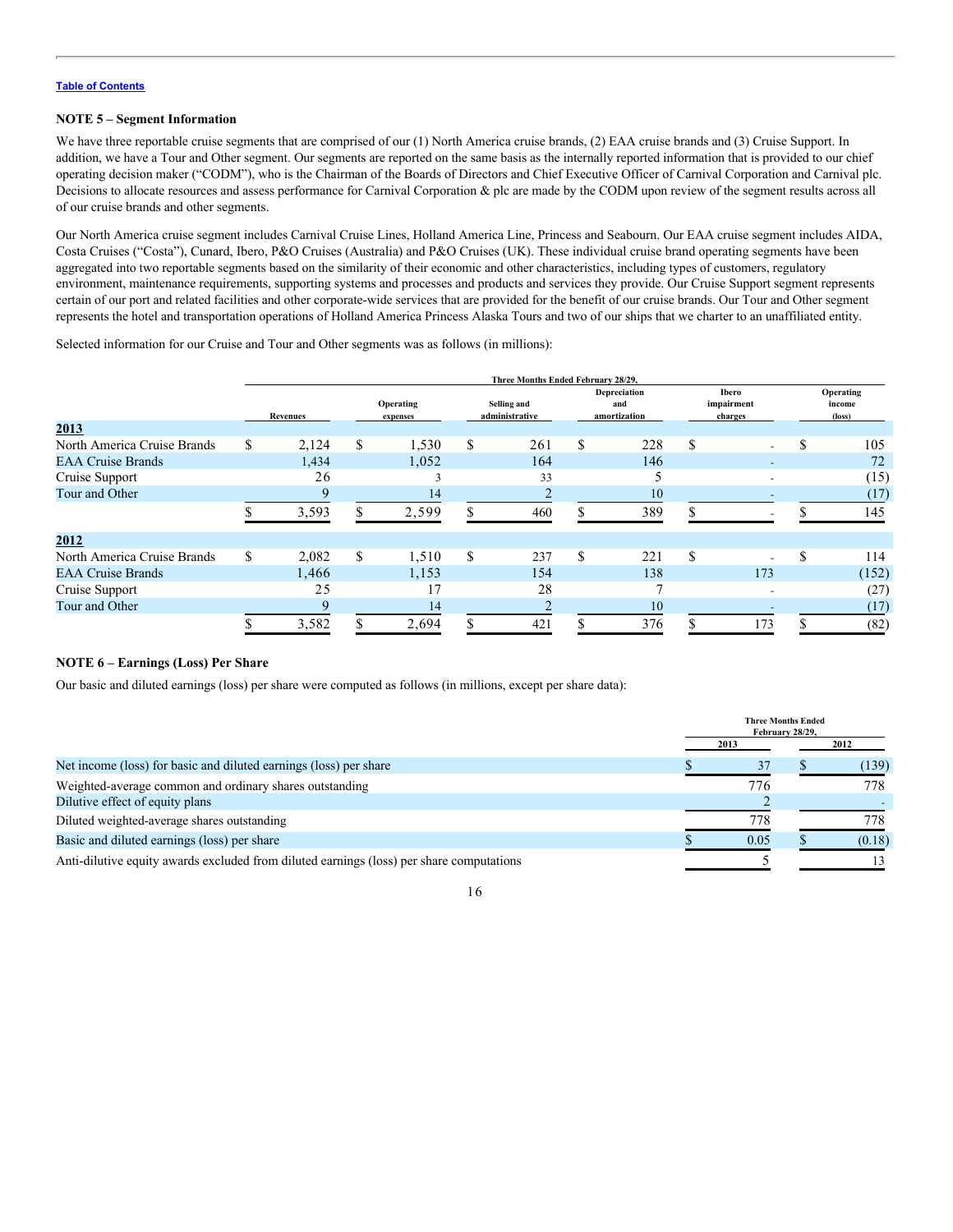[Table of Contents](#)

**NOTE 5 – Segment Information**

We have three reportable cruise segments that are comprised of our (1) North America cruise brands, (2) EAA cruise brands and (3) Cruise Support. In addition, we have a Tour and Other segment. Our segments are reported on the same basis as the internally reported information that is provided to our chief operating decision maker ("CODM"), who is the Chairman of the Boards of Directors and Chief Executive Officer of Carnival Corporation and Carnival plc. Decisions to allocate resources and assess performance for Carnival Corporation & plc are made by the CODM upon review of the segment results across all of our cruise brands and other segments.

Our North America cruise segment includes Carnival Cruise Lines, Holland America Line, Princess and Seabourn. Our EAA cruise segment includes AIDA, Costa Cruises ("Costa"), Cunard, Ibero, P&O Cruises (Australia) and P&O Cruises (UK). These individual cruise brand operating segments have been aggregated into two reportable segments based on the similarity of their economic and other characteristics, including types of customers, regulatory environment, maintenance requirements, supporting systems and processes and products and services they provide. Our Cruise Support segment represents certain of our port and related facilities and other corporate-wide services that are provided for the benefit of our cruise brands. Our Tour and Other segment represents the hotel and transportation operations of Holland America Princess Alaska Tours and two of our ships that we charter to an unaffiliated entity.

Selected information for our Cruise and Tour and Other segments was as follows (in millions):

| | Three Months Ended February 28/29, | | | | | |
|---|---|---|---|---|---|---|
| | Revenues | Operating expenses | Selling and administrative | Depreciation and amortization | Ibero impairment charges | Operating income (loss) |
| **2013** | | | | | | |
| North America Cruise Brands | $ 2,124 | $ 1,530 | $ 261 | $ 228 | $ - | $ 105 |
| EAA Cruise Brands | 1,434 | 1,052 | 164 | 146 | - | 72 |
| Cruise Support | 26 | 3 | 33 | 5 | - | (15) |
| Tour and Other | 9 | 14 | 2 | 10 | - | (17) |
| | $ 3,593 | $ 2,599 | $ 460 | $ 389 | $ - | $ 145 |
| **2012** | | | | | | |
| North America Cruise Brands | $ 2,082 | $ 1,510 | $ 237 | $ 221 | $ - | $ 114 |
| EAA Cruise Brands | 1,466 | 1,153 | 154 | 138 | 173 | (152) |
| Cruise Support | 25 | 17 | 28 | 7 | - | (27) |
| Tour and Other | 9 | 14 | 2 | 10 | - | (17) |
| | $ 3,582 | $ 2,694 | $ 421 | $ 376 | $ 173 | $ (82) |

**NOTE 6 – Earnings (Loss) Per Share**

Our basic and diluted earnings (loss) per share were computed as follows (in millions, except per share data):

| | Three Months Ended February 28/29, | |
|---|---|---|
| | 2013 | 2012 |
| Net income (loss) for basic and diluted earnings (loss) per share | $ 37 | $ (139) |
| Weighted-average common and ordinary shares outstanding | 776 | 778 |
| Dilutive effect of equity plans | 2 | - |
| Diluted weighted-average shares outstanding | 778 | 778 |
| Basic and diluted earnings (loss) per share | $ 0.05 | $ (0.18) |
| Anti-dilutive equity awards excluded from diluted earnings (loss) per share computations | 5 | 13 |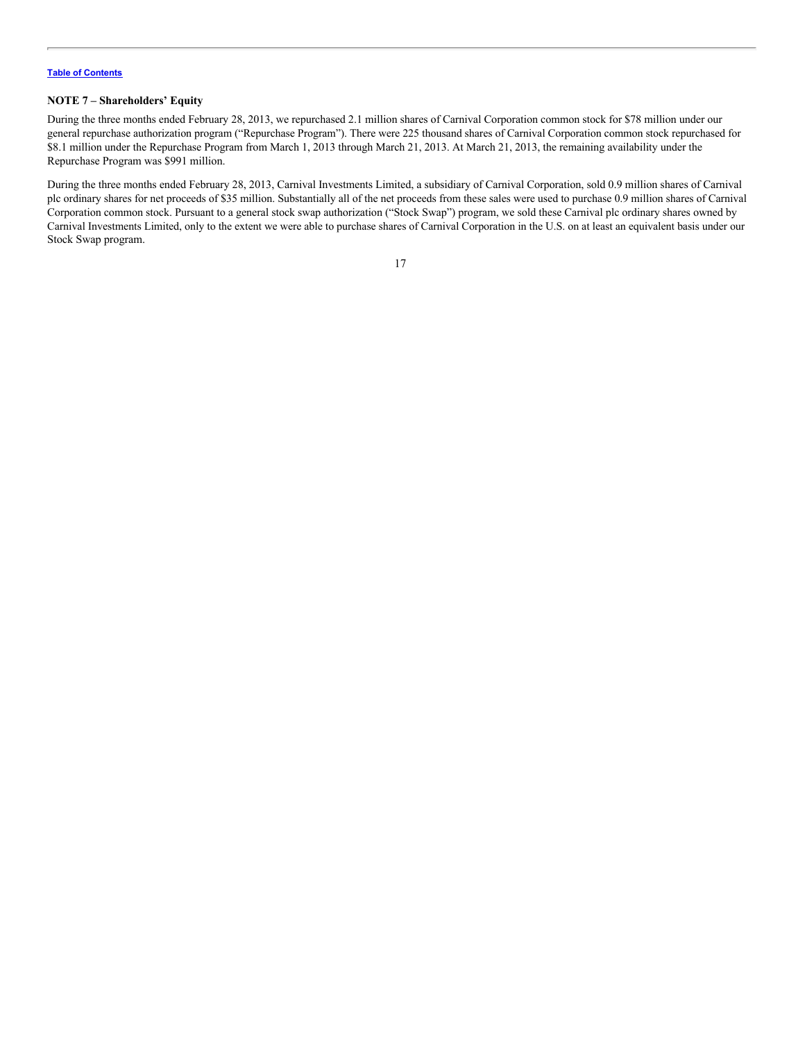### NOTE 7 – Shareholders' Equity

During the three months ended February 28, 2013, we repurchased 2.1 million shares of Carnival Corporation common stock for $78 million under our general repurchase authorization program ("Repurchase Program"). There were 225 thousand shares of Carnival Corporation common stock repurchased for $8.1 million under the Repurchase Program from March 1, 2013 through March 21, 2013. At March 21, 2013, the remaining availability under the Repurchase Program was $991 million.

During the three months ended February 28, 2013, Carnival Investments Limited, a subsidiary of Carnival Corporation, sold 0.9 million shares of Carnival plc ordinary shares for net proceeds of $35 million. Substantially all of the net proceeds from these sales were used to purchase 0.9 million shares of Carnival Corporation common stock. Pursuant to a general stock swap authorization ("Stock Swap") program, we sold these Carnival plc ordinary shares owned by Carnival Investments Limited, only to the extent we were able to purchase shares of Carnival Corporation in the U.S. on at least an equivalent basis under our Stock Swap program.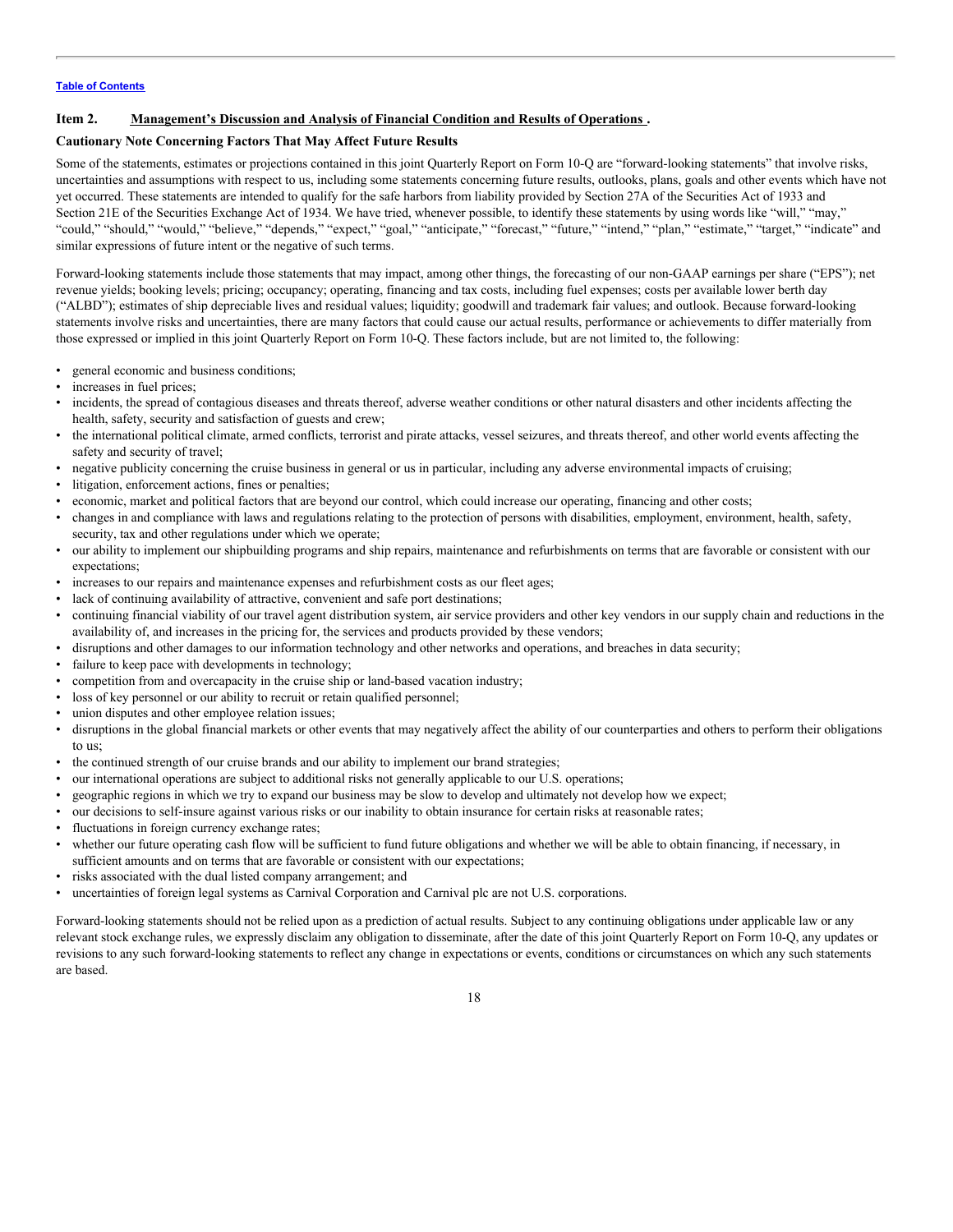**Table of Contents**

## Item 2. Management's Discussion and Analysis of Financial Condition and Results of Operations .

### Cautionary Note Concerning Factors That May Affect Future Results

Some of the statements, estimates or projections contained in this joint Quarterly Report on Form 10-Q are "forward-looking statements" that involve risks, uncertainties and assumptions with respect to us, including some statements concerning future results, outlooks, plans, goals and other events which have not yet occurred. These statements are intended to qualify for the safe harbors from liability provided by Section 27A of the Securities Act of 1933 and Section 21E of the Securities Exchange Act of 1934. We have tried, whenever possible, to identify these statements by using words like "will," "may," "could," "should," "would," "believe," "depends," "expect," "goal," "anticipate," "forecast," "future," "intend," "plan," "estimate," "target," "indicate" and similar expressions of future intent or the negative of such terms.

Forward-looking statements include those statements that may impact, among other things, the forecasting of our non-GAAP earnings per share ("EPS"); net revenue yields; booking levels; pricing; occupancy; operating, financing and tax costs, including fuel expenses; costs per available lower berth day ("ALBD"); estimates of ship depreciable lives and residual values; liquidity; goodwill and trademark fair values; and outlook. Because forward-looking statements involve risks and uncertainties, there are many factors that could cause our actual results, performance or achievements to differ materially from those expressed or implied in this joint Quarterly Report on Form 10-Q. These factors include, but are not limited to, the following:

- general economic and business conditions;
- increases in fuel prices;
- incidents, the spread of contagious diseases and threats thereof, adverse weather conditions or other natural disasters and other incidents affecting the health, safety, security and satisfaction of guests and crew;
- the international political climate, armed conflicts, terrorist and pirate attacks, vessel seizures, and threats thereof, and other world events affecting the safety and security of travel;
- negative publicity concerning the cruise business in general or us in particular, including any adverse environmental impacts of cruising;
- litigation, enforcement actions, fines or penalties;
- economic, market and political factors that are beyond our control, which could increase our operating, financing and other costs;
- changes in and compliance with laws and regulations relating to the protection of persons with disabilities, employment, environment, health, safety, security, tax and other regulations under which we operate;
- our ability to implement our shipbuilding programs and ship repairs, maintenance and refurbishments on terms that are favorable or consistent with our expectations;
- increases to our repairs and maintenance expenses and refurbishment costs as our fleet ages;
- lack of continuing availability of attractive, convenient and safe port destinations;
- continuing financial viability of our travel agent distribution system, air service providers and other key vendors in our supply chain and reductions in the availability of, and increases in the pricing for, the services and products provided by these vendors;
- disruptions and other damages to our information technology and other networks and operations, and breaches in data security;
- failure to keep pace with developments in technology;
- competition from and overcapacity in the cruise ship or land-based vacation industry;
- loss of key personnel or our ability to recruit or retain qualified personnel;
- union disputes and other employee relation issues;
- disruptions in the global financial markets or other events that may negatively affect the ability of our counterparties and others to perform their obligations to us;
- the continued strength of our cruise brands and our ability to implement our brand strategies;
- our international operations are subject to additional risks not generally applicable to our U.S. operations;
- geographic regions in which we try to expand our business may be slow to develop and ultimately not develop how we expect;
- our decisions to self-insure against various risks or our inability to obtain insurance for certain risks at reasonable rates;
- fluctuations in foreign currency exchange rates;
- whether our future operating cash flow will be sufficient to fund future obligations and whether we will be able to obtain financing, if necessary, in sufficient amounts and on terms that are favorable or consistent with our expectations;
- risks associated with the dual listed company arrangement; and
- uncertainties of foreign legal systems as Carnival Corporation and Carnival plc are not U.S. corporations.

Forward-looking statements should not be relied upon as a prediction of actual results. Subject to any continuing obligations under applicable law or any relevant stock exchange rules, we expressly disclaim any obligation to disseminate, after the date of this joint Quarterly Report on Form 10-Q, any updates or revisions to any such forward-looking statements to reflect any change in expectations or events, conditions or circumstances on which any such statements are based.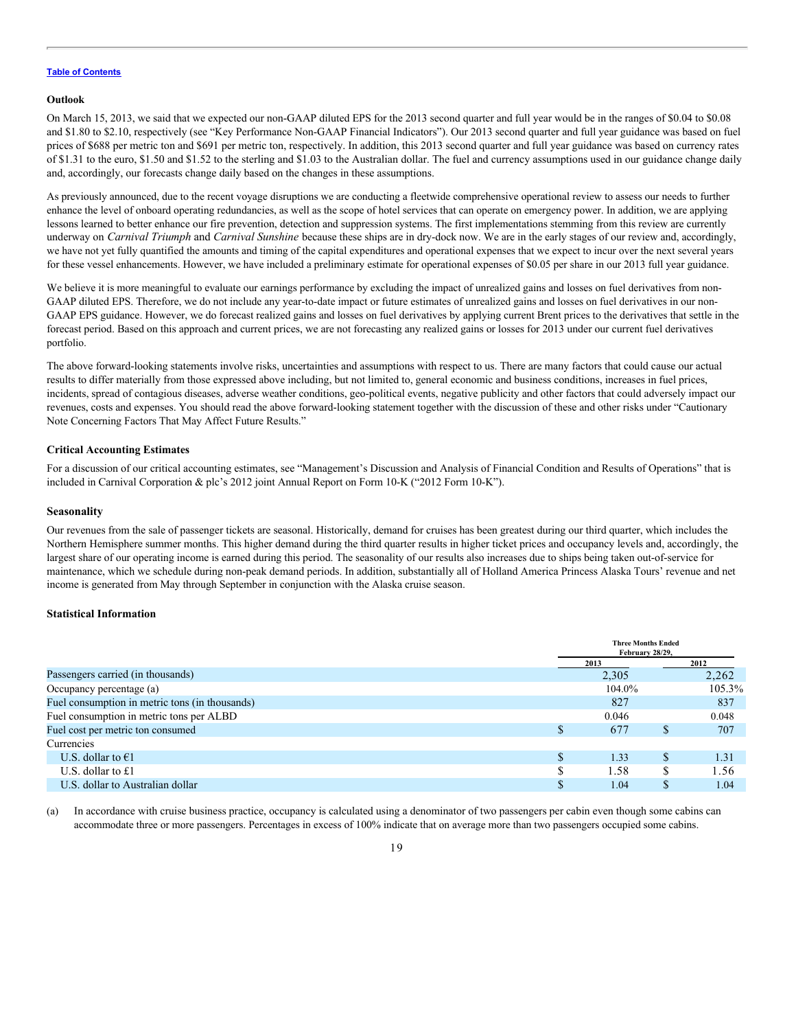[Table of Contents](#)

**Outlook**

On March 15, 2013, we said that we expected our non-GAAP diluted EPS for the 2013 second quarter and full year would be in the ranges of $0.04 to $0.08 and $1.80 to $2.10, respectively (see "Key Performance Non-GAAP Financial Indicators"). Our 2013 second quarter and full year guidance was based on fuel prices of $688 per metric ton and $691 per metric ton, respectively. In addition, this 2013 second quarter and full year guidance was based on currency rates of $1.31 to the euro, $1.50 and $1.52 to the sterling and $1.03 to the Australian dollar. The fuel and currency assumptions used in our guidance change daily and, accordingly, our forecasts change daily based on the changes in these assumptions.

As previously announced, due to the recent voyage disruptions we are conducting a fleetwide comprehensive operational review to assess our needs to further enhance the level of onboard operating redundancies, as well as the scope of hotel services that can operate on emergency power. In addition, we are applying lessons learned to better enhance our fire prevention, detection and suppression systems. The first implementations stemming from this review are currently underway on *Carnival Triumph* and *Carnival Sunshine* because these ships are in dry-dock now. We are in the early stages of our review and, accordingly, we have not yet fully quantified the amounts and timing of the capital expenditures and operational expenses that we expect to incur over the next several years for these vessel enhancements. However, we have included a preliminary estimate for operational expenses of $0.05 per share in our 2013 full year guidance.

We believe it is more meaningful to evaluate our earnings performance by excluding the impact of unrealized gains and losses on fuel derivatives from non-GAAP diluted EPS. Therefore, we do not include any year-to-date impact or future estimates of unrealized gains and losses on fuel derivatives in our non-GAAP EPS guidance. However, we do forecast realized gains and losses on fuel derivatives by applying current Brent prices to the derivatives that settle in the forecast period. Based on this approach and current prices, we are not forecasting any realized gains or losses for 2013 under our current fuel derivatives portfolio.

The above forward-looking statements involve risks, uncertainties and assumptions with respect to us. There are many factors that could cause our actual results to differ materially from those expressed above including, but not limited to, general economic and business conditions, increases in fuel prices, incidents, spread of contagious diseases, adverse weather conditions, geo-political events, negative publicity and other factors that could adversely impact our revenues, costs and expenses. You should read the above forward-looking statement together with the discussion of these and other risks under "Cautionary Note Concerning Factors That May Affect Future Results."

**Critical Accounting Estimates**

For a discussion of our critical accounting estimates, see "Management's Discussion and Analysis of Financial Condition and Results of Operations" that is included in Carnival Corporation & plc's 2012 joint Annual Report on Form 10-K ("2012 Form 10-K").

**Seasonality**

Our revenues from the sale of passenger tickets are seasonal. Historically, demand for cruises has been greatest during our third quarter, which includes the Northern Hemisphere summer months. This higher demand during the third quarter results in higher ticket prices and occupancy levels and, accordingly, the largest share of our operating income is earned during this period. The seasonality of our results also increases due to ships being taken out-of-service for maintenance, which we schedule during non-peak demand periods. In addition, substantially all of Holland America Princess Alaska Tours' revenue and net income is generated from May through September in conjunction with the Alaska cruise season.

**Statistical Information**

| | Three Months Ended February 28/29, | |
|---|---|---|
| | 2013 | 2012 |
| Passengers carried (in thousands) | 2,305 | 2,262 |
| Occupancy percentage (a) | 104.0% | 105.3% |
| Fuel consumption in metric tons (in thousands) | 827 | 837 |
| Fuel consumption in metric tons per ALBD | 0.046 | 0.048 |
| Fuel cost per metric ton consumed | $ 677 | $ 707 |
| Currencies | | |
| U.S. dollar to €1 | $ 1.33 | $ 1.31 |
| U.S. dollar to £1 | $ 1.58 | $ 1.56 |
| U.S. dollar to Australian dollar | $ 1.04 | $ 1.04 |

(a) In accordance with cruise business practice, occupancy is calculated using a denominator of two passengers per cabin even though some cabins can accommodate three or more passengers. Percentages in excess of 100% indicate that on average more than two passengers occupied some cabins.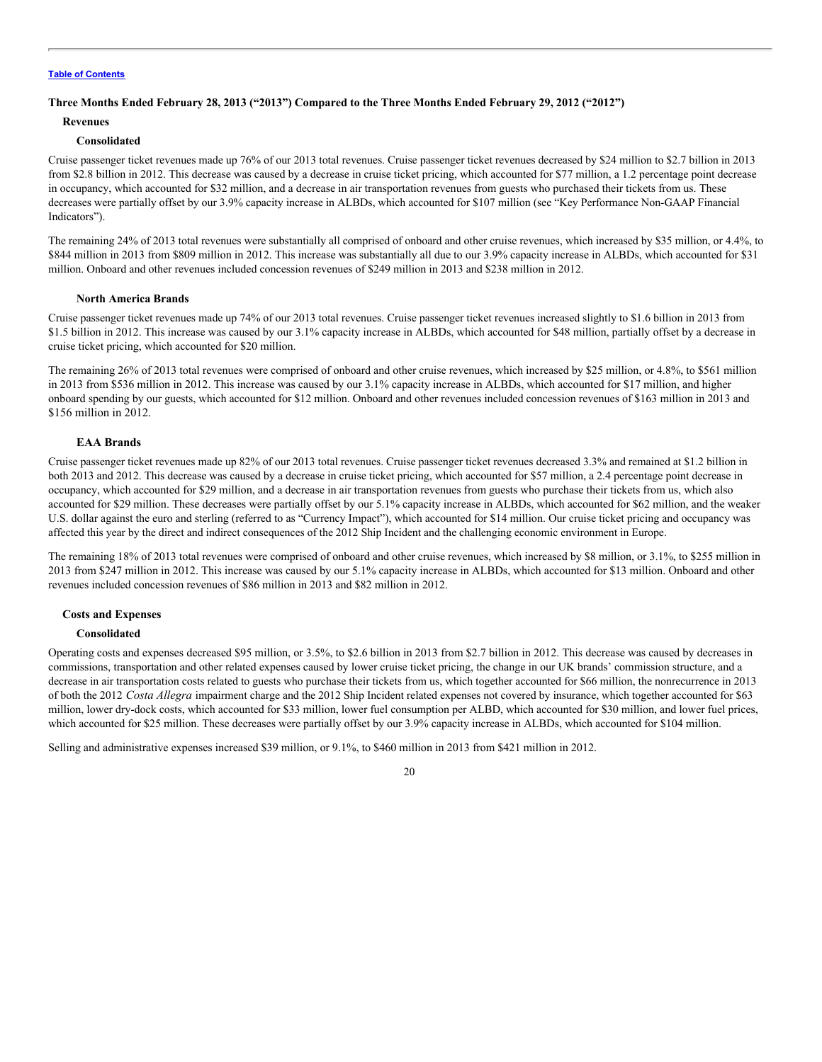[Table of Contents](#)

### Three Months Ended February 28, 2013 ("2013") Compared to the Three Months Ended February 29, 2012 ("2012")

#### Revenues

##### Consolidated

Cruise passenger ticket revenues made up 76% of our 2013 total revenues. Cruise passenger ticket revenues decreased by $24 million to $2.7 billion in 2013 from $2.8 billion in 2012. This decrease was caused by a decrease in cruise ticket pricing, which accounted for $77 million, a 1.2 percentage point decrease in occupancy, which accounted for $32 million, and a decrease in air transportation revenues from guests who purchased their tickets from us. These decreases were partially offset by our 3.9% capacity increase in ALBDs, which accounted for $107 million (see "Key Performance Non-GAAP Financial Indicators").

The remaining 24% of 2013 total revenues were substantially all comprised of onboard and other cruise revenues, which increased by $35 million, or 4.4%, to $844 million in 2013 from $809 million in 2012. This increase was substantially all due to our 3.9% capacity increase in ALBDs, which accounted for $31 million. Onboard and other revenues included concession revenues of $249 million in 2013 and $238 million in 2012.

##### North America Brands

Cruise passenger ticket revenues made up 74% of our 2013 total revenues. Cruise passenger ticket revenues increased slightly to $1.6 billion in 2013 from $1.5 billion in 2012. This increase was caused by our 3.1% capacity increase in ALBDs, which accounted for $48 million, partially offset by a decrease in cruise ticket pricing, which accounted for $20 million.

The remaining 26% of 2013 total revenues were comprised of onboard and other cruise revenues, which increased by $25 million, or 4.8%, to $561 million in 2013 from $536 million in 2012. This increase was caused by our 3.1% capacity increase in ALBDs, which accounted for $17 million, and higher onboard spending by our guests, which accounted for $12 million. Onboard and other revenues included concession revenues of $163 million in 2013 and $156 million in 2012.

##### EAA Brands

Cruise passenger ticket revenues made up 82% of our 2013 total revenues. Cruise passenger ticket revenues decreased 3.3% and remained at $1.2 billion in both 2013 and 2012. This decrease was caused by a decrease in cruise ticket pricing, which accounted for $57 million, a 2.4 percentage point decrease in occupancy, which accounted for $29 million, and a decrease in air transportation revenues from guests who purchase their tickets from us, which also accounted for $29 million. These decreases were partially offset by our 5.1% capacity increase in ALBDs, which accounted for $62 million, and the weaker U.S. dollar against the euro and sterling (referred to as "Currency Impact"), which accounted for $14 million. Our cruise ticket pricing and occupancy was affected this year by the direct and indirect consequences of the 2012 Ship Incident and the challenging economic environment in Europe.

The remaining 18% of 2013 total revenues were comprised of onboard and other cruise revenues, which increased by $8 million, or 3.1%, to $255 million in 2013 from $247 million in 2012. This increase was caused by our 5.1% capacity increase in ALBDs, which accounted for $13 million. Onboard and other revenues included concession revenues of $86 million in 2013 and $82 million in 2012.

#### Costs and Expenses

##### Consolidated

Operating costs and expenses decreased $95 million, or 3.5%, to $2.6 billion in 2013 from $2.7 billion in 2012. This decrease was caused by decreases in commissions, transportation and other related expenses caused by lower cruise ticket pricing, the change in our UK brands' commission structure, and a decrease in air transportation costs related to guests who purchase their tickets from us, which together accounted for $66 million, the nonrecurrence in 2013 of both the 2012 *Costa Allegra* impairment charge and the 2012 Ship Incident related expenses not covered by insurance, which together accounted for $63 million, lower dry-dock costs, which accounted for $33 million, lower fuel consumption per ALBD, which accounted for $30 million, and lower fuel prices, which accounted for $25 million. These decreases were partially offset by our 3.9% capacity increase in ALBDs, which accounted for $104 million.

Selling and administrative expenses increased $39 million, or 9.1%, to $460 million in 2013 from $421 million in 2012.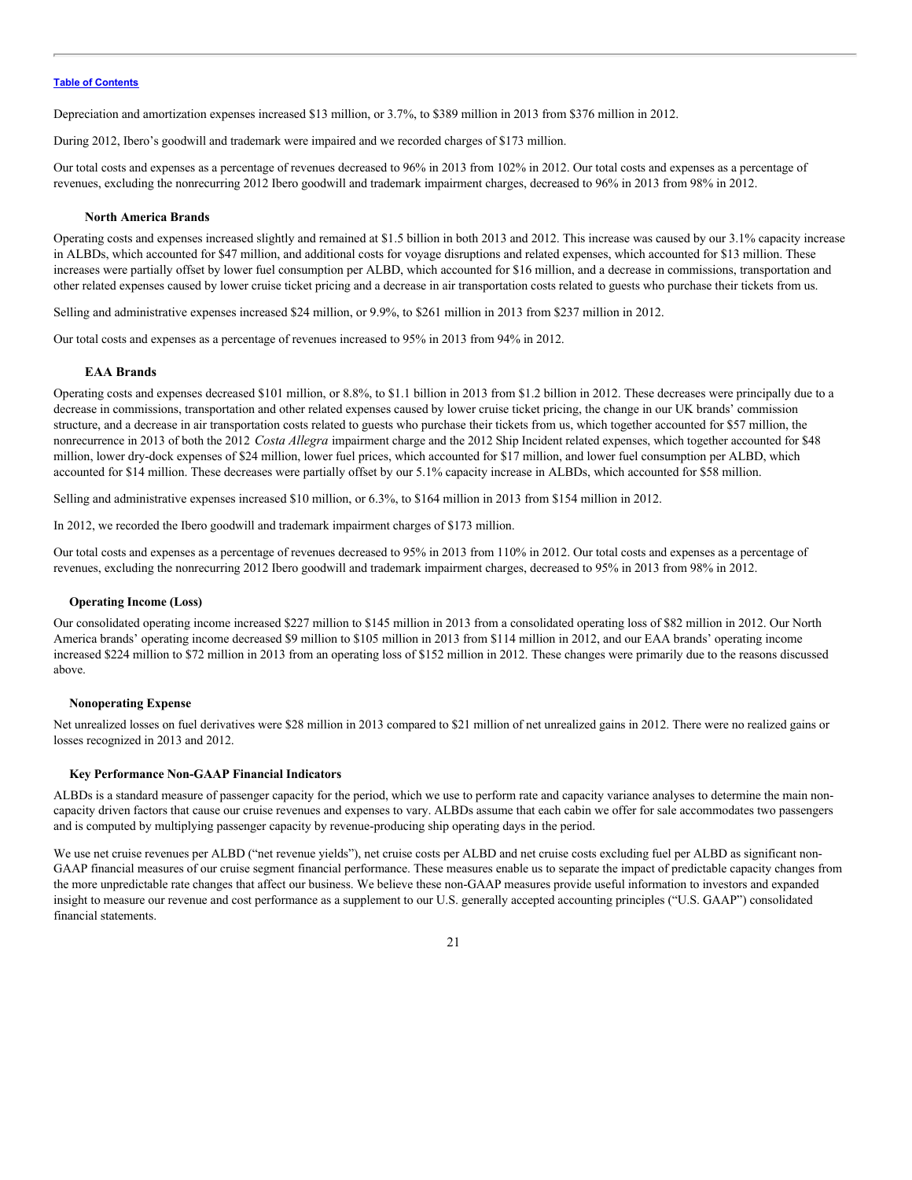Depreciation and amortization expenses increased $13 million, or 3.7%, to $389 million in 2013 from $376 million in 2012.

During 2012, Ibero's goodwill and trademark were impaired and we recorded charges of $173 million.

Our total costs and expenses as a percentage of revenues decreased to 96% in 2013 from 102% in 2012. Our total costs and expenses as a percentage of revenues, excluding the nonrecurring 2012 Ibero goodwill and trademark impairment charges, decreased to 96% in 2013 from 98% in 2012.

#### North America Brands

Operating costs and expenses increased slightly and remained at $1.5 billion in both 2013 and 2012. This increase was caused by our 3.1% capacity increase in ALBDs, which accounted for $47 million, and additional costs for voyage disruptions and related expenses, which accounted for $13 million. These increases were partially offset by lower fuel consumption per ALBD, which accounted for $16 million, and a decrease in commissions, transportation and other related expenses caused by lower cruise ticket pricing and a decrease in air transportation costs related to guests who purchase their tickets from us.

Selling and administrative expenses increased $24 million, or 9.9%, to $261 million in 2013 from $237 million in 2012.

Our total costs and expenses as a percentage of revenues increased to 95% in 2013 from 94% in 2012.

#### EAA Brands

Operating costs and expenses decreased $101 million, or 8.8%, to $1.1 billion in 2013 from $1.2 billion in 2012. These decreases were principally due to a decrease in commissions, transportation and other related expenses caused by lower cruise ticket pricing, the change in our UK brands' commission structure, and a decrease in air transportation costs related to guests who purchase their tickets from us, which together accounted for $57 million, the nonrecurrence in 2013 of both the 2012 *Costa Allegra* impairment charge and the 2012 Ship Incident related expenses, which together accounted for $48 million, lower dry-dock expenses of $24 million, lower fuel prices, which accounted for $17 million, and lower fuel consumption per ALBD, which accounted for $14 million. These decreases were partially offset by our 5.1% capacity increase in ALBDs, which accounted for $58 million.

Selling and administrative expenses increased $10 million, or 6.3%, to $164 million in 2013 from $154 million in 2012.

In 2012, we recorded the Ibero goodwill and trademark impairment charges of $173 million.

Our total costs and expenses as a percentage of revenues decreased to 95% in 2013 from 110% in 2012. Our total costs and expenses as a percentage of revenues, excluding the nonrecurring 2012 Ibero goodwill and trademark impairment charges, decreased to 95% in 2013 from 98% in 2012.

### Operating Income (Loss)

Our consolidated operating income increased $227 million to $145 million in 2013 from a consolidated operating loss of $82 million in 2012. Our North America brands' operating income decreased $9 million to $105 million in 2013 from $114 million in 2012, and our EAA brands' operating income increased $224 million to $72 million in 2013 from an operating loss of $152 million in 2012. These changes were primarily due to the reasons discussed above.

### Nonoperating Expense

Net unrealized losses on fuel derivatives were $28 million in 2013 compared to $21 million of net unrealized gains in 2012. There were no realized gains or losses recognized in 2013 and 2012.

### Key Performance Non-GAAP Financial Indicators

ALBDs is a standard measure of passenger capacity for the period, which we use to perform rate and capacity variance analyses to determine the main non-capacity driven factors that cause our cruise revenues and expenses to vary. ALBDs assume that each cabin we offer for sale accommodates two passengers and is computed by multiplying passenger capacity by revenue-producing ship operating days in the period.

We use net cruise revenues per ALBD ("net revenue yields"), net cruise costs per ALBD and net cruise costs excluding fuel per ALBD as significant non-GAAP financial measures of our cruise segment financial performance. These measures enable us to separate the impact of predictable capacity changes from the more unpredictable rate changes that affect our business. We believe these non-GAAP measures provide useful information to investors and expanded insight to measure our revenue and cost performance as a supplement to our U.S. generally accepted accounting principles ("U.S. GAAP") consolidated financial statements.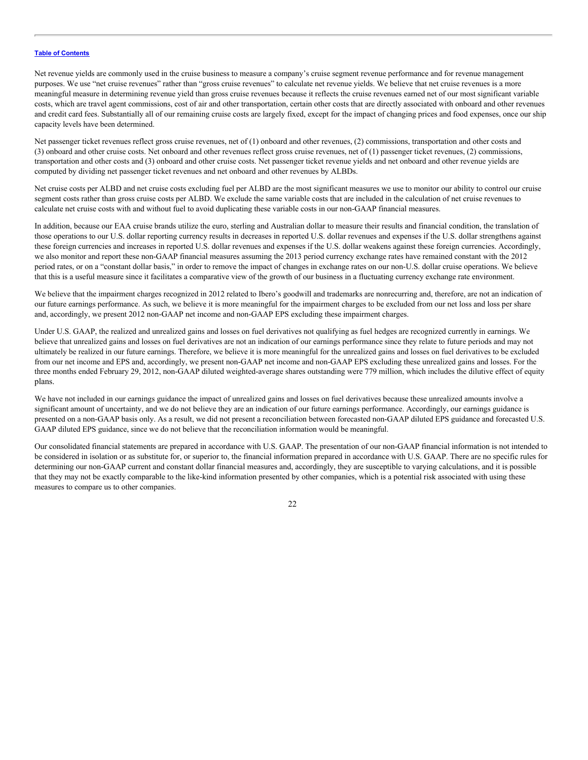Net revenue yields are commonly used in the cruise business to measure a company's cruise segment revenue performance and for revenue management purposes. We use "net cruise revenues" rather than "gross cruise revenues" to calculate net revenue yields. We believe that net cruise revenues is a more meaningful measure in determining revenue yield than gross cruise revenues because it reflects the cruise revenues earned net of our most significant variable costs, which are travel agent commissions, cost of air and other transportation, certain other costs that are directly associated with onboard and other revenues and credit card fees. Substantially all of our remaining cruise costs are largely fixed, except for the impact of changing prices and food expenses, once our ship capacity levels have been determined.

Net passenger ticket revenues reflect gross cruise revenues, net of (1) onboard and other revenues, (2) commissions, transportation and other costs and (3) onboard and other cruise costs. Net onboard and other revenues reflect gross cruise revenues, net of (1) passenger ticket revenues, (2) commissions, transportation and other costs and (3) onboard and other cruise costs. Net passenger ticket revenue yields and net onboard and other revenue yields are computed by dividing net passenger ticket revenues and net onboard and other revenues by ALBDs.

Net cruise costs per ALBD and net cruise costs excluding fuel per ALBD are the most significant measures we use to monitor our ability to control our cruise segment costs rather than gross cruise costs per ALBD. We exclude the same variable costs that are included in the calculation of net cruise revenues to calculate net cruise costs with and without fuel to avoid duplicating these variable costs in our non-GAAP financial measures.

In addition, because our EAA cruise brands utilize the euro, sterling and Australian dollar to measure their results and financial condition, the translation of those operations to our U.S. dollar reporting currency results in decreases in reported U.S. dollar revenues and expenses if the U.S. dollar strengthens against these foreign currencies and increases in reported U.S. dollar revenues and expenses if the U.S. dollar weakens against these foreign currencies. Accordingly, we also monitor and report these non-GAAP financial measures assuming the 2013 period currency exchange rates have remained constant with the 2012 period rates, or on a "constant dollar basis," in order to remove the impact of changes in exchange rates on our non-U.S. dollar cruise operations. We believe that this is a useful measure since it facilitates a comparative view of the growth of our business in a fluctuating currency exchange rate environment.

We believe that the impairment charges recognized in 2012 related to Ibero's goodwill and trademarks are nonrecurring and, therefore, are not an indication of our future earnings performance. As such, we believe it is more meaningful for the impairment charges to be excluded from our net loss and loss per share and, accordingly, we present 2012 non-GAAP net income and non-GAAP EPS excluding these impairment charges.

Under U.S. GAAP, the realized and unrealized gains and losses on fuel derivatives not qualifying as fuel hedges are recognized currently in earnings. We believe that unrealized gains and losses on fuel derivatives are not an indication of our earnings performance since they relate to future periods and may not ultimately be realized in our future earnings. Therefore, we believe it is more meaningful for the unrealized gains and losses on fuel derivatives to be excluded from our net income and EPS and, accordingly, we present non-GAAP net income and non-GAAP EPS excluding these unrealized gains and losses. For the three months ended February 29, 2012, non-GAAP diluted weighted-average shares outstanding were 779 million, which includes the dilutive effect of equity plans.

We have not included in our earnings guidance the impact of unrealized gains and losses on fuel derivatives because these unrealized amounts involve a significant amount of uncertainty, and we do not believe they are an indication of our future earnings performance. Accordingly, our earnings guidance is presented on a non-GAAP basis only. As a result, we did not present a reconciliation between forecasted non-GAAP diluted EPS guidance and forecasted U.S. GAAP diluted EPS guidance, since we do not believe that the reconciliation information would be meaningful.

Our consolidated financial statements are prepared in accordance with U.S. GAAP. The presentation of our non-GAAP financial information is not intended to be considered in isolation or as substitute for, or superior to, the financial information prepared in accordance with U.S. GAAP. There are no specific rules for determining our non-GAAP current and constant dollar financial measures and, accordingly, they are susceptible to varying calculations, and it is possible that they may not be exactly comparable to the like-kind information presented by other companies, which is a potential risk associated with using these measures to compare us to other companies.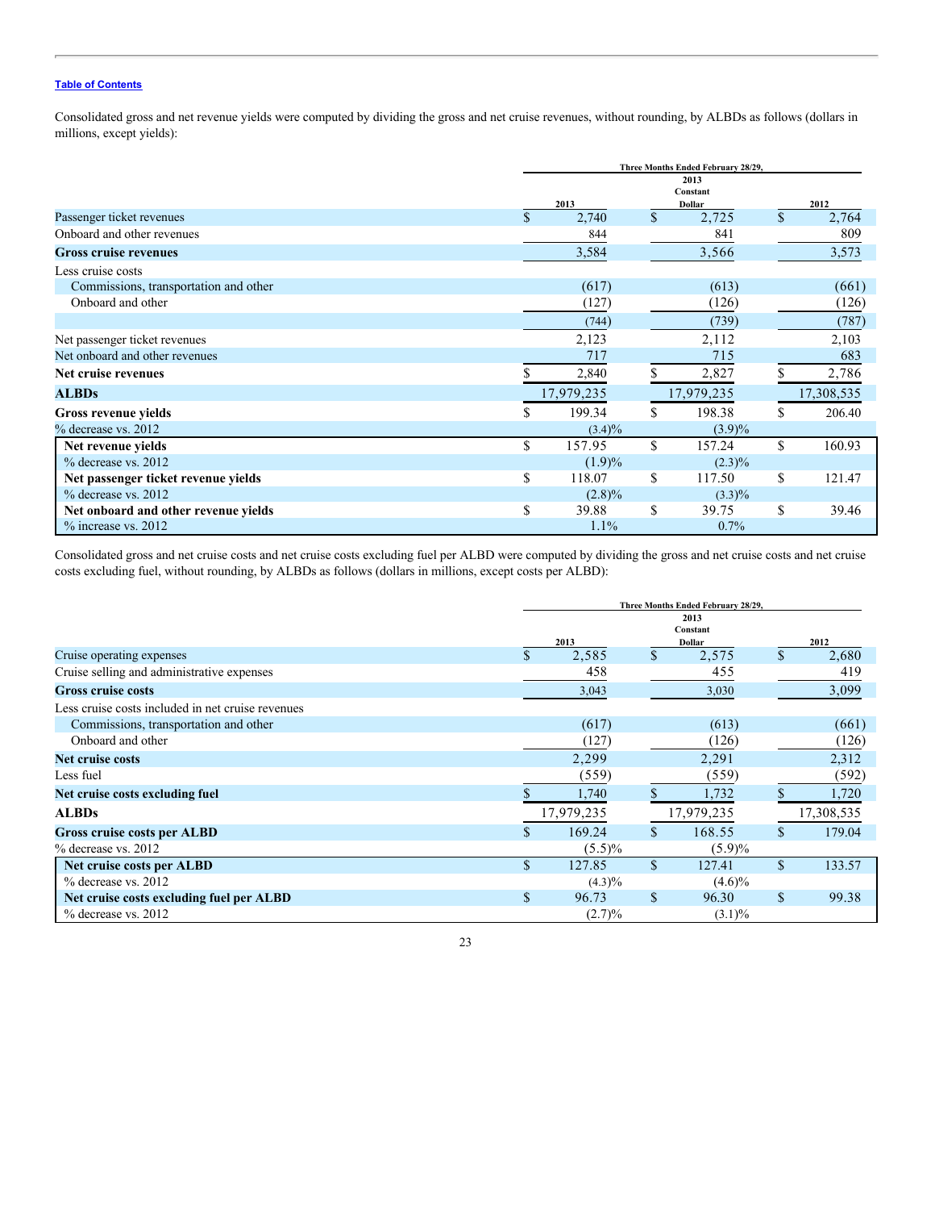Table of Contents

Consolidated gross and net revenue yields were computed by dividing the gross and net cruise revenues, without rounding, by ALBDs as follows (dollars in millions, except yields):

| | Three Months Ended February 28/29, | | |
|---|---|---|---|
| | 2013 | 2013 Constant Dollar | 2012 |
| Passenger ticket revenues | $ 2,740 | $ 2,725 | $ 2,764 |
| Onboard and other revenues | 844 | 841 | 809 |
| **Gross cruise revenues** | 3,584 | 3,566 | 3,573 |
| Less cruise costs | | | |
| Commissions, transportation and other | (617) | (613) | (661) |
| Onboard and other | (127) | (126) | (126) |
| | (744) | (739) | (787) |
| Net passenger ticket revenues | 2,123 | 2,112 | 2,103 |
| Net onboard and other revenues | 717 | 715 | 683 |
| **Net cruise revenues** | $ 2,840 | $ 2,827 | $ 2,786 |
| **ALBDs** | 17,979,235 | 17,979,235 | 17,308,535 |
| **Gross revenue yields** | $ 199.34 | $ 198.38 | $ 206.40 |
| % decrease vs. 2012 | (3.4)% | (3.9)% | |
| **Net revenue yields** | $ 157.95 | $ 157.24 | $ 160.93 |
| % decrease vs. 2012 | (1.9)% | (2.3)% | |
| **Net passenger ticket revenue yields** | $ 118.07 | $ 117.50 | $ 121.47 |
| % decrease vs. 2012 | (2.8)% | (3.3)% | |
| **Net onboard and other revenue yields** | $ 39.88 | $ 39.75 | $ 39.46 |
| % increase vs. 2012 | 1.1% | 0.7% | |

Consolidated gross and net cruise costs and net cruise costs excluding fuel per ALBD were computed by dividing the gross and net cruise costs and net cruise costs excluding fuel, without rounding, by ALBDs as follows (dollars in millions, except costs per ALBD):

| | Three Months Ended February 28/29, | | |
|---|---|---|---|
| | 2013 | 2013 Constant Dollar | 2012 |
| Cruise operating expenses | $ 2,585 | $ 2,575 | $ 2,680 |
| Cruise selling and administrative expenses | 458 | 455 | 419 |
| **Gross cruise costs** | 3,043 | 3,030 | 3,099 |
| Less cruise costs included in net cruise revenues | | | |
| Commissions, transportation and other | (617) | (613) | (661) |
| Onboard and other | (127) | (126) | (126) |
| **Net cruise costs** | 2,299 | 2,291 | 2,312 |
| Less fuel | (559) | (559) | (592) |
| **Net cruise costs excluding fuel** | $ 1,740 | $ 1,732 | $ 1,720 |
| **ALBDs** | 17,979,235 | 17,979,235 | 17,308,535 |
| **Gross cruise costs per ALBD** | $ 169.24 | $ 168.55 | $ 179.04 |
| % decrease vs. 2012 | (5.5)% | (5.9)% | |
| **Net cruise costs per ALBD** | $ 127.85 | $ 127.41 | $ 133.57 |
| % decrease vs. 2012 | (4.3)% | (4.6)% | |
| **Net cruise costs excluding fuel per ALBD** | $ 96.73 | $ 96.30 | $ 99.38 |
| % decrease vs. 2012 | (2.7)% | (3.1)% | |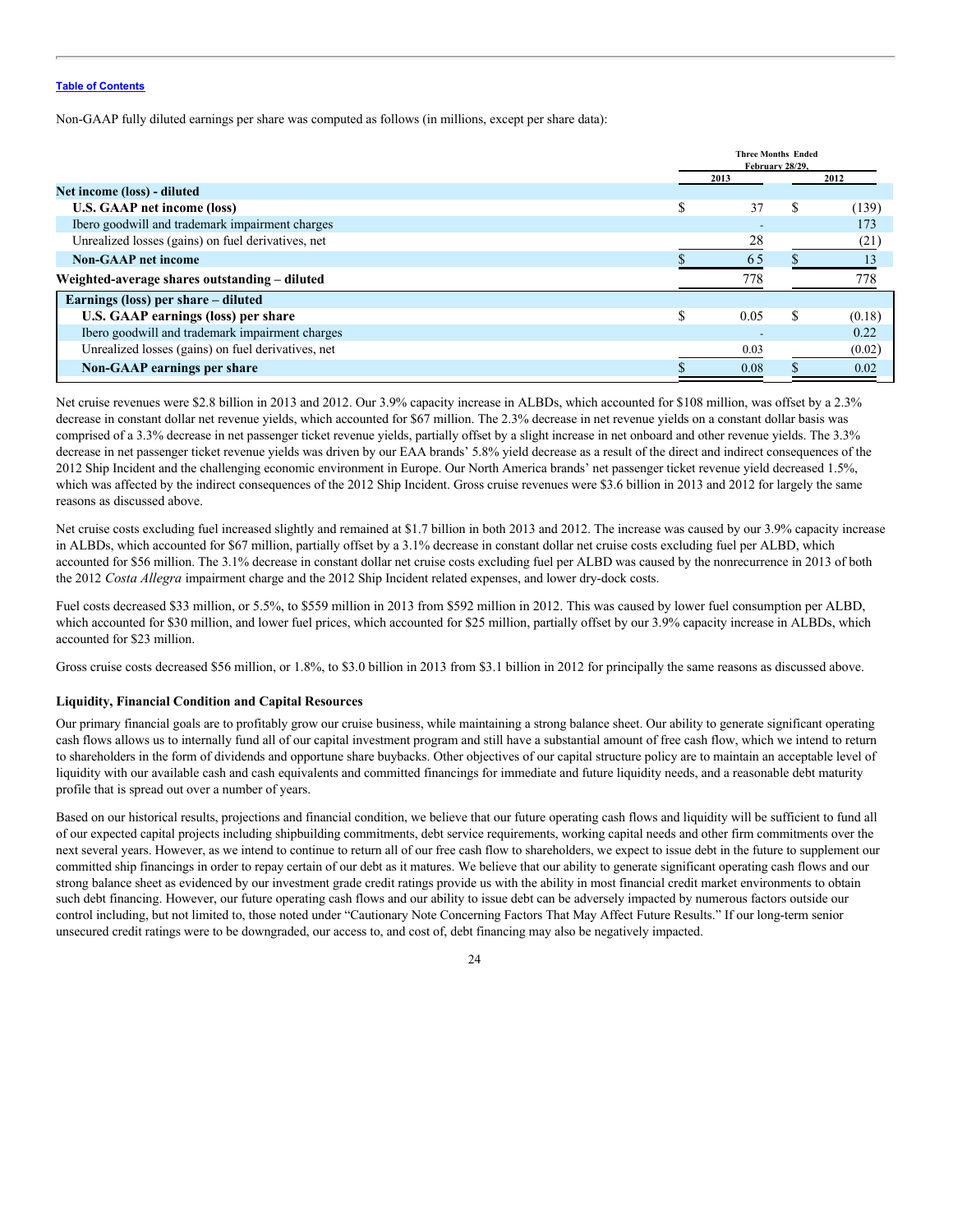Non-GAAP fully diluted earnings per share was computed as follows (in millions, except per share data):

| | Three Months Ended February 28/29, | |
|---|---|---|
| | 2013 | 2012 |
| **Net income (loss) - diluted** | | |
| **U.S. GAAP net income (loss)** | $ 37 | $ (139) |
| Ibero goodwill and trademark impairment charges | - | 173 |
| Unrealized losses (gains) on fuel derivatives, net | 28 | (21) |
| **Non-GAAP net income** | $ 65 | $ 13 |
| **Weighted-average shares outstanding – diluted** | 778 | 778 |
| **Earnings (loss) per share – diluted** | | |
| **U.S. GAAP earnings (loss) per share** | $ 0.05 | $ (0.18) |
| Ibero goodwill and trademark impairment charges | - | 0.22 |
| Unrealized losses (gains) on fuel derivatives, net | 0.03 | (0.02) |
| **Non-GAAP earnings per share** | $ 0.08 | $ 0.02 |

Net cruise revenues were $2.8 billion in 2013 and 2012. Our 3.9% capacity increase in ALBDs, which accounted for $108 million, was offset by a 2.3% decrease in constant dollar net revenue yields, which accounted for $67 million. The 2.3% decrease in net revenue yields on a constant dollar basis was comprised of a 3.3% decrease in net passenger ticket revenue yields, partially offset by a slight increase in net onboard and other revenue yields. The 3.3% decrease in net passenger ticket revenue yields was driven by our EAA brands' 5.8% yield decrease as a result of the direct and indirect consequences of the 2012 Ship Incident and the challenging economic environment in Europe. Our North America brands' net passenger ticket revenue yield decreased 1.5%, which was affected by the indirect consequences of the 2012 Ship Incident. Gross cruise revenues were $3.6 billion in 2013 and 2012 for largely the same reasons as discussed above.

Net cruise costs excluding fuel increased slightly and remained at $1.7 billion in both 2013 and 2012. The increase was caused by our 3.9% capacity increase in ALBDs, which accounted for $67 million, partially offset by a 3.1% decrease in constant dollar net cruise costs excluding fuel per ALBD, which accounted for $56 million. The 3.1% decrease in constant dollar net cruise costs excluding fuel per ALBD was caused by the nonrecurrence in 2013 of both the 2012 *Costa Allegra* impairment charge and the 2012 Ship Incident related expenses, and lower dry-dock costs.

Fuel costs decreased $33 million, or 5.5%, to $559 million in 2013 from $592 million in 2012. This was caused by lower fuel consumption per ALBD, which accounted for $30 million, and lower fuel prices, which accounted for $25 million, partially offset by our 3.9% capacity increase in ALBDs, which accounted for $23 million.

Gross cruise costs decreased $56 million, or 1.8%, to $3.0 billion in 2013 from $3.1 billion in 2012 for principally the same reasons as discussed above.

### Liquidity, Financial Condition and Capital Resources

Our primary financial goals are to profitably grow our cruise business, while maintaining a strong balance sheet. Our ability to generate significant operating cash flows allows us to internally fund all of our capital investment program and still have a substantial amount of free cash flow, which we intend to return to shareholders in the form of dividends and opportune share buybacks. Other objectives of our capital structure policy are to maintain an acceptable level of liquidity with our available cash and cash equivalents and committed financings for immediate and future liquidity needs, and a reasonable debt maturity profile that is spread out over a number of years.

Based on our historical results, projections and financial condition, we believe that our future operating cash flows and liquidity will be sufficient to fund all of our expected capital projects including shipbuilding commitments, debt service requirements, working capital needs and other firm commitments over the next several years. However, as we intend to continue to return all of our free cash flow to shareholders, we expect to issue debt in the future to supplement our committed ship financings in order to repay certain of our debt as it matures. We believe that our ability to generate significant operating cash flows and our strong balance sheet as evidenced by our investment grade credit ratings provide us with the ability in most financial credit market environments to obtain such debt financing. However, our future operating cash flows and our ability to issue debt can be adversely impacted by numerous factors outside our control including, but not limited to, those noted under "Cautionary Note Concerning Factors That May Affect Future Results." If our long-term senior unsecured credit ratings were to be downgraded, our access to, and cost of, debt financing may also be negatively impacted.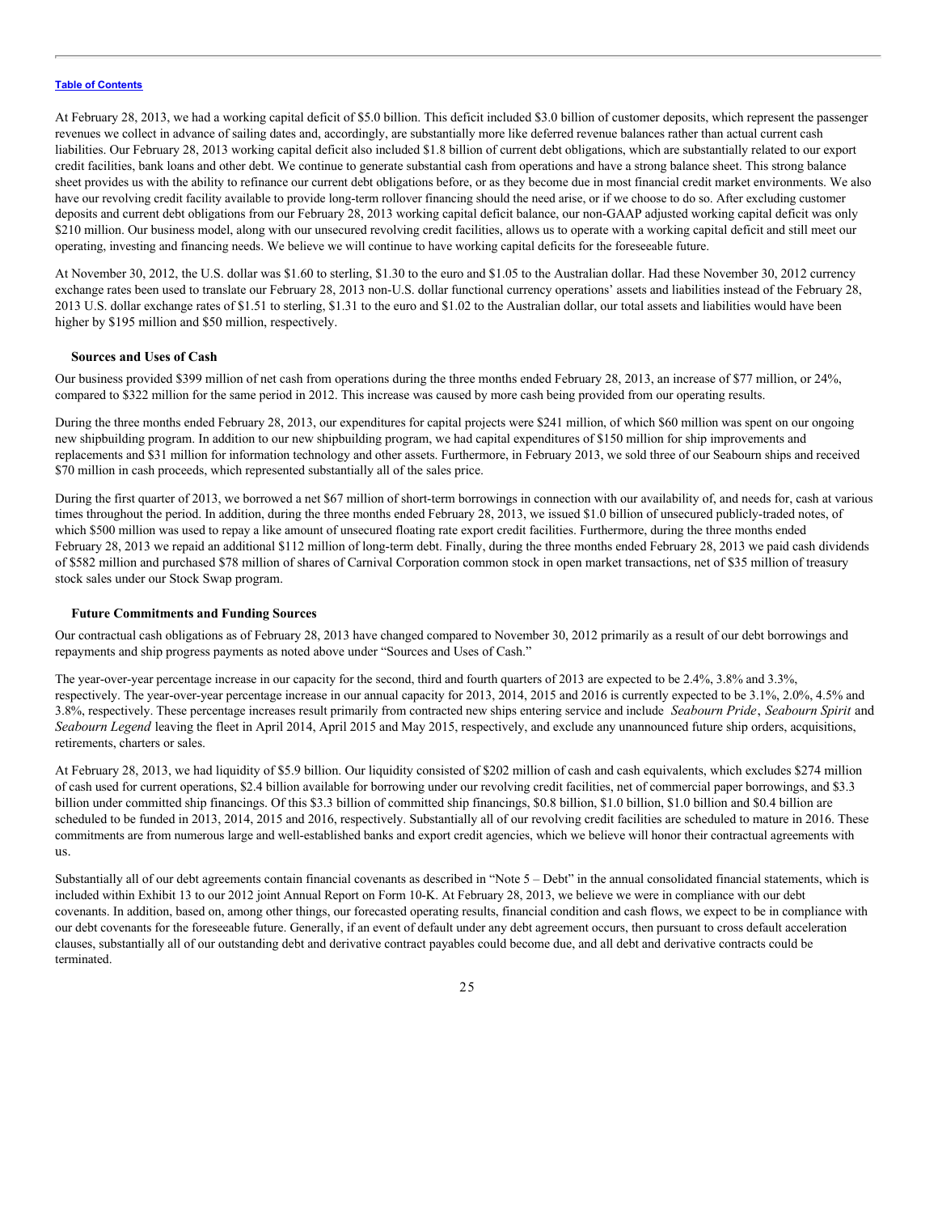At February 28, 2013, we had a working capital deficit of $5.0 billion. This deficit included $3.0 billion of customer deposits, which represent the passenger revenues we collect in advance of sailing dates and, accordingly, are substantially more like deferred revenue balances rather than actual current cash liabilities. Our February 28, 2013 working capital deficit also included $1.8 billion of current debt obligations, which are substantially related to our export credit facilities, bank loans and other debt. We continue to generate substantial cash from operations and have a strong balance sheet. This strong balance sheet provides us with the ability to refinance our current debt obligations before, or as they become due in most financial credit market environments. We also have our revolving credit facility available to provide long-term rollover financing should the need arise, or if we choose to do so. After excluding customer deposits and current debt obligations from our February 28, 2013 working capital deficit balance, our non-GAAP adjusted working capital deficit was only $210 million. Our business model, along with our unsecured revolving credit facilities, allows us to operate with a working capital deficit and still meet our operating, investing and financing needs. We believe we will continue to have working capital deficits for the foreseeable future.

At November 30, 2012, the U.S. dollar was $1.60 to sterling, $1.30 to the euro and $1.05 to the Australian dollar. Had these November 30, 2012 currency exchange rates been used to translate our February 28, 2013 non-U.S. dollar functional currency operations' assets and liabilities instead of the February 28, 2013 U.S. dollar exchange rates of $1.51 to sterling, $1.31 to the euro and $1.02 to the Australian dollar, our total assets and liabilities would have been higher by $195 million and $50 million, respectively.

**Sources and Uses of Cash**

Our business provided $399 million of net cash from operations during the three months ended February 28, 2013, an increase of $77 million, or 24%, compared to $322 million for the same period in 2012. This increase was caused by more cash being provided from our operating results.

During the three months ended February 28, 2013, our expenditures for capital projects were $241 million, of which $60 million was spent on our ongoing new shipbuilding program. In addition to our new shipbuilding program, we had capital expenditures of $150 million for ship improvements and replacements and $31 million for information technology and other assets. Furthermore, in February 2013, we sold three of our Seabourn ships and received $70 million in cash proceeds, which represented substantially all of the sales price.

During the first quarter of 2013, we borrowed a net $67 million of short-term borrowings in connection with our availability of, and needs for, cash at various times throughout the period. In addition, during the three months ended February 28, 2013, we issued $1.0 billion of unsecured publicly-traded notes, of which $500 million was used to repay a like amount of unsecured floating rate export credit facilities. Furthermore, during the three months ended February 28, 2013 we repaid an additional $112 million of long-term debt. Finally, during the three months ended February 28, 2013 we paid cash dividends of $582 million and purchased $78 million of shares of Carnival Corporation common stock in open market transactions, net of $35 million of treasury stock sales under our Stock Swap program.

**Future Commitments and Funding Sources**

Our contractual cash obligations as of February 28, 2013 have changed compared to November 30, 2012 primarily as a result of our debt borrowings and repayments and ship progress payments as noted above under "Sources and Uses of Cash."

The year-over-year percentage increase in our capacity for the second, third and fourth quarters of 2013 are expected to be 2.4%, 3.8% and 3.3%, respectively. The year-over-year percentage increase in our annual capacity for 2013, 2014, 2015 and 2016 is currently expected to be 3.1%, 2.0%, 4.5% and 3.8%, respectively. These percentage increases result primarily from contracted new ships entering service and include *Seabourn Pride*, *Seabourn Spirit* and *Seabourn Legend* leaving the fleet in April 2014, April 2015 and May 2015, respectively, and exclude any unannounced future ship orders, acquisitions, retirements, charters or sales.

At February 28, 2013, we had liquidity of $5.9 billion. Our liquidity consisted of $202 million of cash and cash equivalents, which excludes $274 million of cash used for current operations, $2.4 billion available for borrowing under our revolving credit facilities, net of commercial paper borrowings, and $3.3 billion under committed ship financings. Of this $3.3 billion of committed ship financings, $0.8 billion, $1.0 billion, $1.0 billion and $0.4 billion are scheduled to be funded in 2013, 2014, 2015 and 2016, respectively. Substantially all of our revolving credit facilities are scheduled to mature in 2016. These commitments are from numerous large and well-established banks and export credit agencies, which we believe will honor their contractual agreements with us.

Substantially all of our debt agreements contain financial covenants as described in "Note 5 – Debt" in the annual consolidated financial statements, which is included within Exhibit 13 to our 2012 joint Annual Report on Form 10-K. At February 28, 2013, we believe we were in compliance with our debt covenants. In addition, based on, among other things, our forecasted operating results, financial condition and cash flows, we expect to be in compliance with our debt covenants for the foreseeable future. Generally, if an event of default under any debt agreement occurs, then pursuant to cross default acceleration clauses, substantially all of our outstanding debt and derivative contract payables could become due, and all debt and derivative contracts could be terminated.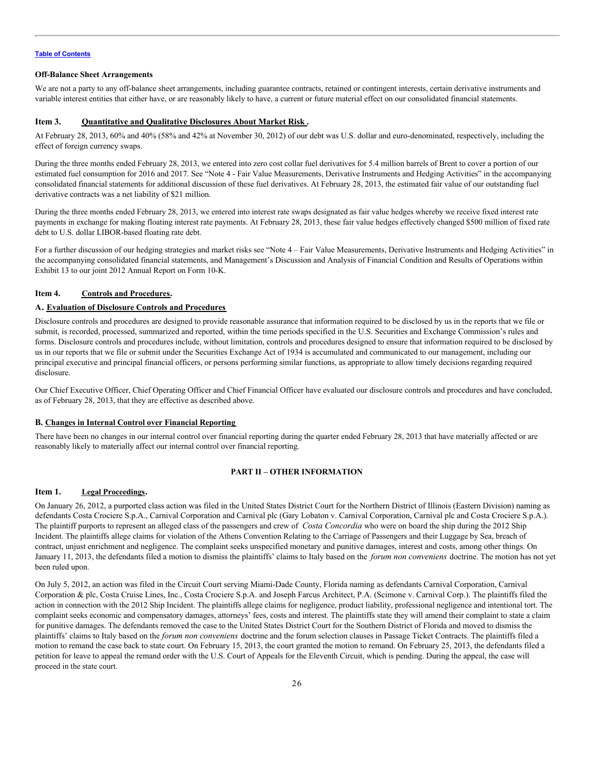**Off-Balance Sheet Arrangements**

We are not a party to any off-balance sheet arrangements, including guarantee contracts, retained or contingent interests, certain derivative instruments and variable interest entities that either have, or are reasonably likely to have, a current or future material effect on our consolidated financial statements.

### Item 3. Quantitative and Qualitative Disclosures About Market Risk .

At February 28, 2013, 60% and 40% (58% and 42% at November 30, 2012) of our debt was U.S. dollar and euro-denominated, respectively, including the effect of foreign currency swaps.

During the three months ended February 28, 2013, we entered into zero cost collar fuel derivatives for 5.4 million barrels of Brent to cover a portion of our estimated fuel consumption for 2016 and 2017. See "Note 4 - Fair Value Measurements, Derivative Instruments and Hedging Activities" in the accompanying consolidated financial statements for additional discussion of these fuel derivatives. At February 28, 2013, the estimated fair value of our outstanding fuel derivative contracts was a net liability of $21 million.

During the three months ended February 28, 2013, we entered into interest rate swaps designated as fair value hedges whereby we receive fixed interest rate payments in exchange for making floating interest rate payments. At February 28, 2013, these fair value hedges effectively changed $500 million of fixed rate debt to U.S. dollar LIBOR-based floating rate debt.

For a further discussion of our hedging strategies and market risks see "Note 4 – Fair Value Measurements, Derivative Instruments and Hedging Activities" in the accompanying consolidated financial statements, and Management's Discussion and Analysis of Financial Condition and Results of Operations within Exhibit 13 to our joint 2012 Annual Report on Form 10-K.

### Item 4. Controls and Procedures.

**A. Evaluation of Disclosure Controls and Procedures**

Disclosure controls and procedures are designed to provide reasonable assurance that information required to be disclosed by us in the reports that we file or submit, is recorded, processed, summarized and reported, within the time periods specified in the U.S. Securities and Exchange Commission's rules and forms. Disclosure controls and procedures include, without limitation, controls and procedures designed to ensure that information required to be disclosed by us in our reports that we file or submit under the Securities Exchange Act of 1934 is accumulated and communicated to our management, including our principal executive and principal financial officers, or persons performing similar functions, as appropriate to allow timely decisions regarding required disclosure.

Our Chief Executive Officer, Chief Operating Officer and Chief Financial Officer have evaluated our disclosure controls and procedures and have concluded, as of February 28, 2013, that they are effective as described above.

**B. Changes in Internal Control over Financial Reporting**

There have been no changes in our internal control over financial reporting during the quarter ended February 28, 2013 that have materially affected or are reasonably likely to materially affect our internal control over financial reporting.

## PART II – OTHER INFORMATION

### Item 1. Legal Proceedings.

On January 26, 2012, a purported class action was filed in the United States District Court for the Northern District of Illinois (Eastern Division) naming as defendants Costa Crociere S.p.A., Carnival Corporation and Carnival plc (Gary Lobaton v. Carnival Corporation, Carnival plc and Costa Crociere S.p.A.). The plaintiff purports to represent an alleged class of the passengers and crew of *Costa Concordia* who were on board the ship during the 2012 Ship Incident. The plaintiffs allege claims for violation of the Athens Convention Relating to the Carriage of Passengers and their Luggage by Sea, breach of contract, unjust enrichment and negligence. The complaint seeks unspecified monetary and punitive damages, interest and costs, among other things. On January 11, 2013, the defendants filed a motion to dismiss the plaintiffs' claims to Italy based on the *forum non conveniens* doctrine. The motion has not yet been ruled upon.

On July 5, 2012, an action was filed in the Circuit Court serving Miami-Dade County, Florida naming as defendants Carnival Corporation, Carnival Corporation & plc, Costa Cruise Lines, Inc., Costa Crociere S.p.A. and Joseph Farcus Architect, P.A. (Scimone v. Carnival Corp.). The plaintiffs filed the action in connection with the 2012 Ship Incident. The plaintiffs allege claims for negligence, product liability, professional negligence and intentional tort. The complaint seeks economic and compensatory damages, attorneys' fees, costs and interest. The plaintiffs state they will amend their complaint to state a claim for punitive damages. The defendants removed the case to the United States District Court for the Southern District of Florida and moved to dismiss the plaintiffs' claims to Italy based on the *forum non conveniens* doctrine and the forum selection clauses in Passage Ticket Contracts. The plaintiffs filed a motion to remand the case back to state court. On February 15, 2013, the court granted the motion to remand. On February 25, 2013, the defendants filed a petition for leave to appeal the remand order with the U.S. Court of Appeals for the Eleventh Circuit, which is pending. During the appeal, the case will proceed in the state court.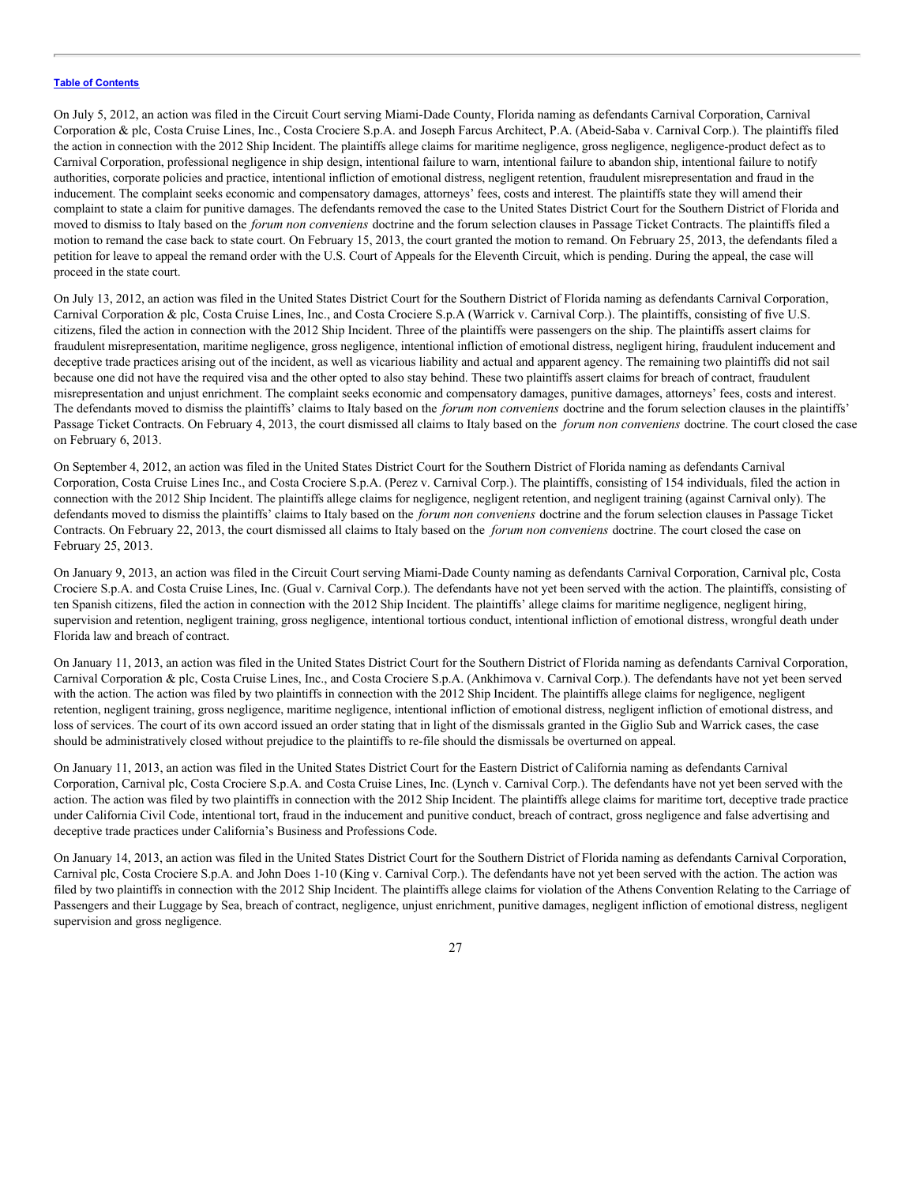[Table of Contents](#)

On July 5, 2012, an action was filed in the Circuit Court serving Miami-Dade County, Florida naming as defendants Carnival Corporation, Carnival Corporation & plc, Costa Cruise Lines, Inc., Costa Crociere S.p.A. and Joseph Farcus Architect, P.A. (Abeid-Saba v. Carnival Corp.). The plaintiffs filed the action in connection with the 2012 Ship Incident. The plaintiffs allege claims for maritime negligence, gross negligence, negligence-product defect as to Carnival Corporation, professional negligence in ship design, intentional failure to warn, intentional failure to abandon ship, intentional failure to notify authorities, corporate policies and practice, intentional infliction of emotional distress, negligent retention, fraudulent misrepresentation and fraud in the inducement. The complaint seeks economic and compensatory damages, attorneys' fees, costs and interest. The plaintiffs state they will amend their complaint to state a claim for punitive damages. The defendants removed the case to the United States District Court for the Southern District of Florida and moved to dismiss to Italy based on the *forum non conveniens* doctrine and the forum selection clauses in Passage Ticket Contracts. The plaintiffs filed a motion to remand the case back to state court. On February 15, 2013, the court granted the motion to remand. On February 25, 2013, the defendants filed a petition for leave to appeal the remand order with the U.S. Court of Appeals for the Eleventh Circuit, which is pending. During the appeal, the case will proceed in the state court.

On July 13, 2012, an action was filed in the United States District Court for the Southern District of Florida naming as defendants Carnival Corporation, Carnival Corporation & plc, Costa Cruise Lines, Inc., and Costa Crociere S.p.A (Warrick v. Carnival Corp.). The plaintiffs, consisting of five U.S. citizens, filed the action in connection with the 2012 Ship Incident. Three of the plaintiffs were passengers on the ship. The plaintiffs assert claims for fraudulent misrepresentation, maritime negligence, gross negligence, intentional infliction of emotional distress, negligent hiring, fraudulent inducement and deceptive trade practices arising out of the incident, as well as vicarious liability and actual and apparent agency. The remaining two plaintiffs did not sail because one did not have the required visa and the other opted to also stay behind. These two plaintiffs assert claims for breach of contract, fraudulent misrepresentation and unjust enrichment. The complaint seeks economic and compensatory damages, punitive damages, attorneys' fees, costs and interest. The defendants moved to dismiss the plaintiffs' claims to Italy based on the *forum non conveniens* doctrine and the forum selection clauses in the plaintiffs' Passage Ticket Contracts. On February 4, 2013, the court dismissed all claims to Italy based on the *forum non conveniens* doctrine. The court closed the case on February 6, 2013.

On September 4, 2012, an action was filed in the United States District Court for the Southern District of Florida naming as defendants Carnival Corporation, Costa Cruise Lines Inc., and Costa Crociere S.p.A. (Perez v. Carnival Corp.). The plaintiffs, consisting of 154 individuals, filed the action in connection with the 2012 Ship Incident. The plaintiffs allege claims for negligence, negligent retention, and negligent training (against Carnival only). The defendants moved to dismiss the plaintiffs' claims to Italy based on the *forum non conveniens* doctrine and the forum selection clauses in Passage Ticket Contracts. On February 22, 2013, the court dismissed all claims to Italy based on the *forum non conveniens* doctrine. The court closed the case on February 25, 2013.

On January 9, 2013, an action was filed in the Circuit Court serving Miami-Dade County naming as defendants Carnival Corporation, Carnival plc, Costa Crociere S.p.A. and Costa Cruise Lines, Inc. (Gual v. Carnival Corp.). The defendants have not yet been served with the action. The plaintiffs, consisting of ten Spanish citizens, filed the action in connection with the 2012 Ship Incident. The plaintiffs' allege claims for maritime negligence, negligent hiring, supervision and retention, negligent training, gross negligence, intentional tortious conduct, intentional infliction of emotional distress, wrongful death under Florida law and breach of contract.

On January 11, 2013, an action was filed in the United States District Court for the Southern District of Florida naming as defendants Carnival Corporation, Carnival Corporation & plc, Costa Cruise Lines, Inc., and Costa Crociere S.p.A. (Ankhimova v. Carnival Corp.). The defendants have not yet been served with the action. The action was filed by two plaintiffs in connection with the 2012 Ship Incident. The plaintiffs allege claims for negligence, negligent retention, negligent training, gross negligence, maritime negligence, intentional infliction of emotional distress, negligent infliction of emotional distress, and loss of services. The court of its own accord issued an order stating that in light of the dismissals granted in the Giglio Sub and Warrick cases, the case should be administratively closed without prejudice to the plaintiffs to re-file should the dismissals be overturned on appeal.

On January 11, 2013, an action was filed in the United States District Court for the Eastern District of California naming as defendants Carnival Corporation, Carnival plc, Costa Crociere S.p.A. and Costa Cruise Lines, Inc. (Lynch v. Carnival Corp.). The defendants have not yet been served with the action. The action was filed by two plaintiffs in connection with the 2012 Ship Incident. The plaintiffs allege claims for maritime tort, deceptive trade practice under California Civil Code, intentional tort, fraud in the inducement and punitive conduct, breach of contract, gross negligence and false advertising and deceptive trade practices under California's Business and Professions Code.

On January 14, 2013, an action was filed in the United States District Court for the Southern District of Florida naming as defendants Carnival Corporation, Carnival plc, Costa Crociere S.p.A. and John Does 1-10 (King v. Carnival Corp.). The defendants have not yet been served with the action. The action was filed by two plaintiffs in connection with the 2012 Ship Incident. The plaintiffs allege claims for violation of the Athens Convention Relating to the Carriage of Passengers and their Luggage by Sea, breach of contract, negligence, unjust enrichment, punitive damages, negligent infliction of emotional distress, negligent supervision and gross negligence.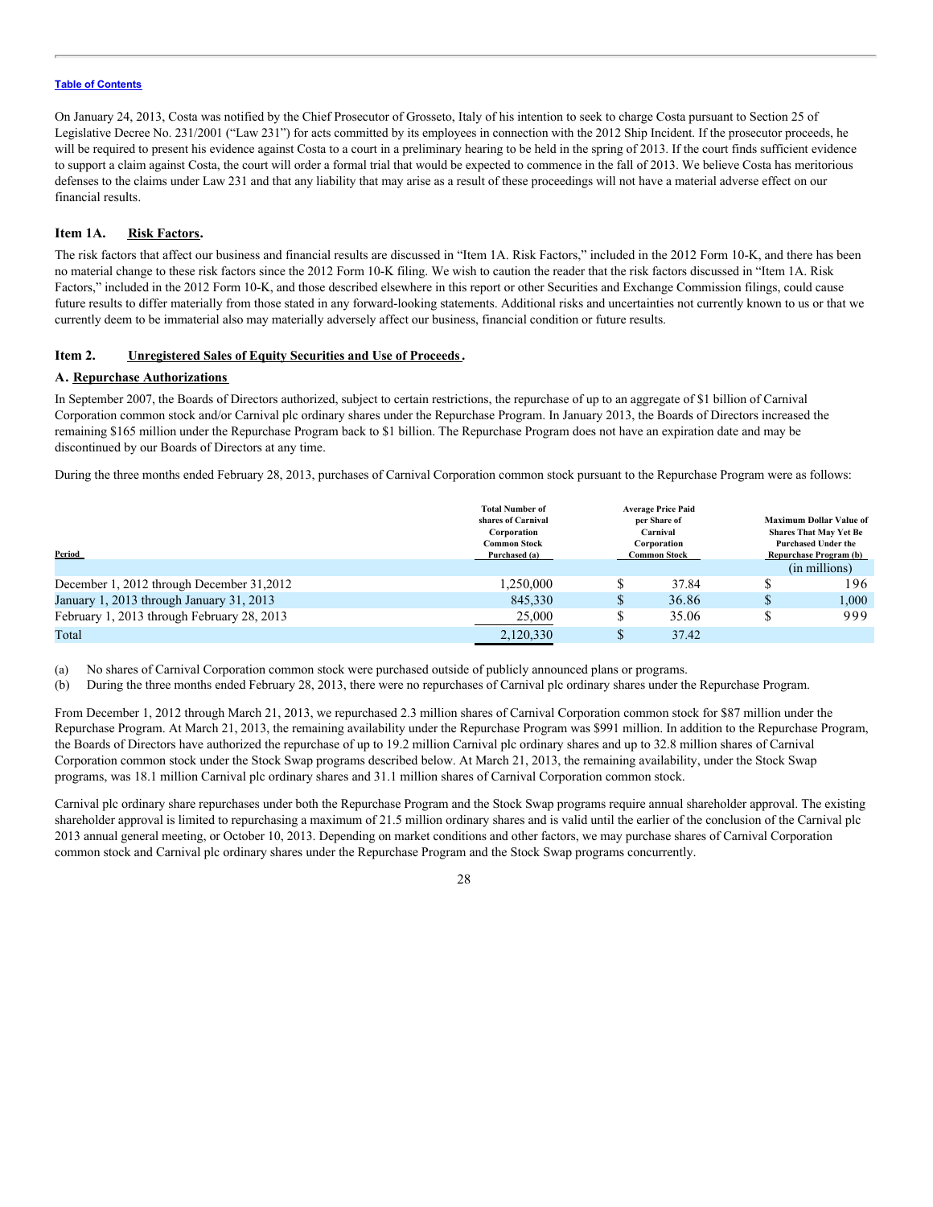On January 24, 2013, Costa was notified by the Chief Prosecutor of Grosseto, Italy of his intention to seek to charge Costa pursuant to Section 25 of Legislative Decree No. 231/2001 ("Law 231") for acts committed by its employees in connection with the 2012 Ship Incident. If the prosecutor proceeds, he will be required to present his evidence against Costa to a court in a preliminary hearing to be held in the spring of 2013. If the court finds sufficient evidence to support a claim against Costa, the court will order a formal trial that would be expected to commence in the fall of 2013. We believe Costa has meritorious defenses to the claims under Law 231 and that any liability that may arise as a result of these proceedings will not have a material adverse effect on our financial results.

## Item 1A. Risk Factors.

The risk factors that affect our business and financial results are discussed in "Item 1A. Risk Factors," included in the 2012 Form 10-K, and there has been no material change to these risk factors since the 2012 Form 10-K filing. We wish to caution the reader that the risk factors discussed in "Item 1A. Risk Factors," included in the 2012 Form 10-K, and those described elsewhere in this report or other Securities and Exchange Commission filings, could cause future results to differ materially from those stated in any forward-looking statements. Additional risks and uncertainties not currently known to us or that we currently deem to be immaterial also may materially adversely affect our business, financial condition or future results.

## Item 2. Unregistered Sales of Equity Securities and Use of Proceeds.

### A. Repurchase Authorizations

In September 2007, the Boards of Directors authorized, subject to certain restrictions, the repurchase of up to an aggregate of $1 billion of Carnival Corporation common stock and/or Carnival plc ordinary shares under the Repurchase Program. In January 2013, the Boards of Directors increased the remaining $165 million under the Repurchase Program back to $1 billion. The Repurchase Program does not have an expiration date and may be discontinued by our Boards of Directors at any time.

During the three months ended February 28, 2013, purchases of Carnival Corporation common stock pursuant to the Repurchase Program were as follows:

| Period | Total Number of shares of Carnival Corporation Common Stock Purchased (a) | Average Price Paid per Share of Carnival Corporation Common Stock | Maximum Dollar Value of Shares That May Yet Be Purchased Under the Repurchase Program (b) |
|---|---|---|---|
| | | | (in millions) |
| December 1, 2012 through December 31,2012 | 1,250,000 | $ 37.84 | $ 196 |
| January 1, 2013 through January 31, 2013 | 845,330 | $ 36.86 | $ 1,000 |
| February 1, 2013 through February 28, 2013 | 25,000 | $ 35.06 | $ 999 |
| Total | 2,120,330 | $ 37.42 | |

(a) No shares of Carnival Corporation common stock were purchased outside of publicly announced plans or programs.

(b) During the three months ended February 28, 2013, there were no repurchases of Carnival plc ordinary shares under the Repurchase Program.

From December 1, 2012 through March 21, 2013, we repurchased 2.3 million shares of Carnival Corporation common stock for $87 million under the Repurchase Program. At March 21, 2013, the remaining availability under the Repurchase Program was $991 million. In addition to the Repurchase Program, the Boards of Directors have authorized the repurchase of up to 19.2 million Carnival plc ordinary shares and up to 32.8 million shares of Carnival Corporation common stock under the Stock Swap programs described below. At March 21, 2013, the remaining availability, under the Stock Swap programs, was 18.1 million Carnival plc ordinary shares and 31.1 million shares of Carnival Corporation common stock.

Carnival plc ordinary share repurchases under both the Repurchase Program and the Stock Swap programs require annual shareholder approval. The existing shareholder approval is limited to repurchasing a maximum of 21.5 million ordinary shares and is valid until the earlier of the conclusion of the Carnival plc 2013 annual general meeting, or October 10, 2013. Depending on market conditions and other factors, we may purchase shares of Carnival Corporation common stock and Carnival plc ordinary shares under the Repurchase Program and the Stock Swap programs concurrently.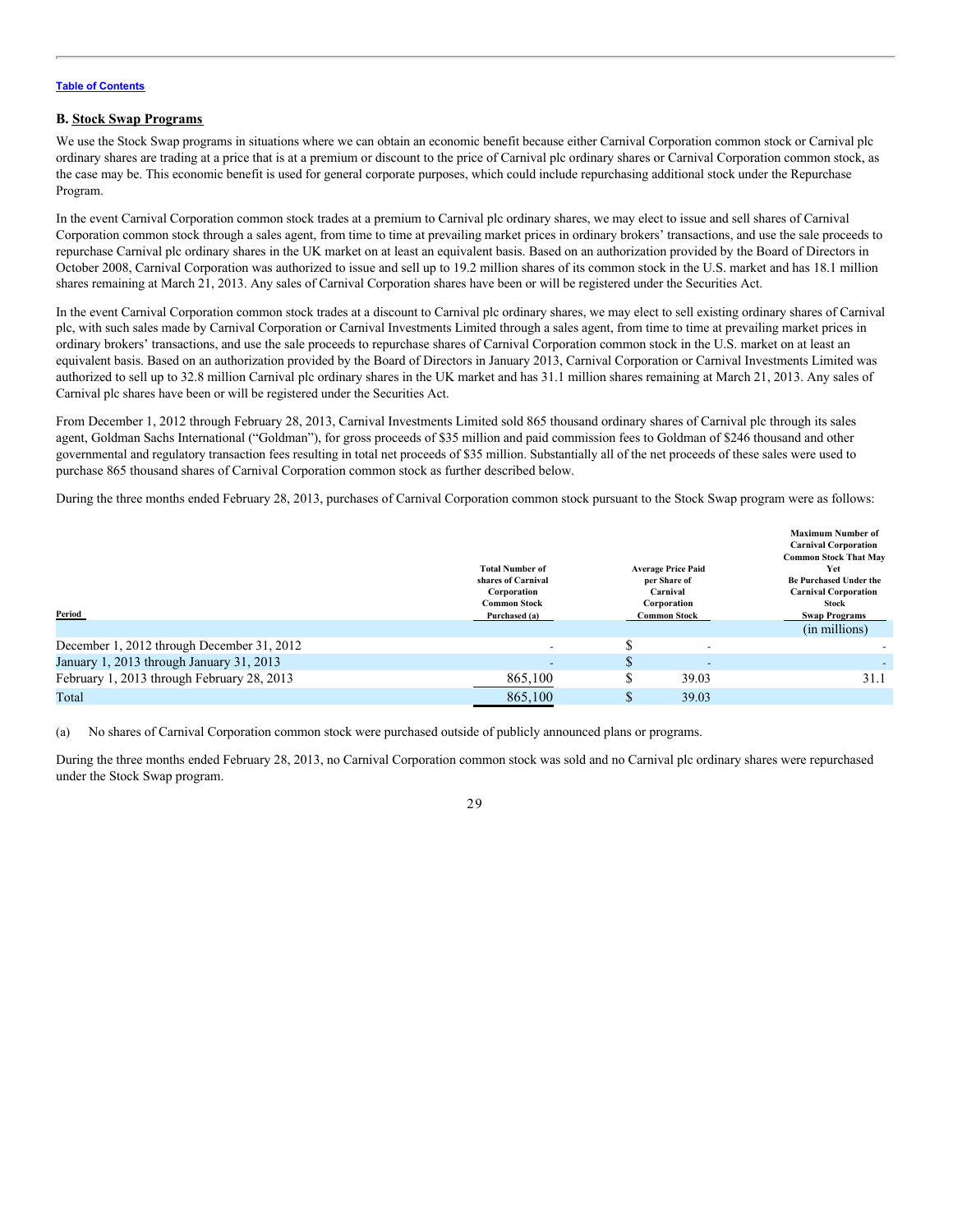[Table of Contents](#)

### B. Stock Swap Programs

We use the Stock Swap programs in situations where we can obtain an economic benefit because either Carnival Corporation common stock or Carnival plc ordinary shares are trading at a price that is at a premium or discount to the price of Carnival plc ordinary shares or Carnival Corporation common stock, as the case may be. This economic benefit is used for general corporate purposes, which could include repurchasing additional stock under the Repurchase Program.

In the event Carnival Corporation common stock trades at a premium to Carnival plc ordinary shares, we may elect to issue and sell shares of Carnival Corporation common stock through a sales agent, from time to time at prevailing market prices in ordinary brokers' transactions, and use the sale proceeds to repurchase Carnival plc ordinary shares in the UK market on at least an equivalent basis. Based on an authorization provided by the Board of Directors in October 2008, Carnival Corporation was authorized to issue and sell up to 19.2 million shares of its common stock in the U.S. market and has 18.1 million shares remaining at March 21, 2013. Any sales of Carnival Corporation shares have been or will be registered under the Securities Act.

In the event Carnival Corporation common stock trades at a discount to Carnival plc ordinary shares, we may elect to sell existing ordinary shares of Carnival plc, with such sales made by Carnival Corporation or Carnival Investments Limited through a sales agent, from time to time at prevailing market prices in ordinary brokers' transactions, and use the sale proceeds to repurchase shares of Carnival Corporation common stock in the U.S. market on at least an equivalent basis. Based on an authorization provided by the Board of Directors in January 2013, Carnival Corporation or Carnival Investments Limited was authorized to sell up to 32.8 million Carnival plc ordinary shares in the UK market and has 31.1 million shares remaining at March 21, 2013. Any sales of Carnival plc shares have been or will be registered under the Securities Act.

From December 1, 2012 through February 28, 2013, Carnival Investments Limited sold 865 thousand ordinary shares of Carnival plc through its sales agent, Goldman Sachs International ("Goldman"), for gross proceeds of $35 million and paid commission fees to Goldman of $246 thousand and other governmental and regulatory transaction fees resulting in total net proceeds of $35 million. Substantially all of the net proceeds of these sales were used to purchase 865 thousand shares of Carnival Corporation common stock as further described below.

During the three months ended February 28, 2013, purchases of Carnival Corporation common stock pursuant to the Stock Swap program were as follows:

| Period | Total Number of shares of Carnival Corporation Common Stock Purchased (a) | Average Price Paid per Share of Carnival Corporation Common Stock | Maximum Number of Carnival Corporation Common Stock That May Yet Be Purchased Under the Carnival Corporation Stock Swap Programs |
|---|---|---|---|
| | | | (in millions) |
| December 1, 2012 through December 31, 2012 | - | $ - | - |
| January 1, 2013 through January 31, 2013 | - | $ - | - |
| February 1, 2013 through February 28, 2013 | 865,100 | $ 39.03 | 31.1 |
| Total | 865,100 | $ 39.03 | |

(a) No shares of Carnival Corporation common stock were purchased outside of publicly announced plans or programs.

During the three months ended February 28, 2013, no Carnival Corporation common stock was sold and no Carnival plc ordinary shares were repurchased under the Stock Swap program.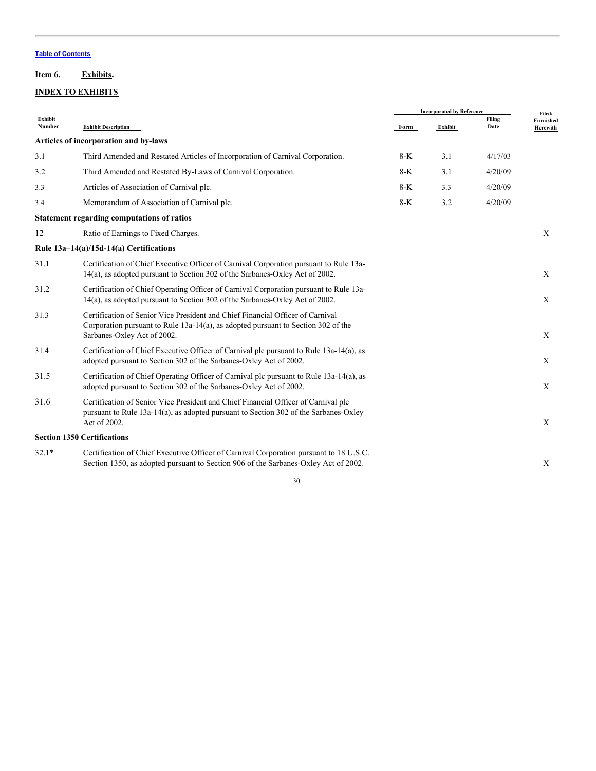Table of Contents

**Item 6.** **Exhibits.**

**INDEX TO EXHIBITS**

| Exhibit Number | Exhibit Description | Incorporated by Reference | | | Filed/ Furnished Herewith |
|---|---|---|---|---|---|
| | | Form | Exhibit | Filing Date | |
| **Articles of incorporation and by-laws** | | | | | |
| 3.1 | Third Amended and Restated Articles of Incorporation of Carnival Corporation. | 8-K | 3.1 | 4/17/03 | |
| 3.2 | Third Amended and Restated By-Laws of Carnival Corporation. | 8-K | 3.1 | 4/20/09 | |
| 3.3 | Articles of Association of Carnival plc. | 8-K | 3.3 | 4/20/09 | |
| 3.4 | Memorandum of Association of Carnival plc. | 8-K | 3.2 | 4/20/09 | |
| **Statement regarding computations of ratios** | | | | | |
| 12 | Ratio of Earnings to Fixed Charges. | | | | X |
| **Rule 13a–14(a)/15d-14(a) Certifications** | | | | | |
| 31.1 | Certification of Chief Executive Officer of Carnival Corporation pursuant to Rule 13a-14(a), as adopted pursuant to Section 302 of the Sarbanes-Oxley Act of 2002. | | | | X |
| 31.2 | Certification of Chief Operating Officer of Carnival Corporation pursuant to Rule 13a-14(a), as adopted pursuant to Section 302 of the Sarbanes-Oxley Act of 2002. | | | | X |
| 31.3 | Certification of Senior Vice President and Chief Financial Officer of Carnival Corporation pursuant to Rule 13a-14(a), as adopted pursuant to Section 302 of the Sarbanes-Oxley Act of 2002. | | | | X |
| 31.4 | Certification of Chief Executive Officer of Carnival plc pursuant to Rule 13a-14(a), as adopted pursuant to Section 302 of the Sarbanes-Oxley Act of 2002. | | | | X |
| 31.5 | Certification of Chief Operating Officer of Carnival plc pursuant to Rule 13a-14(a), as adopted pursuant to Section 302 of the Sarbanes-Oxley Act of 2002. | | | | X |
| 31.6 | Certification of Senior Vice President and Chief Financial Officer of Carnival plc pursuant to Rule 13a-14(a), as adopted pursuant to Section 302 of the Sarbanes-Oxley Act of 2002. | | | | X |
| **Section 1350 Certifications** | | | | | |
| 32.1* | Certification of Chief Executive Officer of Carnival Corporation pursuant to 18 U.S.C. Section 1350, as adopted pursuant to Section 906 of the Sarbanes-Oxley Act of 2002. | | | | X |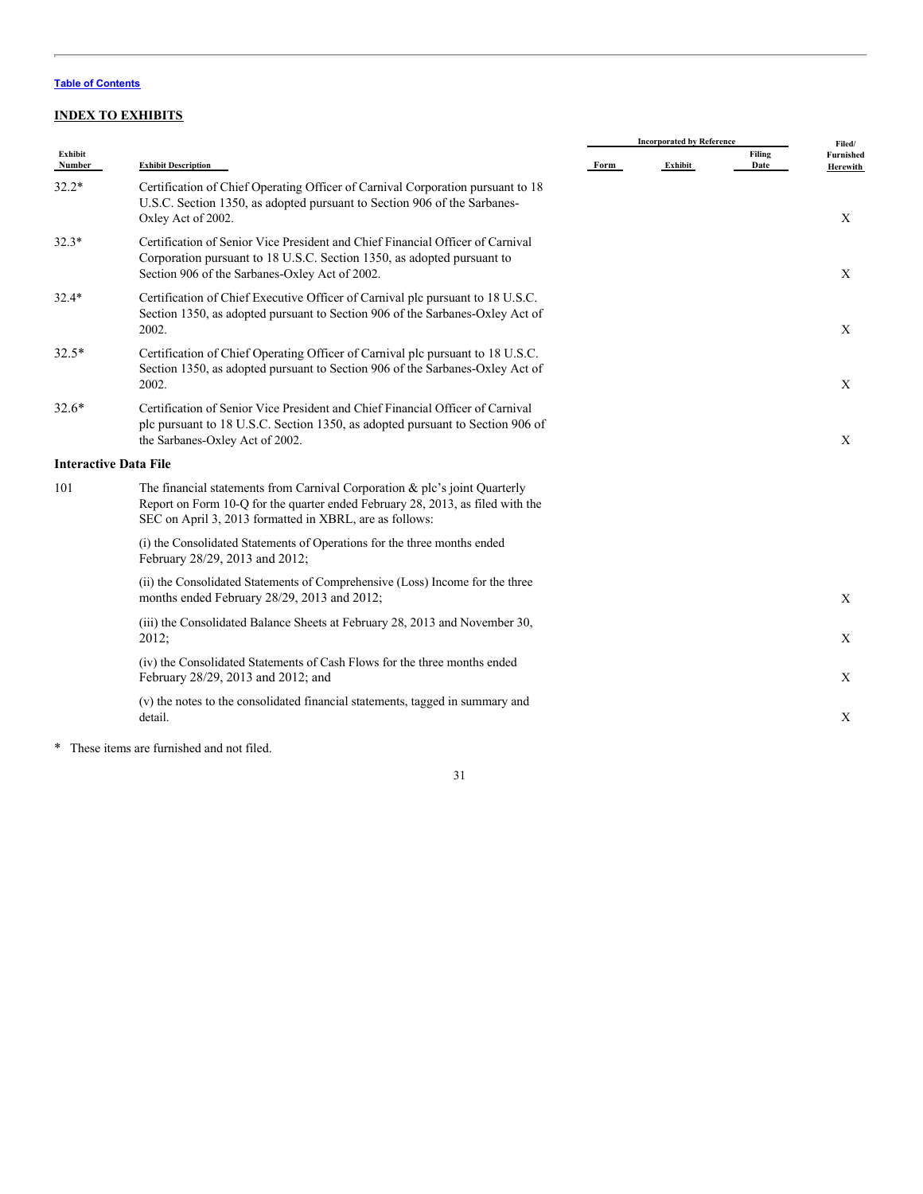Table of Contents

## INDEX TO EXHIBITS

| Exhibit Number | Exhibit Description | Incorporated by Reference Form | Exhibit | Filing Date | Filed/ Furnished Herewith |
|---|---|---|---|---|---|
| 32.2* | Certification of Chief Operating Officer of Carnival Corporation pursuant to 18 U.S.C. Section 1350, as adopted pursuant to Section 906 of the Sarbanes-Oxley Act of 2002. | | | | X |
| 32.3* | Certification of Senior Vice President and Chief Financial Officer of Carnival Corporation pursuant to 18 U.S.C. Section 1350, as adopted pursuant to Section 906 of the Sarbanes-Oxley Act of 2002. | | | | X |
| 32.4* | Certification of Chief Executive Officer of Carnival plc pursuant to 18 U.S.C. Section 1350, as adopted pursuant to Section 906 of the Sarbanes-Oxley Act of 2002. | | | | X |
| 32.5* | Certification of Chief Operating Officer of Carnival plc pursuant to 18 U.S.C. Section 1350, as adopted pursuant to Section 906 of the Sarbanes-Oxley Act of 2002. | | | | X |
| 32.6* | Certification of Senior Vice President and Chief Financial Officer of Carnival plc pursuant to 18 U.S.C. Section 1350, as adopted pursuant to Section 906 of the Sarbanes-Oxley Act of 2002. | | | | X |
| **Interactive Data File** | | | | | |
| 101 | The financial statements from Carnival Corporation & plc's joint Quarterly Report on Form 10-Q for the quarter ended February 28, 2013, as filed with the SEC on April 3, 2013 formatted in XBRL, are as follows: | | | | |
| | (i) the Consolidated Statements of Operations for the three months ended February 28/29, 2013 and 2012; | | | | |
| | (ii) the Consolidated Statements of Comprehensive (Loss) Income for the three months ended February 28/29, 2013 and 2012; | | | | X |
| | (iii) the Consolidated Balance Sheets at February 28, 2013 and November 30, 2012; | | | | X |
| | (iv) the Consolidated Statements of Cash Flows for the three months ended February 28/29, 2013 and 2012; and | | | | X |
| | (v) the notes to the consolidated financial statements, tagged in summary and detail. | | | | X |

\* These items are furnished and not filed.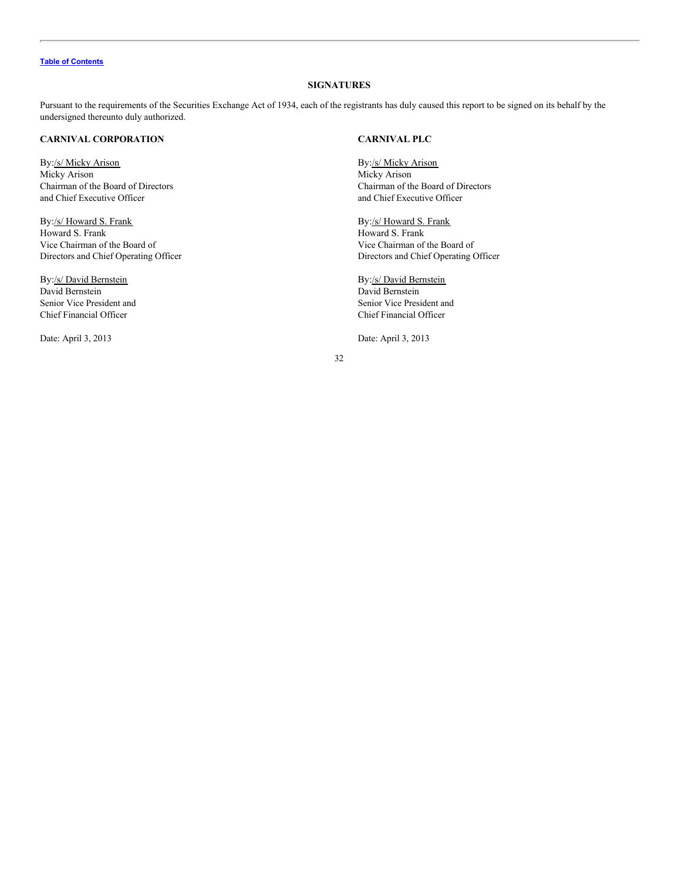## SIGNATURES

Pursuant to the requirements of the Securities Exchange Act of 1934, each of the registrants has duly caused this report to be signed on its behalf by the undersigned thereunto duly authorized.

**CARNIVAL CORPORATION**

By:/s/ Micky Arison
Micky Arison
Chairman of the Board of Directors
and Chief Executive Officer

By:/s/ Howard S. Frank
Howard S. Frank
Vice Chairman of the Board of
Directors and Chief Operating Officer

By:/s/ David Bernstein
David Bernstein
Senior Vice President and
Chief Financial Officer

Date: April 3, 2013

**CARNIVAL PLC**

By:/s/ Micky Arison
Micky Arison
Chairman of the Board of Directors
and Chief Executive Officer

By:/s/ Howard S. Frank
Howard S. Frank
Vice Chairman of the Board of
Directors and Chief Operating Officer

By:/s/ David Bernstein
David Bernstein
Senior Vice President and
Chief Financial Officer

Date: April 3, 2013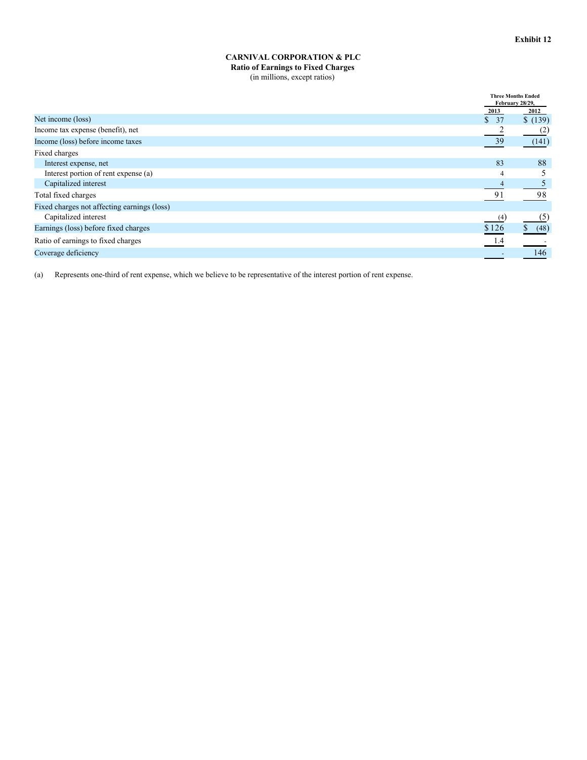**Exhibit 12**

**CARNIVAL CORPORATION & PLC**
**Ratio of Earnings to Fixed Charges**
(in millions, except ratios)

| | Three Months Ended February 28/29, | |
|---|---|---|
| | 2013 | 2012 |
| Net income (loss) | $ 37 | $ (139) |
| Income tax expense (benefit), net | 2 | (2) |
| Income (loss) before income taxes | 39 | (141) |
| Fixed charges | | |
| Interest expense, net | 83 | 88 |
| Interest portion of rent expense (a) | 4 | 5 |
| Capitalized interest | 4 | 5 |
| Total fixed charges | 91 | 98 |
| Fixed charges not affecting earnings (loss) | | |
| Capitalized interest | (4) | (5) |
| Earnings (loss) before fixed charges | $ 126 | $ (48) |
| Ratio of earnings to fixed charges | 1.4 | - |
| Coverage deficiency | - | 146 |

(a) Represents one-third of rent expense, which we believe to be representative of the interest portion of rent expense.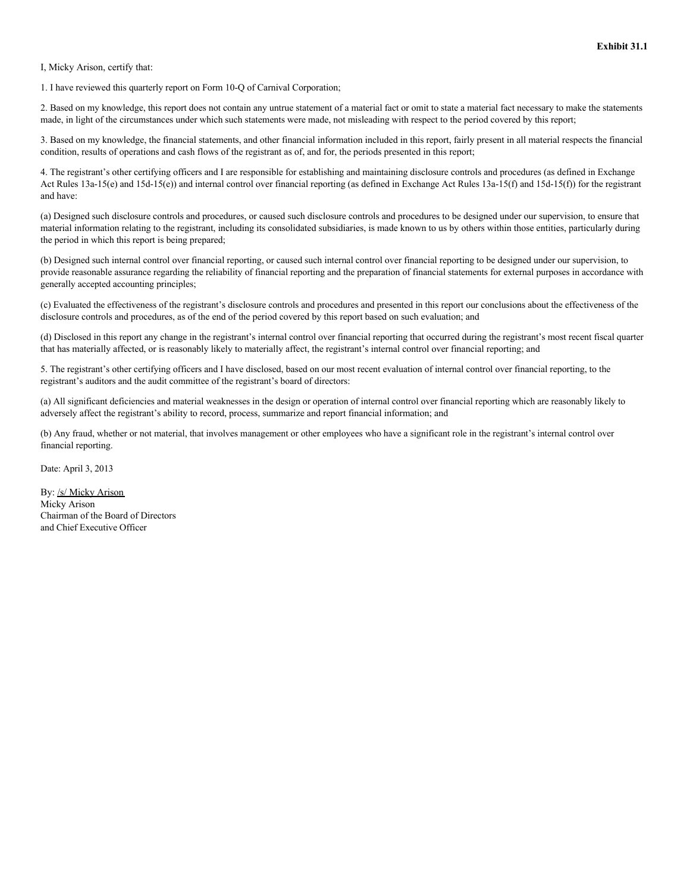**Exhibit 31.1**

I, Micky Arison, certify that:

1. I have reviewed this quarterly report on Form 10-Q of Carnival Corporation;

2. Based on my knowledge, this report does not contain any untrue statement of a material fact or omit to state a material fact necessary to make the statements made, in light of the circumstances under which such statements were made, not misleading with respect to the period covered by this report;

3. Based on my knowledge, the financial statements, and other financial information included in this report, fairly present in all material respects the financial condition, results of operations and cash flows of the registrant as of, and for, the periods presented in this report;

4. The registrant's other certifying officers and I are responsible for establishing and maintaining disclosure controls and procedures (as defined in Exchange Act Rules 13a-15(e) and 15d-15(e)) and internal control over financial reporting (as defined in Exchange Act Rules 13a-15(f) and 15d-15(f)) for the registrant and have:

(a) Designed such disclosure controls and procedures, or caused such disclosure controls and procedures to be designed under our supervision, to ensure that material information relating to the registrant, including its consolidated subsidiaries, is made known to us by others within those entities, particularly during the period in which this report is being prepared;

(b) Designed such internal control over financial reporting, or caused such internal control over financial reporting to be designed under our supervision, to provide reasonable assurance regarding the reliability of financial reporting and the preparation of financial statements for external purposes in accordance with generally accepted accounting principles;

(c) Evaluated the effectiveness of the registrant's disclosure controls and procedures and presented in this report our conclusions about the effectiveness of the disclosure controls and procedures, as of the end of the period covered by this report based on such evaluation; and

(d) Disclosed in this report any change in the registrant's internal control over financial reporting that occurred during the registrant's most recent fiscal quarter that has materially affected, or is reasonably likely to materially affect, the registrant's internal control over financial reporting; and

5. The registrant's other certifying officers and I have disclosed, based on our most recent evaluation of internal control over financial reporting, to the registrant's auditors and the audit committee of the registrant's board of directors:

(a) All significant deficiencies and material weaknesses in the design or operation of internal control over financial reporting which are reasonably likely to adversely affect the registrant's ability to record, process, summarize and report financial information; and

(b) Any fraud, whether or not material, that involves management or other employees who have a significant role in the registrant's internal control over financial reporting.

Date: April 3, 2013

By: /s/ Micky Arison
Micky Arison
Chairman of the Board of Directors
and Chief Executive Officer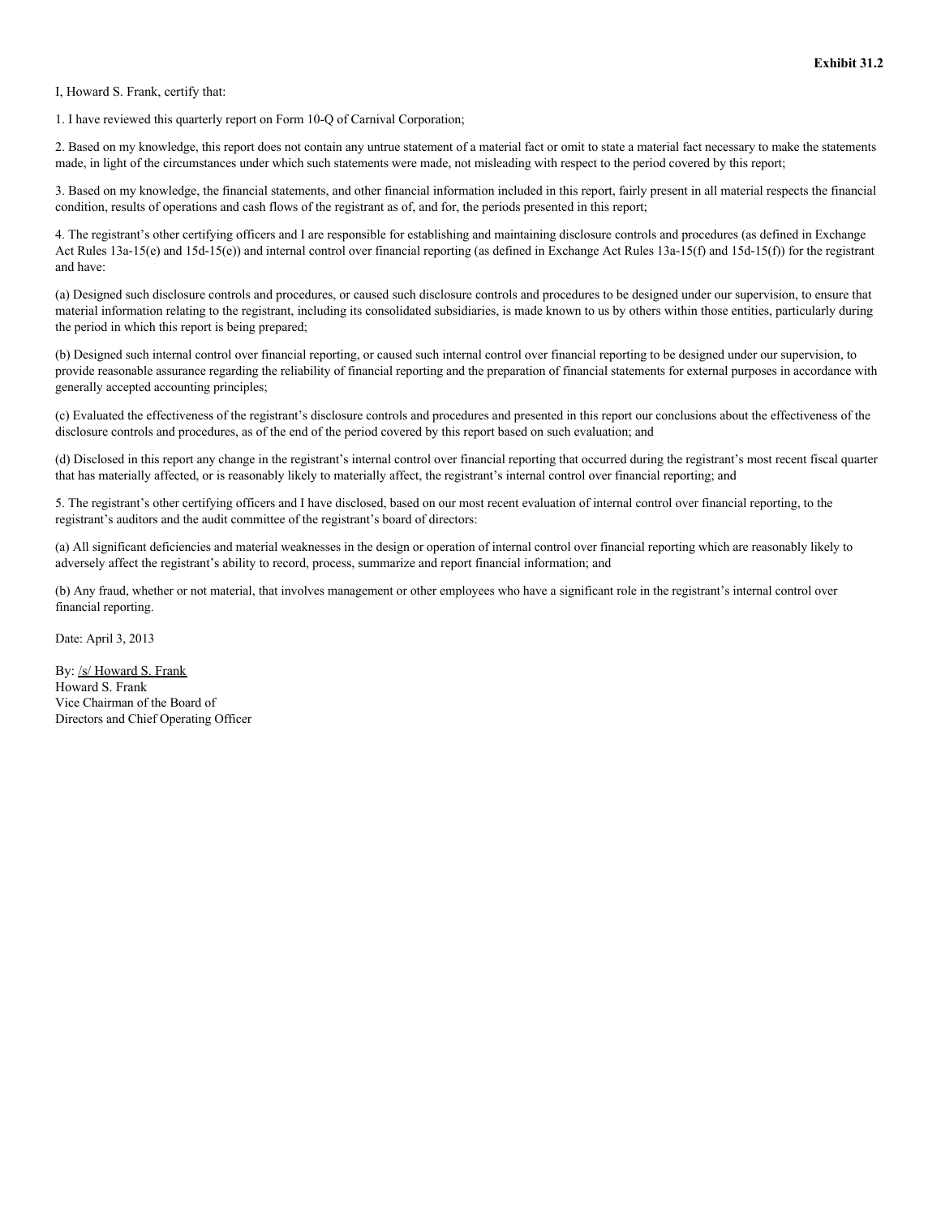**Exhibit 31.2**

I, Howard S. Frank, certify that:

1. I have reviewed this quarterly report on Form 10-Q of Carnival Corporation;

2. Based on my knowledge, this report does not contain any untrue statement of a material fact or omit to state a material fact necessary to make the statements made, in light of the circumstances under which such statements were made, not misleading with respect to the period covered by this report;

3. Based on my knowledge, the financial statements, and other financial information included in this report, fairly present in all material respects the financial condition, results of operations and cash flows of the registrant as of, and for, the periods presented in this report;

4. The registrant's other certifying officers and I are responsible for establishing and maintaining disclosure controls and procedures (as defined in Exchange Act Rules 13a-15(e) and 15d-15(e)) and internal control over financial reporting (as defined in Exchange Act Rules 13a-15(f) and 15d-15(f)) for the registrant and have:

(a) Designed such disclosure controls and procedures, or caused such disclosure controls and procedures to be designed under our supervision, to ensure that material information relating to the registrant, including its consolidated subsidiaries, is made known to us by others within those entities, particularly during the period in which this report is being prepared;

(b) Designed such internal control over financial reporting, or caused such internal control over financial reporting to be designed under our supervision, to provide reasonable assurance regarding the reliability of financial reporting and the preparation of financial statements for external purposes in accordance with generally accepted accounting principles;

(c) Evaluated the effectiveness of the registrant's disclosure controls and procedures and presented in this report our conclusions about the effectiveness of the disclosure controls and procedures, as of the end of the period covered by this report based on such evaluation; and

(d) Disclosed in this report any change in the registrant's internal control over financial reporting that occurred during the registrant's most recent fiscal quarter that has materially affected, or is reasonably likely to materially affect, the registrant's internal control over financial reporting; and

5. The registrant's other certifying officers and I have disclosed, based on our most recent evaluation of internal control over financial reporting, to the registrant's auditors and the audit committee of the registrant's board of directors:

(a) All significant deficiencies and material weaknesses in the design or operation of internal control over financial reporting which are reasonably likely to adversely affect the registrant's ability to record, process, summarize and report financial information; and

(b) Any fraud, whether or not material, that involves management or other employees who have a significant role in the registrant's internal control over financial reporting.

Date: April 3, 2013

By: /s/ Howard S. Frank
Howard S. Frank
Vice Chairman of the Board of
Directors and Chief Operating Officer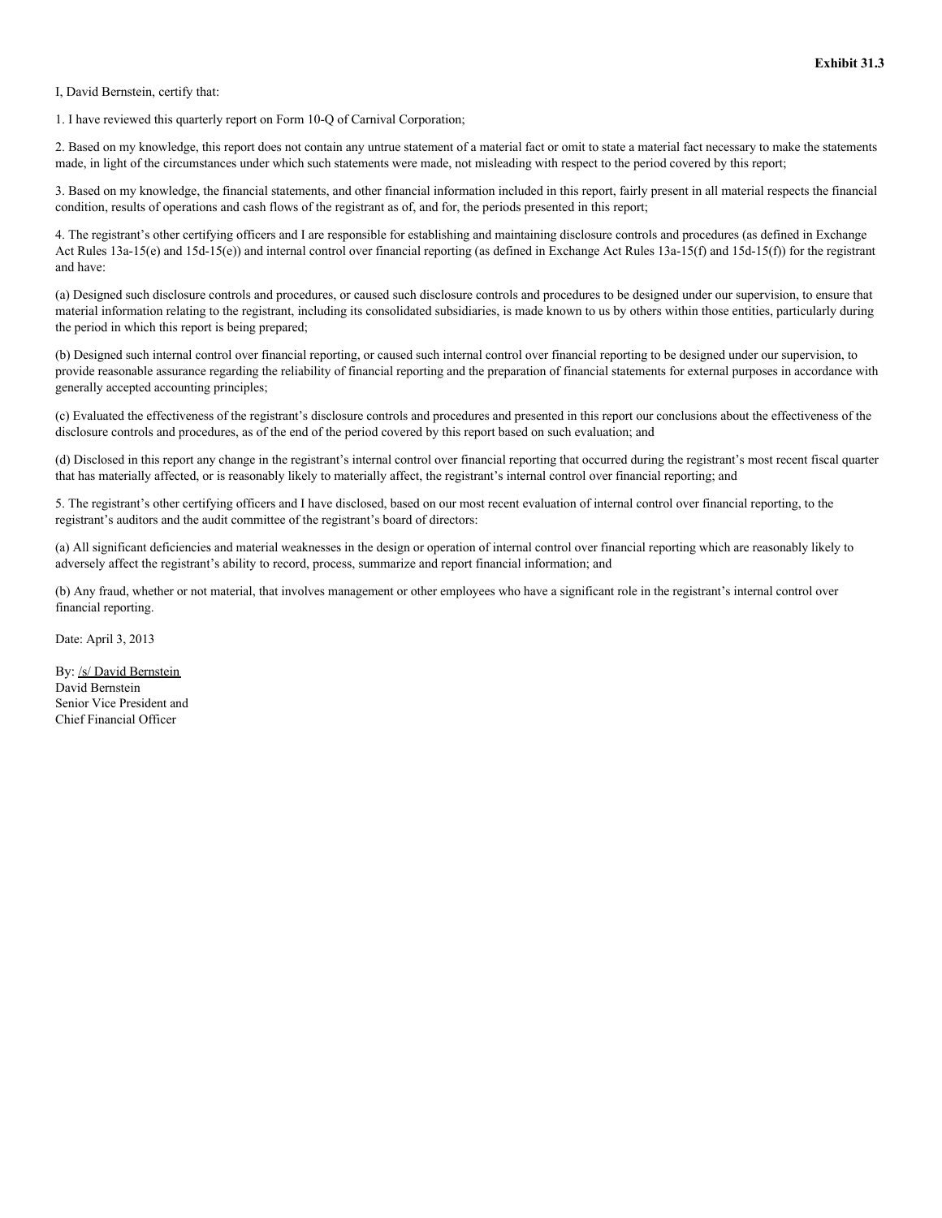**Exhibit 31.3**

I, David Bernstein, certify that:

1. I have reviewed this quarterly report on Form 10-Q of Carnival Corporation;

2. Based on my knowledge, this report does not contain any untrue statement of a material fact or omit to state a material fact necessary to make the statements made, in light of the circumstances under which such statements were made, not misleading with respect to the period covered by this report;

3. Based on my knowledge, the financial statements, and other financial information included in this report, fairly present in all material respects the financial condition, results of operations and cash flows of the registrant as of, and for, the periods presented in this report;

4. The registrant's other certifying officers and I are responsible for establishing and maintaining disclosure controls and procedures (as defined in Exchange Act Rules 13a-15(e) and 15d-15(e)) and internal control over financial reporting (as defined in Exchange Act Rules 13a-15(f) and 15d-15(f)) for the registrant and have:

(a) Designed such disclosure controls and procedures, or caused such disclosure controls and procedures to be designed under our supervision, to ensure that material information relating to the registrant, including its consolidated subsidiaries, is made known to us by others within those entities, particularly during the period in which this report is being prepared;

(b) Designed such internal control over financial reporting, or caused such internal control over financial reporting to be designed under our supervision, to provide reasonable assurance regarding the reliability of financial reporting and the preparation of financial statements for external purposes in accordance with generally accepted accounting principles;

(c) Evaluated the effectiveness of the registrant's disclosure controls and procedures and presented in this report our conclusions about the effectiveness of the disclosure controls and procedures, as of the end of the period covered by this report based on such evaluation; and

(d) Disclosed in this report any change in the registrant's internal control over financial reporting that occurred during the registrant's most recent fiscal quarter that has materially affected, or is reasonably likely to materially affect, the registrant's internal control over financial reporting; and

5. The registrant's other certifying officers and I have disclosed, based on our most recent evaluation of internal control over financial reporting, to the registrant's auditors and the audit committee of the registrant's board of directors:

(a) All significant deficiencies and material weaknesses in the design or operation of internal control over financial reporting which are reasonably likely to adversely affect the registrant's ability to record, process, summarize and report financial information; and

(b) Any fraud, whether or not material, that involves management or other employees who have a significant role in the registrant's internal control over financial reporting.

Date: April 3, 2013

By: /s/ David Bernstein
David Bernstein
Senior Vice President and
Chief Financial Officer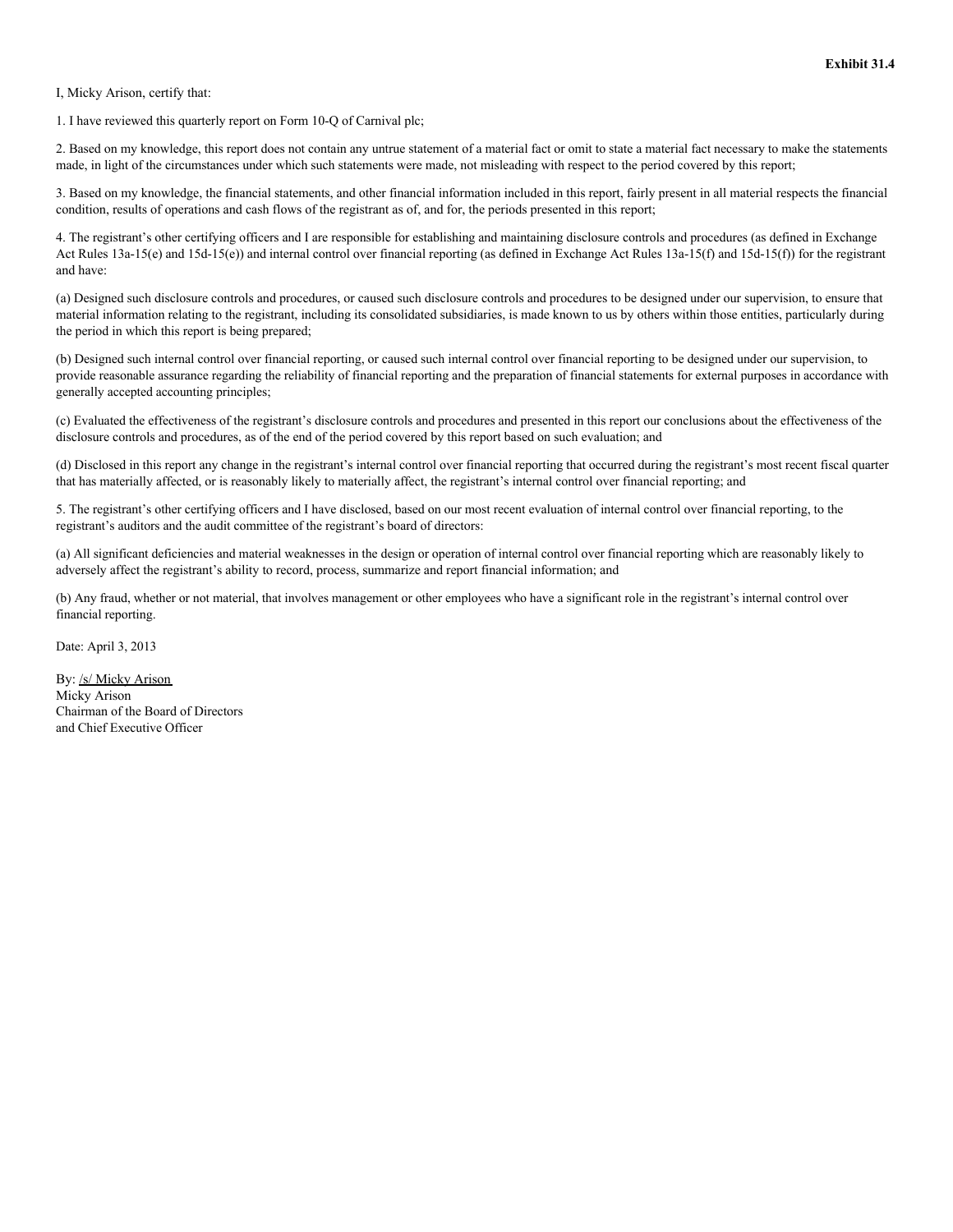**Exhibit 31.4**

I, Micky Arison, certify that:

1. I have reviewed this quarterly report on Form 10-Q of Carnival plc;

2. Based on my knowledge, this report does not contain any untrue statement of a material fact or omit to state a material fact necessary to make the statements made, in light of the circumstances under which such statements were made, not misleading with respect to the period covered by this report;

3. Based on my knowledge, the financial statements, and other financial information included in this report, fairly present in all material respects the financial condition, results of operations and cash flows of the registrant as of, and for, the periods presented in this report;

4. The registrant's other certifying officers and I are responsible for establishing and maintaining disclosure controls and procedures (as defined in Exchange Act Rules 13a-15(e) and 15d-15(e)) and internal control over financial reporting (as defined in Exchange Act Rules 13a-15(f) and 15d-15(f)) for the registrant and have:

(a) Designed such disclosure controls and procedures, or caused such disclosure controls and procedures to be designed under our supervision, to ensure that material information relating to the registrant, including its consolidated subsidiaries, is made known to us by others within those entities, particularly during the period in which this report is being prepared;

(b) Designed such internal control over financial reporting, or caused such internal control over financial reporting to be designed under our supervision, to provide reasonable assurance regarding the reliability of financial reporting and the preparation of financial statements for external purposes in accordance with generally accepted accounting principles;

(c) Evaluated the effectiveness of the registrant's disclosure controls and procedures and presented in this report our conclusions about the effectiveness of the disclosure controls and procedures, as of the end of the period covered by this report based on such evaluation; and

(d) Disclosed in this report any change in the registrant's internal control over financial reporting that occurred during the registrant's most recent fiscal quarter that has materially affected, or is reasonably likely to materially affect, the registrant's internal control over financial reporting; and

5. The registrant's other certifying officers and I have disclosed, based on our most recent evaluation of internal control over financial reporting, to the registrant's auditors and the audit committee of the registrant's board of directors:

(a) All significant deficiencies and material weaknesses in the design or operation of internal control over financial reporting which are reasonably likely to adversely affect the registrant's ability to record, process, summarize and report financial information; and

(b) Any fraud, whether or not material, that involves management or other employees who have a significant role in the registrant's internal control over financial reporting.

Date: April 3, 2013

By: /s/ Micky Arison
Micky Arison
Chairman of the Board of Directors
and Chief Executive Officer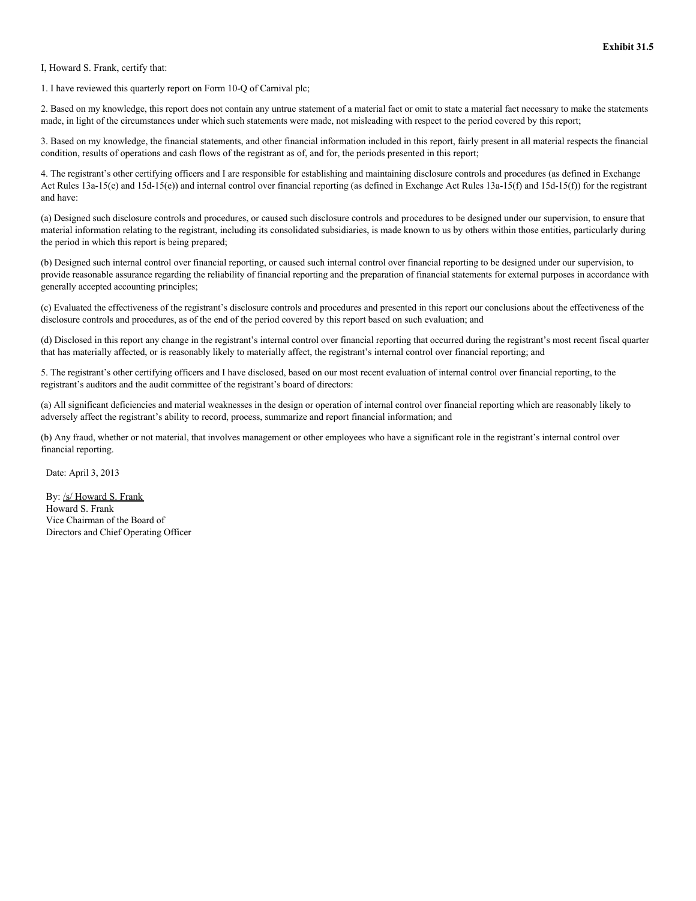**Exhibit 31.5**

I, Howard S. Frank, certify that:

1. I have reviewed this quarterly report on Form 10-Q of Carnival plc;

2. Based on my knowledge, this report does not contain any untrue statement of a material fact or omit to state a material fact necessary to make the statements made, in light of the circumstances under which such statements were made, not misleading with respect to the period covered by this report;

3. Based on my knowledge, the financial statements, and other financial information included in this report, fairly present in all material respects the financial condition, results of operations and cash flows of the registrant as of, and for, the periods presented in this report;

4. The registrant's other certifying officers and I are responsible for establishing and maintaining disclosure controls and procedures (as defined in Exchange Act Rules 13a-15(e) and 15d-15(e)) and internal control over financial reporting (as defined in Exchange Act Rules 13a-15(f) and 15d-15(f)) for the registrant and have:

(a) Designed such disclosure controls and procedures, or caused such disclosure controls and procedures to be designed under our supervision, to ensure that material information relating to the registrant, including its consolidated subsidiaries, is made known to us by others within those entities, particularly during the period in which this report is being prepared;

(b) Designed such internal control over financial reporting, or caused such internal control over financial reporting to be designed under our supervision, to provide reasonable assurance regarding the reliability of financial reporting and the preparation of financial statements for external purposes in accordance with generally accepted accounting principles;

(c) Evaluated the effectiveness of the registrant's disclosure controls and procedures and presented in this report our conclusions about the effectiveness of the disclosure controls and procedures, as of the end of the period covered by this report based on such evaluation; and

(d) Disclosed in this report any change in the registrant's internal control over financial reporting that occurred during the registrant's most recent fiscal quarter that has materially affected, or is reasonably likely to materially affect, the registrant's internal control over financial reporting; and

5. The registrant's other certifying officers and I have disclosed, based on our most recent evaluation of internal control over financial reporting, to the registrant's auditors and the audit committee of the registrant's board of directors:

(a) All significant deficiencies and material weaknesses in the design or operation of internal control over financial reporting which are reasonably likely to adversely affect the registrant's ability to record, process, summarize and report financial information; and

(b) Any fraud, whether or not material, that involves management or other employees who have a significant role in the registrant's internal control over financial reporting.

Date: April 3, 2013

By: /s/ Howard S. Frank  
Howard S. Frank  
Vice Chairman of the Board of  
Directors and Chief Operating Officer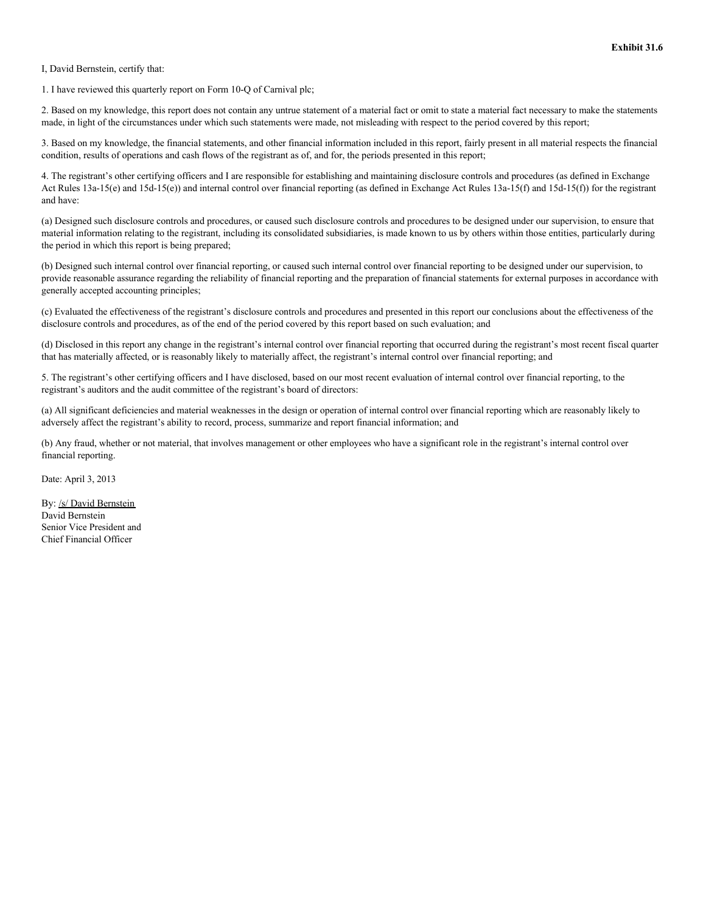**Exhibit 31.6**

I, David Bernstein, certify that:

1. I have reviewed this quarterly report on Form 10-Q of Carnival plc;

2. Based on my knowledge, this report does not contain any untrue statement of a material fact or omit to state a material fact necessary to make the statements made, in light of the circumstances under which such statements were made, not misleading with respect to the period covered by this report;

3. Based on my knowledge, the financial statements, and other financial information included in this report, fairly present in all material respects the financial condition, results of operations and cash flows of the registrant as of, and for, the periods presented in this report;

4. The registrant's other certifying officers and I are responsible for establishing and maintaining disclosure controls and procedures (as defined in Exchange Act Rules 13a-15(e) and 15d-15(e)) and internal control over financial reporting (as defined in Exchange Act Rules 13a-15(f) and 15d-15(f)) for the registrant and have:

(a) Designed such disclosure controls and procedures, or caused such disclosure controls and procedures to be designed under our supervision, to ensure that material information relating to the registrant, including its consolidated subsidiaries, is made known to us by others within those entities, particularly during the period in which this report is being prepared;

(b) Designed such internal control over financial reporting, or caused such internal control over financial reporting to be designed under our supervision, to provide reasonable assurance regarding the reliability of financial reporting and the preparation of financial statements for external purposes in accordance with generally accepted accounting principles;

(c) Evaluated the effectiveness of the registrant's disclosure controls and procedures and presented in this report our conclusions about the effectiveness of the disclosure controls and procedures, as of the end of the period covered by this report based on such evaluation; and

(d) Disclosed in this report any change in the registrant's internal control over financial reporting that occurred during the registrant's most recent fiscal quarter that has materially affected, or is reasonably likely to materially affect, the registrant's internal control over financial reporting; and

5. The registrant's other certifying officers and I have disclosed, based on our most recent evaluation of internal control over financial reporting, to the registrant's auditors and the audit committee of the registrant's board of directors:

(a) All significant deficiencies and material weaknesses in the design or operation of internal control over financial reporting which are reasonably likely to adversely affect the registrant's ability to record, process, summarize and report financial information; and

(b) Any fraud, whether or not material, that involves management or other employees who have a significant role in the registrant's internal control over financial reporting.

Date: April 3, 2013

By: /s/ David Bernstein
David Bernstein
Senior Vice President and
Chief Financial Officer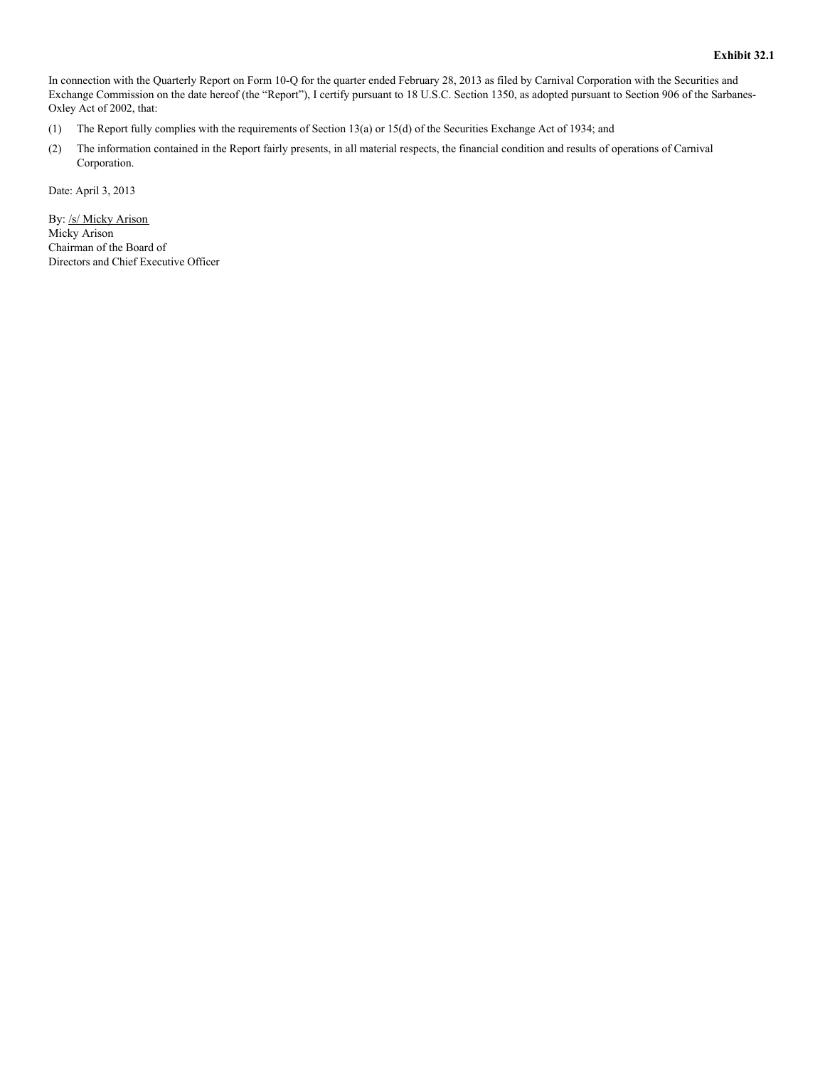**Exhibit 32.1**

In connection with the Quarterly Report on Form 10-Q for the quarter ended February 28, 2013 as filed by Carnival Corporation with the Securities and Exchange Commission on the date hereof (the "Report"), I certify pursuant to 18 U.S.C. Section 1350, as adopted pursuant to Section 906 of the Sarbanes-Oxley Act of 2002, that:

(1) The Report fully complies with the requirements of Section 13(a) or 15(d) of the Securities Exchange Act of 1934; and

(2) The information contained in the Report fairly presents, in all material respects, the financial condition and results of operations of Carnival Corporation.

Date: April 3, 2013

By: /s/ Micky Arison
Micky Arison
Chairman of the Board of
Directors and Chief Executive Officer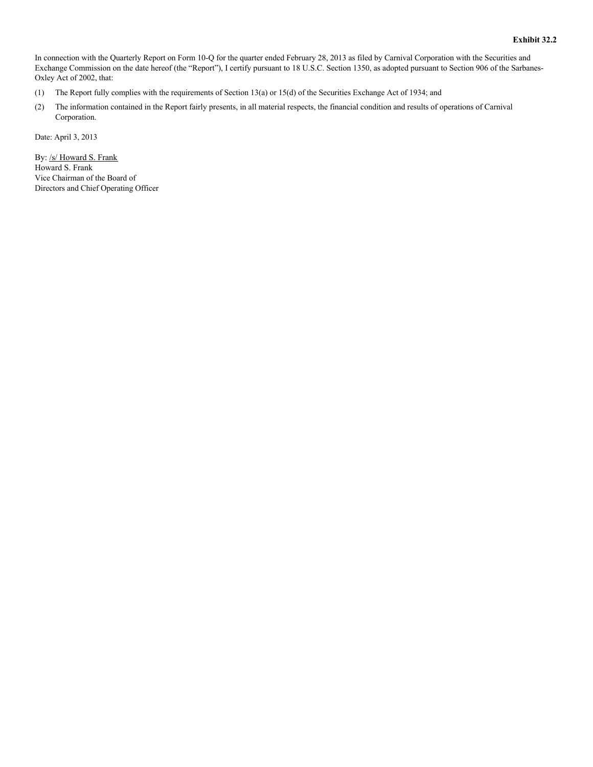**Exhibit 32.2**

In connection with the Quarterly Report on Form 10-Q for the quarter ended February 28, 2013 as filed by Carnival Corporation with the Securities and Exchange Commission on the date hereof (the "Report"), I certify pursuant to 18 U.S.C. Section 1350, as adopted pursuant to Section 906 of the Sarbanes-Oxley Act of 2002, that:

(1) The Report fully complies with the requirements of Section 13(a) or 15(d) of the Securities Exchange Act of 1934; and

(2) The information contained in the Report fairly presents, in all material respects, the financial condition and results of operations of Carnival Corporation.

Date: April 3, 2013

By: /s/ Howard S. Frank
Howard S. Frank
Vice Chairman of the Board of
Directors and Chief Operating Officer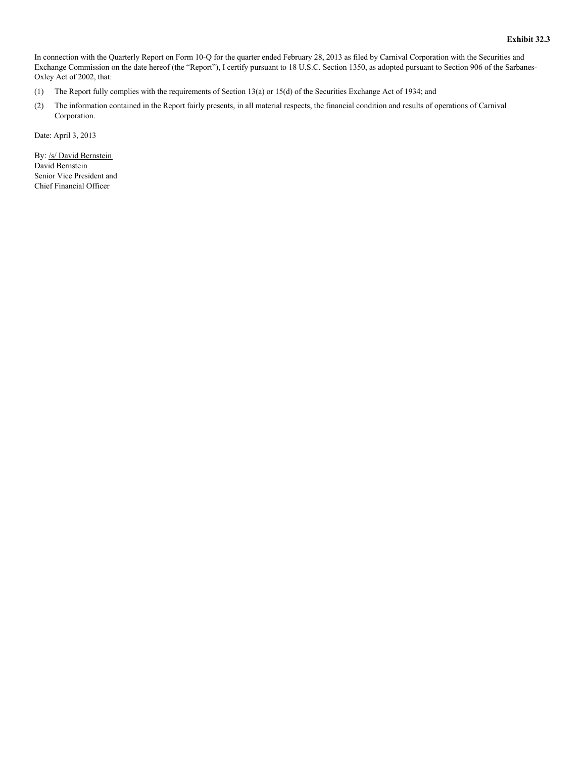**Exhibit 32.3**

In connection with the Quarterly Report on Form 10-Q for the quarter ended February 28, 2013 as filed by Carnival Corporation with the Securities and Exchange Commission on the date hereof (the "Report"), I certify pursuant to 18 U.S.C. Section 1350, as adopted pursuant to Section 906 of the Sarbanes-Oxley Act of 2002, that:

(1) The Report fully complies with the requirements of Section 13(a) or 15(d) of the Securities Exchange Act of 1934; and

(2) The information contained in the Report fairly presents, in all material respects, the financial condition and results of operations of Carnival Corporation.

Date: April 3, 2013

By: /s/ David Bernstein
David Bernstein
Senior Vice President and
Chief Financial Officer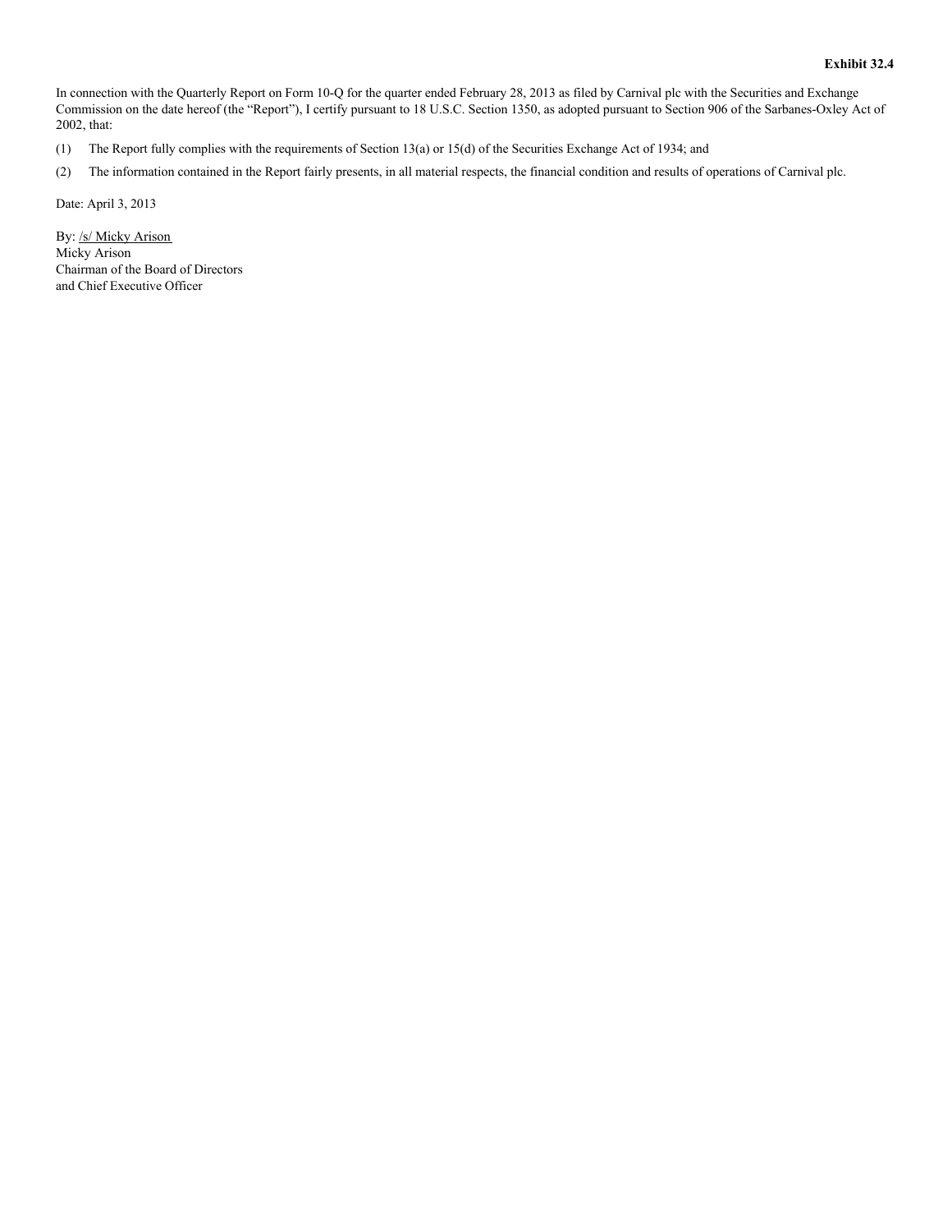**Exhibit 32.4**

In connection with the Quarterly Report on Form 10-Q for the quarter ended February 28, 2013 as filed by Carnival plc with the Securities and Exchange Commission on the date hereof (the "Report"), I certify pursuant to 18 U.S.C. Section 1350, as adopted pursuant to Section 906 of the Sarbanes-Oxley Act of 2002, that:

(1) The Report fully complies with the requirements of Section 13(a) or 15(d) of the Securities Exchange Act of 1934; and

(2) The information contained in the Report fairly presents, in all material respects, the financial condition and results of operations of Carnival plc.

Date: April 3, 2013

By: /s/ Micky Arison
Micky Arison
Chairman of the Board of Directors
and Chief Executive Officer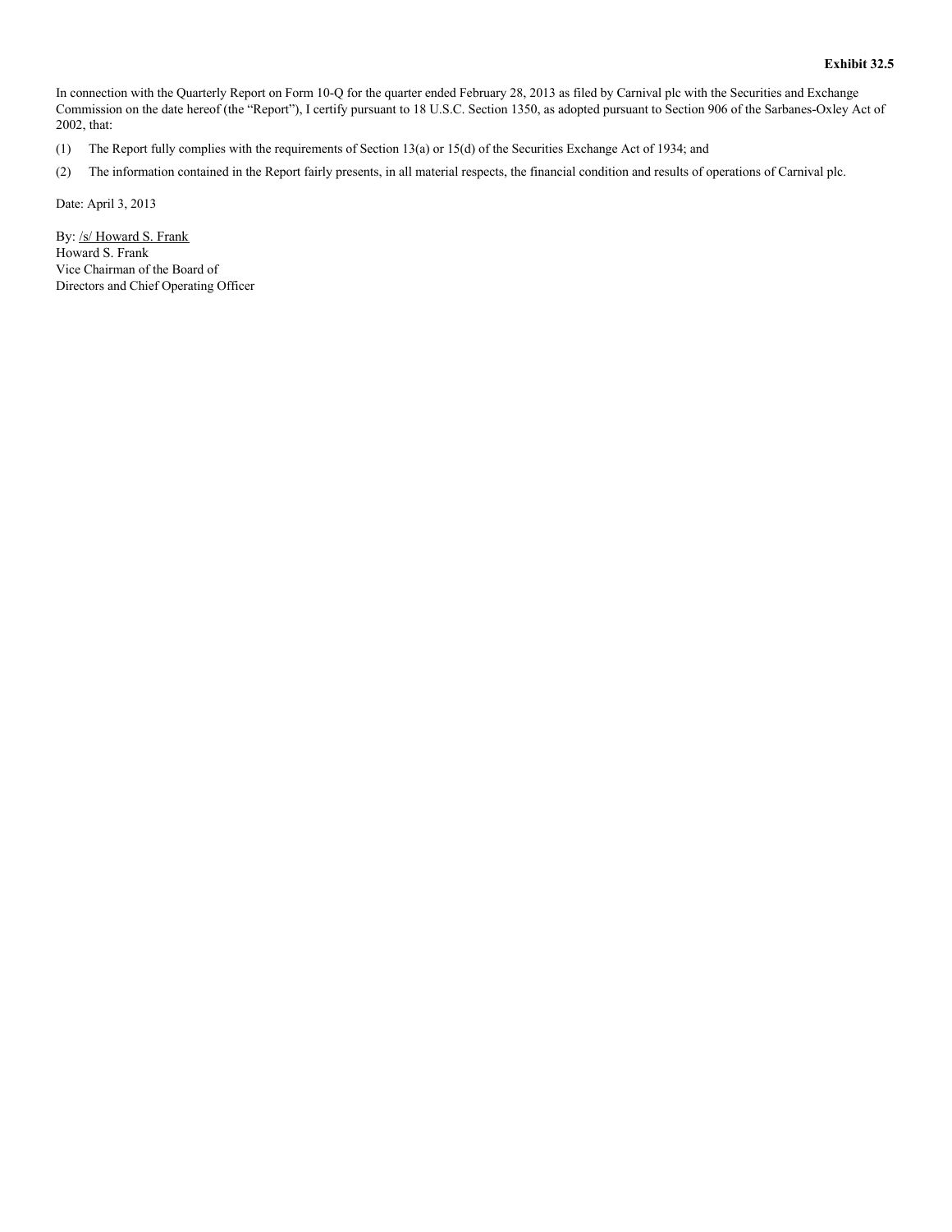**Exhibit 32.5**

In connection with the Quarterly Report on Form 10-Q for the quarter ended February 28, 2013 as filed by Carnival plc with the Securities and Exchange Commission on the date hereof (the "Report"), I certify pursuant to 18 U.S.C. Section 1350, as adopted pursuant to Section 906 of the Sarbanes-Oxley Act of 2002, that:

(1) The Report fully complies with the requirements of Section 13(a) or 15(d) of the Securities Exchange Act of 1934; and

(2) The information contained in the Report fairly presents, in all material respects, the financial condition and results of operations of Carnival plc.

Date: April 3, 2013

By: /s/ Howard S. Frank
Howard S. Frank
Vice Chairman of the Board of
Directors and Chief Operating Officer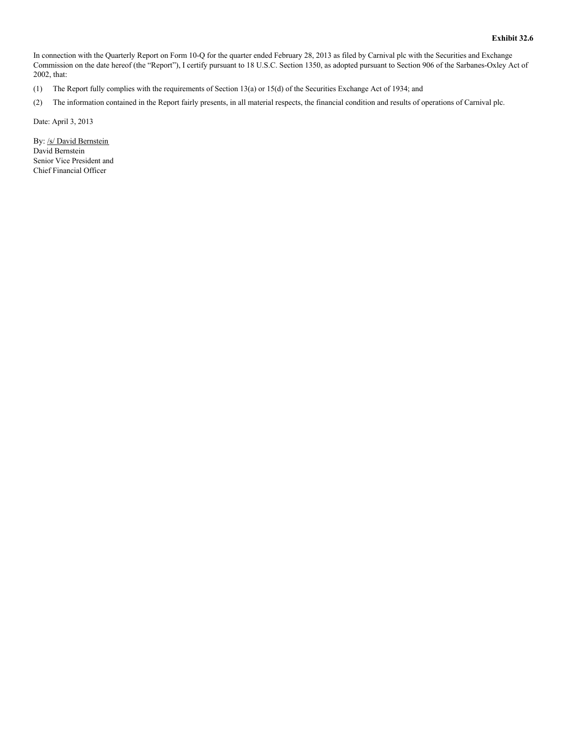**Exhibit 32.6**

In connection with the Quarterly Report on Form 10-Q for the quarter ended February 28, 2013 as filed by Carnival plc with the Securities and Exchange Commission on the date hereof (the "Report"), I certify pursuant to 18 U.S.C. Section 1350, as adopted pursuant to Section 906 of the Sarbanes-Oxley Act of 2002, that:

(1) The Report fully complies with the requirements of Section 13(a) or 15(d) of the Securities Exchange Act of 1934; and

(2) The information contained in the Report fairly presents, in all material respects, the financial condition and results of operations of Carnival plc.

Date: April 3, 2013

By: /s/ David Bernstein
David Bernstein
Senior Vice President and
Chief Financial Officer